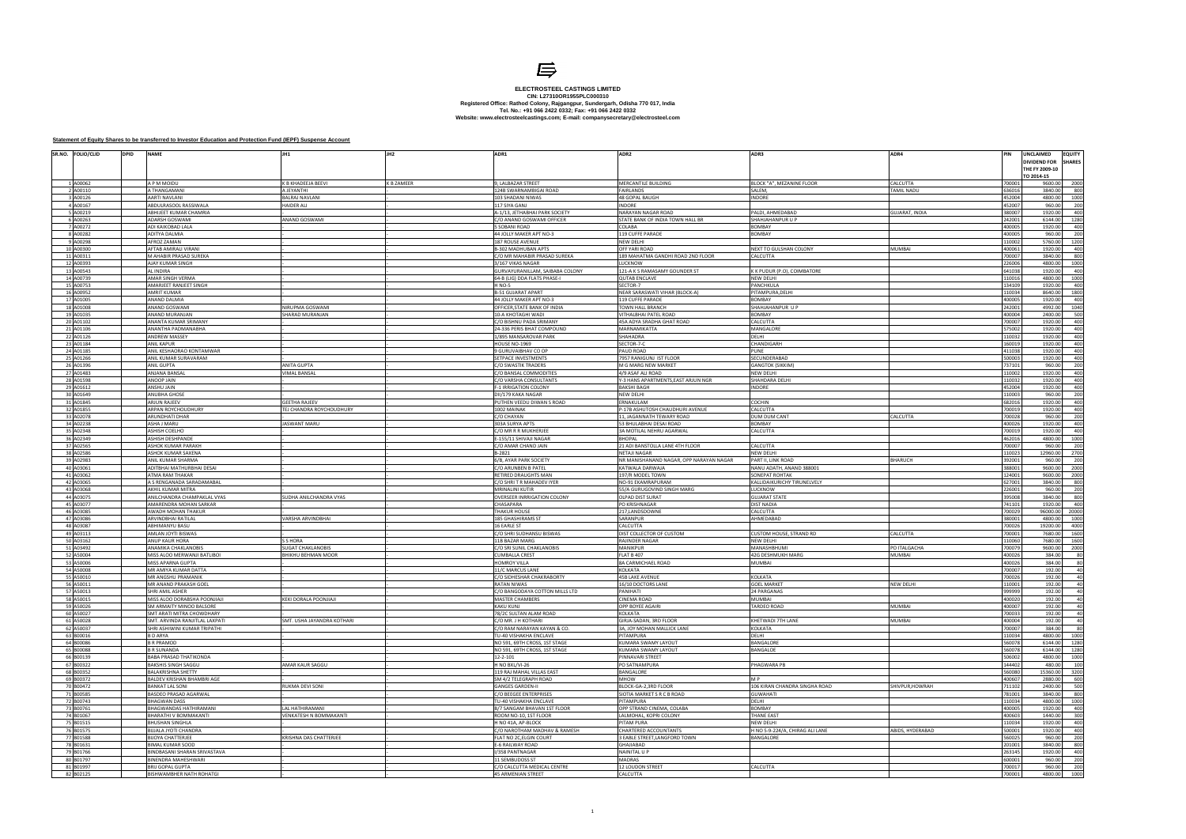**ELECTROSTEEL CASTINGS LIMITED**
**CIN: L27310OR1955PLC000310**
**Registered Office: Rathod Colony, Rajgangpur, Sundergarh, Odisha 770 017, India**
**Tel. No.: +91 066 2422 0332; Fax: +91 066 2422 0332**
**Website: www.electrosteelcastings.com; E-mail: companysecretary@electrosteel.com**

**Statement of Equity Shares to be transferred to Investor Education and Protection Fund (IEPF) Suspense Account**

| SR.NO. | FOLIO/CLID | DPID | NAME | JH1 | JH2 | ADR1 | ADR2 | ADR3 | ADR4 | PIN | UNCLAIMED DIVIDEND FOR THE FY 2009-10 TO 2014-15 | EQUITY SHARES |
|---|---|---|---|---|---|---|---|---|---|---|---|---|
| 1 | A00062 | | A P M MOIDU | K B KHADEEJA BEEVI | K B ZAMEER | 9, LALBAZAR STREET | MERCANTILE BUILDING | BLOCK "A", MEZANINE FLOOR | CALCUTTA | 700001 | 9600.00 | 2000 |
| 2 | A00110 | | A THANGAMANI | A JEYANTHI | - | 124B SWARNAMBIGAI ROAD | FAIRLANDS | SALEM, | TAMIL NADU | 636016 | 3840.00 | 800 |
| 3 | A00126 | | AARTI NAVLANI | BALRAJ NAVLANI | - | 103 SHADANI NIWAS | 48 GOPAL BAUGH | INDORE | | 452004 | 4800.00 | 1000 |
| 4 | A00167 | | ABDULRASOOL RASSIWALA | HAIDER ALI | - | 117 SIYA GANJ | INDORE | | | 452007 | 960.00 | 200 |
| 5 | A00219 | | ABHIJEET KUMAR CHAMRIA | - | - | A-1/13, JETHABHAI PARK SOCIETY | NARAYAN NAGAR ROAD | PALDI, AHMEDABAD | GUJARAT, INDIA | 380007 | 1920.00 | 400 |
| 6 | A00263 | | ADARSH GOSWAMI | ANAND GOSWAMI | - | C/O ANAND GOSWAMI OFFICER | STATE BANK OF INDIA TOWN HALL BR | SHAHJAHANPUR U P | | 242001 | 6144.00 | 1280 |
| 7 | A00272 | | ADI KAIKOBAD LALA | - | - | 5 SOBANI ROAD | COLABA | BOMBAY | | 400005 | 1920.00 | 400 |
| 8 | A00282 | | ADITYA DALMIA | - | - | 44 JOLLY MAKER APT NO-3 | 119 CUFFE PARADE | BOMBAY | | 400005 | 960.00 | 200 |
| 9 | A00298 | | AFROZ ZAMAN | - | - | 187 ROUSE AVENUE | NEW DELHI | | | 110002 | 5760.00 | 1200 |
| 10 | A00300 | | AFTAB AMIRALI VIRANI | - | - | B-302 MADHUBAN APTS | OFF YARI ROAD | NEXT TO GULSHAN COLONY | MUMBAI | 400061 | 1920.00 | 400 |
| 11 | A00311 | | M AHABIR PRASAD SUREKA | - | - | C/O MR MAHABIR PRASAD SUREKA | 189 MAHATMA GANDHI ROAD 2ND FLOOR | CALCUTTA | | 700007 | 3840.00 | 800 |
| 12 | A00393 | | AJAY KUMAR SINGH | - | - | 3/167 VIKAS NAGAR | LUCKNOW | | | 226006 | 4800.00 | 1000 |
| 13 | A00543 | | AL INDIRA | - | - | GURVAYURANILLAM, SAIBABA COLONY | 121-A K S RAMASAMY GOUNDER ST | K K PUDUR (P.O), COIMBATORE | | 641038 | 1920.00 | 400 |
| 14 | A00739 | | AMAR SINGH VERMA | - | - | 64-B (LIG) DDA FLATS PHASE-I | QUTAB ENCLAVE | NEW DELHI | | 110016 | 4800.00 | 1000 |
| 15 | A00753 | | AMARJEET RANJEET SINGH | - | - | H NO-5 | SECTOR-7 | PANCHKULA | | 134109 | 1920.00 | 400 |
| 16 | A00952 | | AMRIT KUMAR | - | - | B-51 GUJARAT APART | NEAR SARASWATI VIHAR (BLOCK-A) | PITAMPURA,DELHI | | 110034 | 8640.00 | 1800 |
| 17 | A01005 | | ANAND DALMIA | - | - | 44 JOLLY MAKER APT NO-3 | 119 CUFFE PARADE | BOMBAY | | 400005 | 1920.00 | 400 |
| 18 | A01008 | | ANAND GOSWAMI | NIRUPMA GOSWAMI | - | OFFICER,STATE BANK OF INDIA | TOWN HALL BRANCH | SHAHJAHANPUR U P | | 242001 | 4992.00 | 1040 |
| 19 | A01035 | | ANAND MURANJAN | SHARAD MURANJAN | - | 10-A KHOTACHI WADI | VITHALBHAI PATEL ROAD | BOMBAY | | 400004 | 2400.00 | 500 |
| 20 | A01102 | | ANANTA KUMAR SRIMANY | - | - | C/O BISHNU PADA SRIMANY | 45A ADYA SRADHA GHAT ROAD | CALCUTTA | | 700007 | 1920.00 | 400 |
| 21 | A01106 | | ANANTHA PADMANABHA | - | - | 24-336 PERIS BHAT COMPOUND | MARNAMIKATTA | MANGALORE | | 575002 | 1920.00 | 400 |
| 22 | A01126 | | ANDREW MASSEY | - | - | 1/895 MANSAROVAR PARK | SHAHADRA | DELHI | | 110032 | 1920.00 | 400 |
| 23 | A01184 | | ANIL KAPUR | - | - | HOUSE NO-1969 | SECTOR-7-C | CHANDIGARH | | 160019 | 1920.00 | 400 |
| 24 | A01185 | | ANIL KESHAORAO KONTAMWAR | - | - | 9 GURUVAIBHAV CO OP | PAUD ROAD | PUNE | | 411038 | 1920.00 | 400 |
| 25 | A01266 | | ANIL KUMAR SURAVARAM | - | - | SETPACE INVESTMENTS | 7957 RANIGUNJ IST FLOOR | SECUNDERABAD | | 500003 | 1920.00 | 400 |
| 26 | A01396 | | ANIL GUPTA | ANITA GUPTA | - | C/O SWASTIK TRADERS | M G MARG NEW MARKET | GANGTOK (SIKKIM) | | 737101 | 960.00 | 200 |
| 27 | A01483 | | ANJANA BANSAL | VIMAL BANSAL | - | C/O BANSAL COMMODITIES | 4/9 ASAF ALI ROAD | NEW DELHI | | 110002 | 1920.00 | 400 |
| 28 | A01598 | | ANOOP JAIN | - | - | C/O VARSHA CONSULTANTS | Y-3 HANS APARTMENTS,EAST ARJUN NGR | SHAHDARA DELHI | | 110032 | 1920.00 | 400 |
| 29 | A01612 | | ANSHU JAIN | - | - | F-1 IRRIGATION COLONY | BAKSHI BAGH | INDORE | | 452004 | 1920.00 | 400 |
| 30 | A01649 | | ANUBHA GHOSE | - | - | DII/179 KAKA NAGAR | NEW DELHI | | | 110003 | 960.00 | 200 |
| 31 | A01845 | | ARJUN RAJEEV | GEETHA RAJEEV | - | PUTHEN VEEDU DIWAN S ROAD | ERNAKULAM | COCHIN | | 682016 | 1920.00 | 400 |
| 32 | A01855 | | ARPAN ROYCHOUDHURY | TEJ CHANDRA ROYCHOUDHURY | - | 1002 MAINAK | P-17B ASHUTOSH CHAUDHURI AVENUE | CALCUTTA | | 700019 | 1920.00 | 400 |
| 33 | A02078 | | ARUNDHATI DHAR | - | - | C/O CHAYAN | 11, JAGANNATH TEWARY ROAD | DUM DUM CANT | CALCUTTA | 700028 | 960.00 | 200 |
| 34 | A02238 | | ASHA J MARU | JASWANT MARU | - | 303A SURYA APTS | 53 BHULABHAI DESAI ROAD | BOMBAY | | 400026 | 1920.00 | 400 |
| 35 | A02348 | | ASHISH COELHO | - | - | C/O MR R R MUKHERJEE | 3A MOTILAL NEHRU AGARWAL | CALCUTTA | | 700019 | 1920.00 | 400 |
| 36 | A02349 | | ASHISH DESHPANDE | - | - | E-155/11 SHIVAJI NAGAR | BHOPAL | | | 462016 | 4800.00 | 1000 |
| 37 | A02565 | | ASHOK KUMAR PARAKH | - | - | C/O AMAR CHAND JAIN | 21 ADI BANSTOLLA LANE 4TH FLOOR | CALCUTTA | | 700007 | 960.00 | 200 |
| 38 | A02586 | | ASHOK KUMAR SAXENA | - | - | B-2821 | NETAJI NAGAR | NEW DELHI | | 110023 | 12960.00 | 2700 |
| 39 | A02983 | | ANIL KUMAR SHARMA | - | - | 6/B, AYAR PARK SOCIETY | NR MANISHANAND NAGAR, OPP NARAYAN NAGAR | PART II, LINK ROAD | BHARUCH | 392001 | 960.00 | 200 |
| 40 | A03061 | | ADITBHAI MATHURBHAI DESAI | - | - | C/O ARUNBEN B PATEL | KATWALA DARWAJA | NANU ADATH, ANAND 388001 | | 388001 | 9600.00 | 2000 |
| 41 | A03062 | | ATMA RAM THAKAR | - | - | RETIRED DRAUGHTS MAN | 197/R MODEL TOWN | SONEPAT ROHTAK | | 124001 | 9600.00 | 2000 |
| 42 | A03065 | | A S RENGANADA SARADAMABAL | - | - | C/O SHRI T R MAHADEV IYER | NO-91 EKAMRAPURAM | KALLIDAIKURICHY TIRUNELVELY | | 627001 | 3840.00 | 800 |
| 43 | A03068 | | AKHIL KUMAR MITRA | - | - | MRINALINI KUTIR | 55/A GURUGOVIND SINGH MARG | LUCKNOW | | 226001 | 960.00 | 200 |
| 44 | A03075 | | ANILCHANDRA CHAMPAKLAL VYAS | SUDHA ANILCHANDRA VYAS | - | OVERSEER INRRIGATION COLONY | OLPAD DIST SURAT | GUJARAT STATE | | 395008 | 3840.00 | 800 |
| 45 | A03077 | | AMARENDRA MOHAN SARKAR | - | - | CHASAPARA | PO KRISHNAGAR | DIST NADIA | | 741101 | 1920.00 | 400 |
| 46 | A03085 | | AWADH MOHAN THAKUR | - | - | THAKUR HOUSE | 217,LANDSDOWNE | CALCUTTA | | 700029 | 96000.00 | 20000 |
| 47 | A03086 | | ARVINDBHAI RATILAL | VARSHA ARVINDBHAI | - | 185 GHASHIRAMS ST | SARANPUR | AHMEDABAD | | 380001 | 4800.00 | 1000 |
| 48 | A03087 | | ABHIMANYU BASU | - | - | 16 EARLE ST | CALCUTTA | | | 700026 | 19200.00 | 4000 |
| 49 | A03113 | | AMLAN JOYTI BISWAS | - | - | C/O SHRI SUDHANSU BISWAS | DIST COLLECTOR OF CUSTOM | CUSTOM HOUSE, STRAND RD | CALCUTTA | 700001 | 7680.00 | 1600 |
| 50 | A03162 | | ANUP KAUR HORA | S S HORA | - | 11B BAZAR MARG | RAJINDER NAGAR | NEW DELHI | | 110060 | 7680.00 | 1600 |
| 51 | A03492 | | ANAMIKA CHAKLANOBIS | SUGAT CHAKLANOBIS | - | C/O SRI SUNIL CHAKLANOBIS | MANIKPUR | MANASHBHUMI | PO ITALGACHA | 700079 | 9600.00 | 2000 |
| 52 | A50004 | | MISS ALOO MERWANJI BATLIBOI | BHIKHU BEHMAN MOOR | - | CUMBALLA CREST | FLAT B 407 | 42G DESHMUKH MARG | MUMBAI | 400026 | 384.00 | 80 |
| 53 | A50006 | | MISS APARNA GUPTA | - | - | HOMROY VILLA | 8A CARMICHAEL ROAD | MUMBAI | | 400026 | 384.00 | 80 |
| 54 | A50008 | | MR AMIYA KUMAR DATTA | - | - | 11/C MARCUS LANE | KOLKATA | | | 700007 | 192.00 | 40 |
| 55 | A50010 | | MR ANGSHU PRAMANIK | - | - | C/O SIDHESHAR CHAKRABORTY | 45B LAKE AVENUE | KOLKATA | | 700026 | 192.00 | 40 |
| 56 | A50011 | | MR ANAND PRAKASH GOEL | - | - | RATAN NIWAS | 16/10 DOCTORS LANE | GOEL MARKET | NEW DELHI | 110001 | 192.00 | 40 |
| 57 | A50013 | | SHRI ANIL ASHER | - | - | C/O BANGODAYA COTTON MILLS LTD | PANIHATI | 24 PARGANAS | | 999999 | 192.00 | 40 |
| 58 | A50015 | | MISS ALOO DORABSHA POONJIAJI | KEKI DORALA POONJIAJI | - | MASTER CHAMBERS | CINEMA ROAD | MUMBAI | | 400020 | 192.00 | 40 |
| 59 | A50026 | | SM ARMAITY MINOO BALSORE | - | - | KAKU KUNJ | OPP BOYEE AGAIRI | TARDEO ROAD | MUMBAI | 400007 | 192.00 | 40 |
| 60 | A50027 | | SMT ARATI MITRA CHOWDHARY | - | - | 78/2C SULTAN ALAM ROAD | KOLKATA | | | 700033 | 192.00 | 40 |
| 61 | A50028 | | SMT. ARVINDA RANJITLAL LAXPATI | SMT. USHA JAYANDRA KOTHARI | - | C/O MR. J H KOTHARI | GIRJA-SADAN, 3RD FLOOR | KHETWADI 7TH LANE | MUMBAI | 400004 | 192.00 | 40 |
| 62 | A50037 | | SHRI ASHWINI KUMAR TRIPATHI | - | - | C/O RAM NARAYAN KAYAN & CO. | 3A, JOY MOHAN MALLICK LANE | KOLKATA | | 700007 | 384.00 | 80 |
| 63 | B00016 | | B D ARYA | - | - | TU-40 VISHAKHA ENCLAVE | PITAMPURA | DELHI | | 110034 | 4800.00 | 1000 |
| 64 | B00086 | | B R PRAMOD | - | - | NO 591, 69TH CROSS, 1ST STAGE | KUMARA SWAMY LAYOUT | BANGALORE | | 560078 | 6144.00 | 1280 |
| 65 | B00088 | | B R SUNANDA | - | - | NO 591, 69TH CROSS, 1ST STAGE | KUMARA SWAMY LAYOUT | BANGALOE | | 560078 | 6144.00 | 1280 |
| 66 | B00139 | | BABA PRASAD THATIKONDA | - | - | 12-2-101 | PINNAVARI STREET | | | 506002 | 4800.00 | 1000 |
| 67 | B00322 | | BAKSHIS SINGH SAGGU | AMAR KAUR SAGGU | - | H NO BXL/VI-26 | PO SATNAMPURA | PHAGWARA PB | | 144402 | 480.00 | 100 |
| 68 | B00352 | | BALAKRISHNA SHETTY | - | - | 119 RAJ MAHAL VILLAS EAST | BANGALORE | | | 560080 | 15360.00 | 3200 |
| 69 | B00372 | | BALDEV KRISHAN BHAMBRI AGE | - | - | SM 4/2 TELEGRAPH ROAD | MHOW | M P | | 400607 | 2880.00 | 600 |
| 70 | B00472 | | BANKAT LAL SONI | RUKMA DEVI SONI | - | GANGES GARDEN-II | BLOCK-6A-2,3RD FLOOR | 106 KIRAN CHANDRA SINGHA ROAD | SHIVPUR,HOWRAH | 711102 | 2400.00 | 500 |
| 71 | B00585 | | BASDEO PRASAD AGARWAL | - | - | C/O BEEGEE ENTERPRISES | SIOTIA MARKET S R C B ROAD | GUWAHATI | | 781001 | 3840.00 | 800 |
| 72 | B00743 | | BHAGWAN DASS | - | - | TU-40 VISHAKHA ENCLAVE | PITAMPURA | DELHI | | 110034 | 4800.00 | 1000 |
| 73 | B00761 | | BHAGWANDAS HATHIRAMANI | LAL HATHIRAMANI | - | 8/7 SANGAM BHAVAN 1ST FLOOR | OPP STRAND CINEMA, COLABA | BOMBAY | | 400005 | 1920.00 | 400 |
| 74 | B01067 | | BHARATHI V BOMMAKANTI | VENKATESH N BOMMAKANTI | - | ROOM NO-10, 1ST FLOOR | LALMOHAL, KOPRI COLONY | THANE EAST | | 400603 | 1440.00 | 300 |
| 75 | B01515 | | BHUSHAN SINGHLA | - | - | H NO 41A, AP-BLOCK | PITAM PURA | NEW DELHI | | 110034 | 1920.00 | 400 |
| 76 | B01575 | | BIJLA JYOTI CHANDRA | - | - | C/O NAROTHAM MADHAV & RAMESH | CHARTERED ACCOUNTANTS | H NO 5-9-224/A, CHIRAG ALI LANE | ABIDS, HYDERABAD | 500001 | 1920.00 | 400 |
| 77 | B01588 | | BIJOYA CHATTERJEE | KRISHNA DAS CHATTERJEE | - | FLAT NO 2C,ELGIN COURT | 3 EABLE STREET,LANGFORD TOWN | BANGALORE | | 560025 | 960.00 | 200 |
| 78 | B01631 | | BIMAL KUMAR SOOD | - | - | E-6 RAILWAY ROAD | GHAJIABAD | | | 201001 | 3840.00 | 800 |
| 79 | B01766 | | BINDBASANI SHARAN SRIVASTAVA | - | - | 7/358 PANTNAGAR | NAINITAL U P | | | 263145 | 1920.00 | 400 |
| 80 | B01797 | | BINENDRA MAHESHWARI | - | - | 11 SEMBUDOSS ST | MADRAS | | | 600001 | 960.00 | 200 |
| 81 | B01997 | | BRIJ GOPAL GUPTA | - | - | C/O CALCUTTA MEDICAL CENTRE | 12 LOUDON STREET | CALCUTTA | | 700017 | 960.00 | 200 |
| 82 | B02125 | | BISHWAMBHER NATH ROHATGI | - | - | 45 ARMENIAN STREET | CALCUTTA | | | 700001 | 4800.00 | 1000 |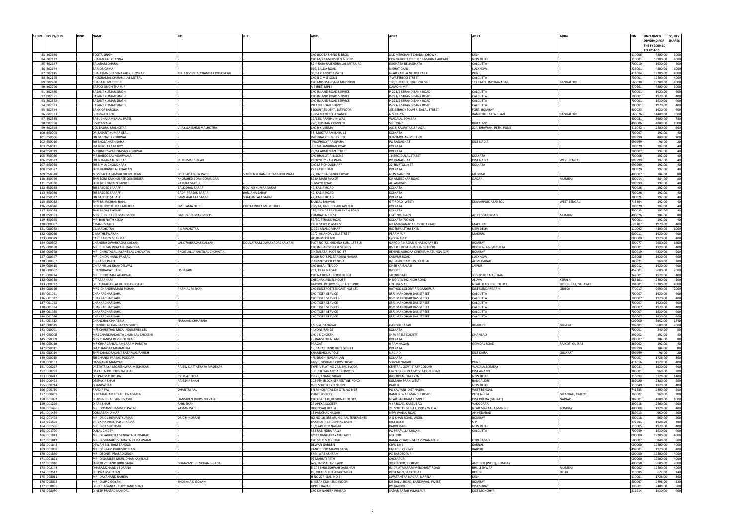| SR.NO. | FOLIO/CLID | DPID | NAME | JH1 | JH2 | ADR1 | ADR2 | ADR3 | ADR4 | PIN | UNCLAIMED DIVIDEND FOR THE FY 2009-10 TO 2014-15 | EQUITY SHARES |
|---|---|---|---|---|---|---|---|---|---|---|---|---|
| 83 | B02130 | | BOOTA SINGH | - | - | C/O BOOTA SHING & BROS | SILK MERCHANT CHADNI CHOWK | DELHI | | 110006 | 4800.00 | 1000 |
| 84 | B02132 | | BHAJAN LAL KHANNA | - | - | C/O M/S RAM KISHEN & SONS | CONNAUGHT CIRCUS 18 MARINA ARCADE | NEW DELHI | | 110001 | 19200.00 | 4000 |
| 85 | B02137 | | BALARAM DHARA | - | - | 82-P RAJA RAJENDRA LAL MITRA RD | ELIGHATA BELIAGHATA | CALCUTTA | | 700010 | 1920.00 | 400 |
| 86 | B02144 | | BARJOR CAMA | - | - | 676, BALDA ROAD | NISHAT GANJ | LUCKNOW | | 226001 | 4800.00 | 1000 |
| 87 | B02145 | | BHALCHANDRA VINAYAK KIRLOSKAR | ASHADEVI BHALCHANDRA KIRLOSKAR | - | 93/6A GANGOTE PATH | NEAR KAMLA NEHRU PARK | PUNE | | 411004 | 19200.00 | 4000 |
| 88 | B02155 | | BHOORAMAL CHIRANJILAL MITTAL | - | - | C/O B C M & SONS | 7 WATERLOO STREET | CALCUTTA | | 700001 | 19200.00 | 4000 |
| 89 | B02200 | | BHARATH MUDBIDRI | - | - | C/O MRS MANGALA MUDBIDRI | 106, SURABHI, 10TH CROSS | 1ST STATE, INDIRANAGAR | BANGALORE | 560038 | 19200.00 | 4000 |
| 90 | B02290 | | BABOO SINGH THAKUR | - | - | A E (RES) MPEB | DAMOH (MP) | | | 470661 | 4800.00 | 1000 |
| 91 | B02380 | | BASANT KUMAR SINGH | - | - | C/O INLAND ROAD SERVICE | P-221/2 STRAND BANK ROAD | CALCUTTA | | 700001 | 1920.00 | 400 |
| 92 | B02381 | | BASANT KUMAR SINGH | - | - | C/O INLAND ROAD SERVICE | P-221/2 STRAND BANK ROAD | CALCUTTA | | 700001 | 1920.00 | 400 |
| 93 | B02382 | | BASANT KUMAR SINGH | - | - | C/O INLAND ROAD SERVICE | P-221/2 STRAND BANK ROAD | CALCUTTA | | 700001 | 1920.00 | 400 |
| 94 | B02383 | | BASANT KUMAR SINGH | - | - | INLAND ROAD SERVICE | P-221/2 STRAND BANK ROAD | CALCUTTA | | 700001 | 1920.00 | 400 |
| 95 | B02524 | | BANK OF BARODA | - | - | SECURITIES DEPT, 1ST FLOOR | JEEJEEBHOY TOWER, DALAL STREET | FORT, BOMBAY | | 400023 | 1920.00 | 400 |
| 96 | B02533 | | BHASWATI ROY | - | - | E-804 MANTRI ELEGANCE | N.S.PALYA | BANNERGHATTA ROAD | BANGALORE | 560076 | 14400.00 | 3000 |
| 97 | B02535 | | BABUBHAI AMBALAL PATEL | - | - | 19/135, PRABHU NIWAS | WADALA, BOMBAY | | | 400031 | 3600.00 | 750 |
| 98 | B02558 | | B SHYAMALA | - | - | 22C, RUSSIAN COMPLEX | SECTOR-7 | BHILAI MP | | 490006 | 4800.00 | 1000 |
| 99 | B02595 | | COL BALRAJ MALHOTRA | VIJAYALAKSHMI MALHOTRA | - | C/O R K VERMA | A318, KALPATARU PLAZA | 224, BHAWANI PETH, PUNE | | 411042 | 2400.00 | 500 |
| 100 | B50005 | | DR BASANT KUMAR SEAL | - | - | 38, MUKTARAM BABU ST | KOLKATA | | | 700007 | 192.00 | 40 |
| 101 | B50006 | | SRI BAIJNATH KEJRIWAL | - | - | IMPERIAL OIL MILLS LTD | 9 JAGMOHAN MULLICK | | | 999999 | 480.00 | 100 |
| 102 | B50010 | | SRI BHOLANATH SAHA | - | - | "PROPHECY" PAIKPARA | PO RANAGHAT | DIST NADIA | | 999999 | 96.00 | 20 |
| 103 | B50011 | | SM BIDYUT LATA ROY | - | - | 35F MAHANIRBAN ROAD | KOLKATA | | | 700029 | 192.00 | 40 |
| 104 | B50019 | | MR BINDESWAR PRASAD KEJRIWAL | - | - | 26/14 ARMENIAN STREET | KOLKATA | | | 700007 | 192.00 | 40 |
| 105 | B50020 | | MR BABOO LAL AGARWALA | - | - | C/O BHALOTIA & SONS | 16 BROJDULAL STREET | KOLKATA | | 700006 | 192.00 | 40 |
| 106 | B50022 | | SRI BHALANATH SIRCAR | SUMIRMAL SIRCAR | - | PROPHECY PAIK PARA | PO RANAGHAT | DIST NADIA | WEST BENGAL | 999999 | 192.00 | 40 |
| 107 | B50025 | | SRI BIMLA CHOUDHARY | - | - | C/O M P CHOUDHARY | 22, BURTOLLA ST | KOLKATA | | 999999 | 192.00 | 40 |
| 108 | B50027 | | SHRI BAJRANGLAL KHAITAN | - | - | P72 LAKE ROAD | KOLKATA | | | 700029 | 192.00 | 40 |
| 109 | B50028 | | MISS BACHA JAMSHEDJI SPEUCAN | SOLI DADABHOY PATEL | SHIREEN JEHANGIR TARAPOREWALA | 22, VATCHA GANDHI ROAD | NEW GANDEVI | MUMBAI | | 400007 | 384.00 | 80 |
| 110 | B50029 | | SHRI BONI KAIKHUSREE QONERIGER | KHORSHED BOMI DOMRIGAR | - | 803A MANI MAKOT | DR AMBEDKAR ROAD | DADAR | MUMBAI | 400014 | 384.00 | 80 |
| 111 | B50030 | | SHRI BRIJ NARAIN SAPREE | KAMALA SAPRU | - | 3, MAYO ROAD | ALLAHABAD | | | 999999 | 192.00 | 40 |
| 112 | B50035 | | SRI BASDEO SARAFF | BAIJU SHAN SARAF | GOVIND KUMAR SARAF | 42, KABIR ROAD | KOLKATA | | | 700026 | 192.00 | 40 |
| 113 | B50036 | | SRI BASDEO SARAFF | BADRI PRASAD SARAF | RANJANA SARAF | 42, KABIR ROAD | KOLKATA | | | 700026 | 192.00 | 40 |
| 114 | B50037 | | SRI BASDEO SARAFF | SAMESHALATA SARAF | SHAKUNTALA SARAF | 42, KABIR ROAD | KOLKATA | | | 700026 | 192.00 | 40 |
| 115 | B50038 | | SHRI BRIJMOHAN BAHL | - | - | BANSAL BHAVAN | G T ROAD (WEST) | KUMARPUR, ASANSOL | WEST BENGAL | 713304 | 192.00 | 40 |
| 116 | B50046 | | SHRI BENOY KUMAR MUKERJI | SMT RAMA DEBI | CHITTA PRIYA MUKHERJEE | 200/2A, RASHBEHARI AVENUE | KOLKATA | | | 700029 | 192.00 | 40 |
| 117 | B50048 | | SHRI BADAL SHOME | - | - | 23E, PRINCE BAKTIAR SHAH ROAD | KOLKATA | | | 700033 | 192.00 | 40 |
| 118 | B50053 | | MRS. BHIKHU BEHMAN MOOS | DARIUS BEHMAN MOOS | - | CUMBALLA CREST | FLAT NO. B-409 | 42, PEDDAR ROAD | MUMBAI | 400026 | 384.00 | 80 |
| 119 | B50055 | | MR. BAIJ NATH KEDIA | - | - | 59/60, STRAND ROAD | KOLKATA-700 001 | | | 700001 | 192.00 | 40 |
| 120 | C00007 | | C BANUMATHY | - | - | Y G K SAMY PLASTICS | NILAMAGANAGAR, Y OTHAKKADI | MADURAI | | 625107 | 1920.00 | 400 |
| 121 | C00033 | | C L MALHOTRA | P K MALHOTRA | - | C-121 ANAND VIHAR | INDERPRASTHA EXTN | NEW DELHI | | 110092 | 4800.00 | 1000 |
| 122 | C00036 | | C MATHESWARAN | - | - | 19/2, ANANDA VELU STREET | PERAMPUR | MADRAS | | 600011 | 1920.00 | 400 |
| 123 | C00079 | | CAPT RAJEEV SHARMA | - | - | HQ 88 MECH BDE | C/O 56 A P O | | | 000000 | 1920.00 | 400 |
| 124 | C00302 | | CHANDRA DWARKADAS KALYANI | LAL DWARKADAS KALYANI | DOULATRAM DWARKADAS KALYANI | PLOT NO-72, KRISHNA KUNJ 1ST FLR | GARODIA NAGAR, GHATKOPAR (E) | BOMBAY | | 400077 | 7680.00 | 1600 |
| 125 | C00658 | | MR CHETAN PRAKASH KANODIA | - | - | C/O INDIAN STEEL & STORES | 86 B R B BOSE ROAD 2ND FLOOR | ROOM NO-6 CALCUTTA | | 700001 | 1920.00 | 400 |
| 126 | C00758 | | MR CHHOTALAL JAYANTILAL CHOVATIA | BHOGILAL JAYANTILAL CHOVATIA | - | 3 HEMLATA, PLOT NO-37 | BEHIND AURORA CINEMA,MATUNGA (C R) | BOMBAY | | 400019 | 4320.00 | 900 |
| 127 | C00767 | | MR CHIDA NAND PRASAD | - | - | BAGH NO-3,PO SAROJINI NAGAR | KANPUR ROAD | LUCKNOW | | 226008 | 1920.00 | 400 |
| 128 | C00807 | | CHIRAG P PATEL | - | - | 7 ANANT SOCIETY NO-2 | B/H ARBUDAMILLS, RAKHIAL | AHMEDABAD | | 380021 | 960.00 | 200 |
| 129 | C00815 | | CHIRANJI LAL KHANDELWAL | - | - | C/O BALAJI TEA CO | DHER KA BALAJI | JAIPUR | | 302012 | 1920.00 | 400 |
| 130 | C00902 | | CHANDRAVATI JAIN | USHA JAIN | - | 261, TILAK NAGAR | INDORE | | | 452001 | 9600.00 | 2000 |
| 131 | C00924 | | MR CHHOTMAL AGARWAL | - | - | C/O NATIONAL BOOK DEPOT | JALORI GATE | JODHPUR RAJASTHAN | | 342001 | 1920.00 | 400 |
| 132 | C00930 | | C T ABRAHAM | - | - | CHECHAKUNNEL HOUSE | H NO.VIII/392,HIGH ROAD | ALUVA | KERALA | 683101 | 2400.00 | 500 |
| 133 | C00932 | | DR CHHAGANLAL RUPCHAND SHAH | - | - | BARDOLI PO BOX 38, SHAH CLINIC | LIPLI BAZZAR | NEAR HEAD POST OFFICE | DIST SURAT, GUJARAT | 394601 | 19200.00 | 4000 |
| 134 | C00950 | | MRS CHANDRAMANI P SHAH | PRANLAL M SHAH | - | C/O ELECTROSTEEL CASTINGS LTD | RATHOD COLONY RAJGANGPUR | DIST SUNDARGARH | ORISSA | 770017 | 9600.00 | 2000 |
| 135 | C01021 | | CHAKRADHAR SAHU | - | - | C/O TIGER SERVICE | 85/1 MANOHAR DAS STREET | CALCUTTA | | 700007 | 1920.00 | 400 |
| 136 | C01022 | | CHAKRADHAR SAHU | - | - | C/O TIGER SERVICE | 85/1 MANOHAR DAS STREET | CALCUTTA | | 700007 | 1920.00 | 400 |
| 137 | C01023 | | CHAKRADHAR SAHU | - | - | C/O TIGER SERVICE | 85/1 MANOHAR DAS STREET | CALCUTTA | | 700007 | 1920.00 | 400 |
| 138 | C01024 | | CHAKRADHAR SAHU | - | - | C/O TIGER SERVICES | 85/1 MANOHAR DAS STREET | CALCUTTA | | 700007 | 1920.00 | 400 |
| 139 | C01025 | | CHAKRADHAR SAHU | - | - | C/O TIGER SERVICE | 85/1 MANOHAR DAS STREET | CALCUTTA | | 700007 | 1920.00 | 400 |
| 140 | C01026 | | CHAKRADHAR SAHU | - | - | C/O TIGER SERVICE | 85/1 MANOHAR DAS STREET | CALCUTTA | | 700007 | 1920.00 | 400 |
| 141 | C01512 | | CHANCHAL CHHABRIA | NARAYAN CHHABRIA | - | | | | | 000000 | 5952.00 | 1240 |
| 142 | C08015 | | CHANDULAL GANGARAM SURTI | - | - | E/2664, DANAGALI | GANDHI BAZAR | BHARUCH | GUJARAT | 392001 | 9600.00 | 2000 |
| 143 | C50001 | | M/S CHRESTIAN MICA INDUSTRIES LTD | - | - | 4 LYONS RANGE | KOLKATA | | | 700001 | 240.00 | 50 |
| 144 | C50008 | | MRS CHANDRAKANTA CHUNILAL CHOKSHI | - | - | C/O J C CHOKSHI | 54/A PATLE SOCIETY | DHANBAD | | 392002 | 192.00 | 40 |
| 145 | C50009 | | MRS CHANDA DEVI GOENKA | - | - | 28 BANSTOLLA LANE | KOLKATA | | | 700007 | 384.00 | 80 |
| 146 | C50010 | | MR CHHAGANLAL AMBARAM PANDYA | - | - | PRAGATI | 6 RAMNAGAR | GOMDAL ROAD | RAJKOT, GUJRAT | 360002 | 192.00 | 40 |
| 147 | C50011 | | SM CHANDRA MURMURIA | - | - | 18, TARACHAND DUTT STREET | KOLKATA | | | 999999 | 384.00 | 80 |
| 148 | C50014 | | SHRI CHANDRAKANT RATANLAL PARIKH | - | - | KHAMBHOLJA POLE | NADIAD | DIST KAIRA | GUJARAT | 999999 | 96.00 | 20 |
| 149 | C50015 | | SRI CHANDI PRASAD PODDAR | - | - | 4/5 SINGHI BAGAN LAN | KOLKATA | | | 700007 | 1728.00 | 360 |
| 150 | D00161 | | DAMYANTI MANIYAR | - | - | 440/6, GOKHALE CROSS ROAD | SHIVAJI NAGAR | PUNE | | 411016 | 1920.00 | 400 |
| 151 | D00227 | | DATTATRAYA MORESHWAR MEDHEKAR | RAJEEV DATTATRAYA MADEKAR | - | TYPE IV FLAT NO 242, 3RD FLOOR | CENTRAL GOVT STAFF COLONY | WADALA,BOMBAY | | 400031 | 1920.00 | 400 |
| 152 | D00268 | | DAXABEN KISHORBHAI SHAH | - | - | SHREEJI FIANANCIAL SERVICES | F/4 "KISHOR PLAZA" STATION ROAD | DIST ANAND | | 388001 | 960.00 | 200 |
| 153 | D00417 | | DEEPAK MALHOTRA | C L MALHOTRA | - | C-121, ANAND VIHAR | INDERPRASTHA EXTN | NEW DELHI | | 110092 | 6720.00 | 1400 |
| 154 | D00428 | | DEEPAK P SHAH | RAJESH P SHAH | - | 102 9TH BLOCK,SERPENTINE ROAD | KUMARA PARK(WEST) | BANGALORE | | 560020 | 2880.00 | 600 |
| 155 | D00714 | | DHANPAT RAI | - | - | R-23 SOUTH EXTENSION | PART II | NEW DELHI | | 110049 | 1920.00 | 400 |
| 156 | D00780 | | PRADIP PAL | DHARITRI PAL | - | J N M HOSPITAL DR QTR NO B-18 | PO KALYANI DIST NADIA | WEST BENGAL | | 741235 | 2400.00 | 500 |
| 157 | D00859 | | DHIRAJLAL AMRITLAL LUNAGARIA | - | - | PUNIT SOCIETY | RAMESHWAR MANDIR ROAD | PLOT NO 54 | GITANJALI, RAJKOT | 360002 | 960.00 | 200 |
| 158 | D01082 | | DILIPSINH HARISHNH VASHI | HANSABEN DILIPSINH VASHI | - | C/O GSFC LTD,REGIONAL OFFICE | NEAR SANTRAM TEMPLE | DIST KHEDA (GUJRAT) | NADIAD | 387001 | 4800.00 | 1000 |
| 159 | D01299 | | DIPAK SHAH | ANJU SHAH | - | 26 APEXA SOCIETY | V I P ROAD, KARELIBAG | VADODARA | | 390018 | 2400.00 | 500 |
| 160 | D01436 | | MR DOSTMOHAMMED PATAL | YASMIN PATEL | - | DOONGAJI HOUSE | 21, SOUTER STREET, OPP Y.W.C.A. | NEAR MARATHA MANDIR | BOMBAY | 400008 | 1920.00 | 400 |
| 161 | D01439 | | DOULATANI AMAR | - | - | 13 PANCHAL NAGAR | NEW WADAJ ROAD | AHMEDABAD | | 380013 | 960.00 | 200 |
| 162 | D01478 | | MR DR C J HEMANTKUMAR | DR C H INDRANI | - | N2 NO-16, 358 MUNICIPAL TENEMENTS | A G KHAN ROAD, WORLI | BOMBAY | | 400018 | 960.00 | 200 |
| 163 | D01500 | | DR GAMA PRASHAD SHARMA | - | - | CAMPUS T B HOSPITAL BASTI | DIST BASTI | U P | | 272001 | 1920.00 | 400 |
| 164 | D01536 | | MR DR K S POTDAR | - | - | 10/6749, DEV NAGAR | KAROL BAGH | NEW DELHI | | 110005 | 1920.00 | 400 |
| 165 | D01720 | | DULAL CH DEY | - | - | 383 RABINDRA PALLY | PO PRAFULLA KANAN | CALCUTTA | | 700059 | 1920.00 | 400 |
| 166 | D01841 | | MR DESABHOTLA VENKATA SUBBARAO | - | - | 8/113 RANGANAYAKULAPET | NELLORE | | | 000000 | 19200.00 | 4000 |
| 167 | D01842 | | MR DIGUMARTI VENKATA RAMASWAMI | - | - | C/O SRI D V R VITHAL | RAMA VIHAR B-34 F2 VIJNANAPURI | HYDERABAD | | 500007 | 3840.00 | 800 |
| 168 | D01845 | | DEWAN BELI RAM TANDON | - | - | DEWAN GARDEN | CIVIL LINE | KARNAL | | 000000 | 19200.00 | 4000 |
| 169 | D01858 | | MR DEVRAM PURUSHOTTAM | - | - | RANOHHOD MAWJI BADA | FAFADIH CHOWK | RAIPUR | | 492001 | 1920.00 | 400 |
| 170 | D01860 | | MR DEONITI PRASAD SINGH | - | - | SRINIWAS ASHRAM | PO BASDEOPUR | | | 000000 | 19200.00 | 4000 |
| 171 | D01861 | | MR DIGAMBER MURLIDHAR KAMBALE | - | - | 92 MARUTI PETH | SHOLAPUR | | | 000000 | 19200.00 | 4000 |
| 172 | D01940 | | SHRI DEVCHAND HIRJI GADA | DHANVANTI DEVCHAND GADA | - | A/5, JAI MAHAVIR APP | 3RD FLOOR, J P ROAD | ANDHERI (WEST), BOMBAY | | 400058 | 9600.00 | 2000 |
| 173 | D02144 | | DHARAMCHAND J SURANA | - | - | B-104 BHULESHWAR DARSHAN | 61 DR ATMARAM MERCHANT ROAD | BHULESHWAR | MUMBAI | 400002 | 19200.00 | 4000 |
| 174 | D02517 | | DEEPIKA MAHAJAN | - | - | 88, VIKAS SHEEL APARTMENT | PLOT NO 9, SECTOR-13 | ROHINI | DELHI | 110085 | 672.00 | 140 |
| 175 | D08011 | | MR DAYANAND RAHEJA | - | - | H NO 274, GALI NO 5 | SWATANTRA NAGAR, NARELA | DELHI | | 110001 | 1728.00 | 360 |
| 176 | D08022 | | MR DILIP C GOYANI | SHOBHNA D GOYANI | - | 6 KESAR KUNJ 2ND FLOOR | DR DALVI ROAD, KANDIVVALI (WEST) | BOMBAY | | 400067 | 2496.00 | 520 |
| 177 | D08035 | | DR CHHAGANLAL RUPCHAND SHAH | - | - | UPPER BAZAR | PO BARDOLI | DIST SURAT | | 395001 | 2400.00 | 500 |
| 178 | D08080 | | DINESH PRASAD MANDAL | - | - | C/O DR NARESH PRASAD | SADAR BAZAR JAMALPUR | DIST MONGHYR | | 811214 | 1920.00 | 400 |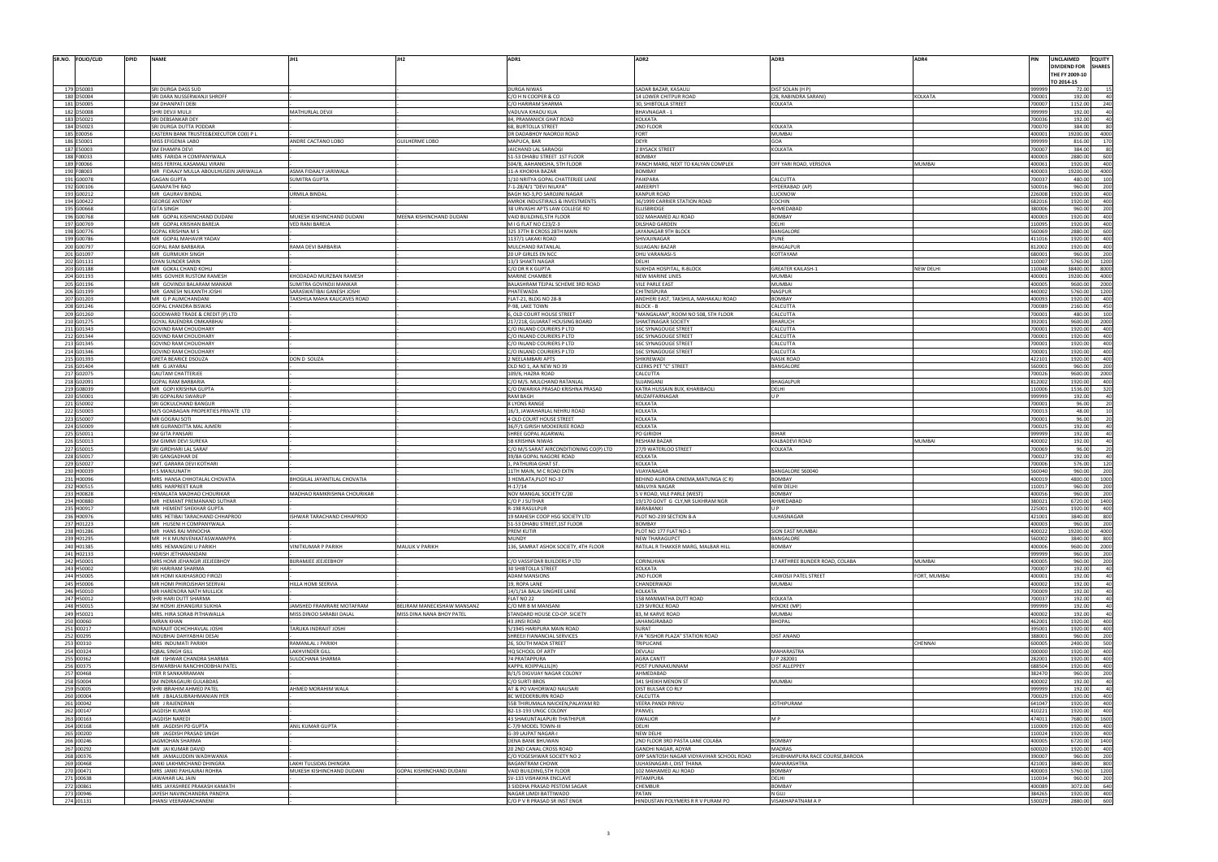| SR.NO. | FOLIO/CLID | DPID | NAME | JH1 | JH2 | ADR1 | ADR2 | ADR3 | ADR4 | PIN | UNCLAIMED DIVIDEND FOR THE FY 2009-10 TO 2014-15 | EQUITY SHARES |
|---|---|---|---|---|---|---|---|---|---|---|---|---|
| 179 | D50003 | | SRI DURGA DASS SUD | | | DURGA NIWAS | SADAR BAZAR, KASAULI | DIST SOLAN (H P) | | 999999 | 72.00 | 15 |
| 180 | D50004 | | SRI DARA NUSSERWANJI SHROFF | | | C/O H N COOPER & CO | 14 LOWER CHITPUR ROAD | (28, RABINDRA SARANI) | KOLKATA | 700001 | 192.00 | 40 |
| 181 | D50005 | | SM DHANPATI DEBI | | | C/O HARIRAM SHARMA | 30, SHIBTOLLA STREET | KOLKATA | | 700007 | 1152.00 | 240 |
| 182 | D50008 | | SHRI DEVJI MULJI | MATHURLAL DEVJI | | VADUVA KHADU KUA | BHAVNAGAR - 1 | | | 999999 | 192.00 | 40 |
| 183 | D50021 | | SRI DEBSANKAR DEY | | | 84, PRAMANICK GHAT ROAD | KOLKATA | | | 700036 | 192.00 | 40 |
| 184 | D50023 | | SRI DURGA DUTTA PODDAR | | | 68, BURTOLLA STREET | 2ND FLOOR | KOLKATA | | 700070 | 384.00 | 80 |
| 185 | E00056 | | EASTERN BANK TRUSTEE&EXECUTOR CO(I) P L | | | DR DADABHOY NAOROJI ROAD | FORT | MUMBAI | | 400001 | 19200.00 | 4000 |
| 186 | E50001 | | MISS EFIGENIA LABO | ANDRE CACTANO LOBO | GUILHERME LOBO | MAPUCA, BAR | DEYR | GOA | | 999999 | 816.00 | 170 |
| 187 | E50003 | | SM EHAMPA DEVI | | | JAICHAND LAL SARAOGI | 2 BYSACK STREET | KOLKATA | | 700007 | 384.00 | 80 |
| 188 | F00033 | | MRS FARIDA H COMPANYWALA | | | 51-53 DHABU STREET 1ST FLOOR | BOMBAY | | | 400003 | 2880.00 | 600 |
| 189 | F00066 | | MISS FERIYAL KASAMALI VIRANI | | | 504/B, AAHANKSHA, 5TH FLOOR | PANCH MARG, NEXT TO KALYAN COMPLEX | OFF YARI ROAD, VERSOVA | MUMBAI | 400061 | 1920.00 | 400 |
| 190 | F08003 | | MR FIDAALY MULLA ABDULHUSEIN JARIWALLA | ASMA FIDAALY JARIWALA | | 11-A KHOKHA BAZAR | BOMBAY | | | 400003 | 19200.00 | 4000 |
| 191 | G00078 | | GAGAN GUPTA | SUMITRA GUPTA | | 1/10 NRITYA GOPAL CHATTERJEE LANE | PAIKPARA | CALCUTTA | | 700037 | 480.00 | 100 |
| 192 | G00106 | | GANAPATHI RAO | | | 7-1-28/4/1 "DEVI NILAYA" | AMEERPET | HYDERABAD (AP) | | 500016 | 960.00 | 200 |
| 193 | G00212 | | MR GAURAV BINDAL | URMILA BINDAL | | BAGH NO-3,PO SAROJINI NAGAR | KANPUR ROAD | LUCKNOW | | 226008 | 1920.00 | 400 |
| 194 | G00422 | | GEORGE ANTONY | | | AMROK INDUSTRIALS & INVESTMENTS | 36/1999 CARRIER STATION ROAD | COCHIN | | 682016 | 1920.00 | 400 |
| 195 | G00668 | | GITA SINGH | | | 38 URVASHI APTS LAW COLLEGE RD | ELLISBRIDGE | AHMEDABAD | | 380006 | 960.00 | 200 |
| 196 | G00768 | | MR GOPAL KISHINCHAND DUDANI | MUKESH KISHINCHAND DUDANI | MEENA KISHINCHAND DUDANI | VAID BUILDING,5TH FLOOR | 102 MAHAMED ALI ROAD | BOMBAY | | 400003 | 1920.00 | 400 |
| 197 | G00769 | | MR GOPAL KRISHAN BAREJA | VED RANI BAREJA | | M I G FLAT NO C23/Z-3 | DILSHAD GARDEN | DELHI | | 110095 | 1920.00 | 400 |
| 198 | G00776 | | GOPAL KRISHNA M S | | | 325 37TH B CROSS 28TH MAIN | JAYANAGAR 9TH BLOCK | BANGALORE | | 560069 | 2880.00 | 600 |
| 199 | G00786 | | MR GOPAL MAHAVIR YADAV | | | 1137/1 LAKAKI ROAD | SHIVAJINAGAR | PUNE | | 411016 | 1920.00 | 400 |
| 200 | G00797 | | GOPAL RAM BARBARIA | RAMA DEVI BARBARIA | | MULCHAND RATANLAL | SUJAGANJ BAZAR | BHAGALPUR | | 812002 | 1920.00 | 400 |
| 201 | G01097 | | MR GURMUKH SINGH | | | 20 UP GIRLES EN NCC | DHU VARANASI-5 | KOTTAYAM | | 680001 | 960.00 | 200 |
| 202 | G01131 | | GYAN SUNDER SARIN | | | 13/3 SHAKTI NAGAR | DELHI | | | 110007 | 5760.00 | 1200 |
| 203 | G01188 | | MR GOKAL CHAND KOHLI | | | C/O DR R K GUPTA | SUKHDA HOSPITAL, R-BLOCK | GREATER KAILASH-1 | NEW DELHI | 110048 | 38400.00 | 8000 |
| 204 | G01193 | | MRS GOVHER RUSTOM RAMESH | KHODADAD MURZBAN RAMESH | | MARINE CHAMBER | NEW MARINE LINES | MUMBAI | | 400001 | 19200.00 | 4000 |
| 205 | G01196 | | MR GOVINDJI BALARAM MANKAR | SUMITRA GOVINDJI MANKAR | | BALASHRAM TEJPAL SCHEME 3RD ROAD | VILE PARLE EAST | MUMBAI | | 400005 | 9600.00 | 2000 |
| 206 | G01199 | | MR GANESH NILKANTH JOSHI | SARASWATIBAI GANESH JOSHI | | PHATEWADA | CHITNISPURA | NAGPUR | | 440002 | 5760.00 | 1200 |
| 207 | G01203 | | MR G P AUMCHANDANI | TAKSHILA MAHA KALICAVES ROAD | | FLAT-21, BLDG NO 28-B | ANDHERI EAST, TAKSHILA, MAHAKALI ROAD | BOMBAY | | 400093 | 1920.00 | 400 |
| 208 | G01246 | | GOPAL CHANDRA BISWAS | | | P-98, LAKE TOWN | BLOCK - B | CALCUTTA | | 700089 | 2160.00 | 450 |
| 209 | G01260 | | GOODWARD TRADE & CREDIT (P) LTD | | | 6, OLD COURT HOUSE STREET | "MANGALAM", ROOM NO 508, 5TH FLOOR | CALCUTTA | | 700001 | 480.00 | 100 |
| 210 | G01275 | | GOYAL RAJENDRA OMKARBHAI | | | 217/218, GUJARAT HOUSING BOARD | SHAKTINAGAR SOCIETY | BHARUCH | | 392001 | 9600.00 | 2000 |
| 211 | G01343 | | GOVIND RAM CHOUDHARY | | | C/O INLAND COURIERS P LTD | 16C SYNAGOUGE STREET | CALCUTTA | | 700001 | 1920.00 | 400 |
| 212 | G01344 | | GOVIND RAM CHOUDHARY | | | C/O INLAND COURIERS P LTD | 16C SYNAGOUGE STREET | CALCUTTA | | 700001 | 1920.00 | 400 |
| 213 | G01345 | | GOVIND RAM CHOUDHARY | | | C/O INLAND COURIERS P LTD | 16C SYNAGOUGE STREET | CALCUTTA | | 700001 | 1920.00 | 400 |
| 214 | G01346 | | GOVIND RAM CHOUDHARY | | | C/O INLAND COURIERS P LTD | 16C SYNAGOUGE STREET | CALCUTTA | | 700001 | 1920.00 | 400 |
| 215 | G01393 | | GRETA BEARICE DSOUZA | DON D SOUZA | | 2 NEELAMBARI APTS | SHIKREWADI | NASIK ROAD | | 422101 | 1920.00 | 400 |
| 216 | G01404 | | MR G JAYARAJ | | | OLD NO 1, AA NEW NO 39 | CLERKS PET "C" STREET | BANGALORE | | 560001 | 960.00 | 200 |
| 217 | G02075 | | GAUTAM CHATTERJEE | | | 109/6, HAZRA ROAD | CALCUTTA | | | 700026 | 9600.00 | 2000 |
| 218 | G02091 | | GOPAL RAM BARBARIA | | | C/O M/S. MULCHAND RATANLAL | SUJANGANJ | BHAGALPUR | | 812002 | 1920.00 | 400 |
| 219 | G08039 | | MR GOPI KRISHNA GUPTA | | | C/O DWARIKA PRASAD KRISHNA PRASAD | KATRA HUSSAIN BUX, KHARIBAOLI | DELHI | | 110006 | 1536.00 | 320 |
| 220 | G50001 | | SRI GOPALRAJ SWARUP | | | RAM BAGH | MUZAFFARNAGAR | U P | | 999999 | 192.00 | 40 |
| 221 | G50002 | | SRI GOKULCHAND BANGUR | | | 8 LYONS RANGE | KOLKATA | | | 700001 | 96.00 | 20 |
| 222 | G50003 | | M/S GOABAGAN PROPERTIES PRIVATE LTD | | | 16/3, JAWAHARLAL NEHRU ROAD | KOLKATA | | | 700013 | 48.00 | 10 |
| 223 | G50007 | | MR GOGRAJ SOTI | | | 4 OLD COURT HOUSE STREET | KOLKATA | | | 700001 | 96.00 | 20 |
| 224 | G50009 | | MR GURANDITTA MAL AJMERI | | | 36/F/1 GIRISH MOOKERJEE ROAD | KOLKATA | | | 700025 | 192.00 | 40 |
| 225 | G50011 | | SM GITA PANSARI | | | SHREE GOPAL AGARWAL | PO GIRIDIH | BIHAR | | 999999 | 192.00 | 40 |
| 226 | G50013 | | SM GIMMI DEVI SUREKA | | | 58 KRISHNA NIWAS | RESHAM BAZAR | KALBADEVI ROAD | MUMBAI | 400002 | 192.00 | 40 |
| 227 | G50015 | | SRI GIRDHARI LAL SARAF | | | C/O M/S SARAT AIRCONDITIONING CO(P) LTD | 27/9 WATERLOO STREET | KOLKATA | | 700069 | 96.00 | 20 |
| 228 | G50017 | | SRI GANGADHAR DE | | | 39/8A GOPAL NAGORE ROAD | KOLKATA | | | 700027 | 192.00 | 40 |
| 229 | G50027 | | SMT. GARABA DEVI KOTHARI | | | 1, PATHURIA GHAT ST. | KOLKATA | | | 700006 | 576.00 | 120 |
| 230 | H00039 | | H S MANJUNATH | | | 11TH MAIN, M C ROAD EXTN | VIJAYANAGAR | BANGALORE 560040 | | 560040 | 960.00 | 200 |
| 231 | H00096 | | MRS HANSA CHHOTALAL CHOVATIA | BHOGILAL JAYANTILAL CHOVATIA | | 3 HEMLATA,PLOT NO-37 | BEHIND AURORA CINEMA,MATUNGA (C R) | BOMBAY | | 400019 | 4800.00 | 1000 |
| 232 | H00515 | | MRS HARPREET KAUR | | | H-17/14 | MALVIYA NAGAR | NEW DELHI | | 110017 | 960.00 | 200 |
| 233 | H00828 | | HEMALATA MADHAO CHOURIKAR | MADHAO RAMKRISHNA CHOURIKAR | | NOV MANGAL SOCIETY C/20 | S V ROAD, VILE PARLE (WEST) | BOMBAY | | 400056 | 960.00 | 200 |
| 234 | H00880 | | MR HEMANT PREMANAND SUTHAR | | | C/O P J SUTHAR | 19/170 GOVT G CLY,NR SUKHRAM NGR | AHMEDABAD | | 380021 | 6720.00 | 1400 |
| 235 | H00917 | | MR HEMENT SHEKHAR GUPTA | | | R-198 RASULPUR | BARABANKI | U P | | 225001 | 1920.00 | 400 |
| 236 | H00976 | | MRS HETIBAI TARACHAND CHHAPROO | ISHWAR TARACHAND CHHAPROO | | 19 MAHESH COOP HSG SOCIETY LTD | PLOT NO-239 SECTION 8-A | ULHASNAGAR | | 421001 | 3840.00 | 800 |
| 237 | H01223 | | MR HUSENI H COMPANYWALA | | | 51-53 DHABU STREET,1ST FLOOR | BOMBAY | | | 400003 | 960.00 | 200 |
| 238 | H01286 | | MR HANS RAJ MINOCHA | | | PREM KUTIR | PLOT NO 177 FLAT NO-1 | SION EAST MUMBAI | | 400022 | 19200.00 | 4000 |
| 239 | H01295 | | MR H K MUNIVENKATASWAMAPPA | | | MUNDY | NEW THARAGUPCT | BANGALORE | | 560002 | 3840.00 | 800 |
| 240 | H01385 | | MRS HEMANGINI U PARIKH | VINITKUMAR P PARIKH | MAULIK V PARIKH | 136, SAMRAT ASHOK SOCIETY, 4TH FLOOR | RATILAL R THAKKER MARG, MALBAR HILL | BOMBAY | | 400006 | 9600.00 | 2000 |
| 241 | H02133 | | HARISH JETHANANDANI | | | | | | | 999999 | 960.00 | 200 |
| 242 | H50001 | | MRS HOMI JEHANGIR JEEJEEBHOY | BURAMJEE JEEJEEBHOY | | C/O VASSIFDAR BUILDERS P LTD | CORINLHIAN | 17 ARTHREE BUNDER ROAD, COLABA | MUMBAI | 400005 | 960.00 | 200 |
| 243 | H50002 | | SRI HARIRAM SHARMA | | | 30 SHIBTOLLA STREET | KOLKATA | | | 700007 | 192.00 | 40 |
| 244 | H50005 | | MR HOMI KAIKHASROO FIROZI | | | ADAM MANSIONS | 2ND FLOOR | CAWOSJI PATEL STREET | FORT, MUMBAI | 400001 | 192.00 | 40 |
| 245 | H50006 | | MR HOMI PHIROJSHAH SEERVAI | HILLA HOMI SEERVIA | | 19, ROPA LANE | CHANDERWADI | MUMBAI | | 400002 | 192.00 | 40 |
| 246 | H50010 | | MR HARENDRA NATH MULLICK | | | 14/1/1A BALAI SINGHEE LANE | KOLKATA | | | 700009 | 192.00 | 40 |
| 247 | H50012 | | SHRI HARI DUTT SHARMA | | | FLAT NO 22 | 158 MANMATHA DUTT ROAD | KOLKATA | | 700037 | 192.00 | 40 |
| 248 | H50015 | | SM HOSHI JEHANGIRJI SUKHIA | JAMSHED FRAMRARE MOTAFRAM | BELIRAM MANECKSHAW MANSANZ | C/O MR B M MANSANI | 129 SIVROLE ROAD | MHOKE (MP) | | 999999 | 192.00 | 40 |
| 249 | H50021 | | MRS. HIRA SORAB PITHAWALLA | MISS DINOO SARABJI DALAL | MISS DINA NANA BHOY PATEL | STANDARD HOUSE CO-OP. SICIETY | 83, M KARVE ROAD | MUMBAI | | 400002 | 192.00 | 40 |
| 250 | I00060 | | IMRAN KHAN | | | 43 JINSI ROAD | JAHANGIRABAD | BHOPAL | | 462001 | 1920.00 | 400 |
| 251 | I00217 | | INDRAJIT OCHCHHAVLAL JOSHI | TARLIKA INDRAJIT JOSHI | | 5/1945 HARIPURA MAIN ROAD | SURAT | | | 395001 | 1920.00 | 400 |
| 252 | I00295 | | INDUBHAI DAHYABHAI DESAI | | | SHREEJI FIANANCIAL SERVICES | F/4 "KISHOR PLAZA" STATION ROAD | DIST ANAND | | 388001 | 960.00 | 200 |
| 253 | I00310 | | MRS INDUMATI PARIKH | RAMANLAL J PARIKH | | 26, SOUTH MADA STREET | TRIPLICANE | | CHENNAI | 600005 | 2400.00 | 500 |
| 254 | I00324 | | IQBAL SINGH GILL | LAKHVINDER GILL | | HQ SCHOOL OF ARTY | DEVLALI | MAHARASTRA | | 000000 | 1920.00 | 400 |
| 255 | I00362 | | MR ISHWAR CHANDRA SHARMA | SULOCHANA SHARMA | | 74 PRATAPPURA | AGRA CANTT | U P 282001 | | 282001 | 1920.00 | 400 |
| 256 | I00375 | | ISHWARBHAI RANCHHODBHAI PATEL | | | KAPPIL KOIPPALLIL(H) | POST PUNNAKUNNAM | DIST ALLEPPEY | | 688504 | 1920.00 | 400 |
| 257 | I00468 | | IYER R SANKARRAMAN | | | B/1/5 DIGVIJAY NAGAR COLONY | AHMEDABAD | | | 382470 | 960.00 | 200 |
| 258 | I50004 | | SM INDIRAGAURI GULABDAS | | | C/O SURTI BROS | 341 SHEIKH MENON ST | MUMBAI | | 400002 | 192.00 | 40 |
| 259 | I50005 | | SHRI IBRAHIM AHMED PATEL | AHMED MORAHIM WALA | | AT & PO VAHORWAD NAUSARI | DIST BULSAR CO RLY | | | 999999 | 192.00 | 40 |
| 260 | J00004 | | MR J BALASUBRAHMANIAN IYER | | | 8C WEDDERBURN ROAD | CALCUTTA | | | 700029 | 1920.00 | 400 |
| 261 | J00042 | | MR J RAJENDRAN | | | 55B THIRUMALA NAICKEN,PALAYAM RD | VEERA PANDI PIRIVU | JOTHIPURAM | | 641047 | 1920.00 | 400 |
| 262 | J00147 | | JAGDISH KUMAR | | | B2-13-193 UNGC COLONY | PANVEL | | | 410221 | 1920.00 | 400 |
| 263 | J00163 | | JAGDISH NAREDI | | | 43 SHAKUNTALAPURI THATHIPUR | GWALIOR | M P | | 474011 | 7680.00 | 1600 |
| 264 | J00168 | | MR JAGDISH PD GUPTA | ANIL KUMAR GUPTA | | C-7/9 MODEL TOWN-III | DELHI | | | 110009 | 1920.00 | 400 |
| 265 | J00200 | | MR JAGDISH PRASAD SINGH | | | G-39 LAJPAT NAGAR-I | NEW DELHI | | | 110024 | 1920.00 | 400 |
| 266 | J00246 | | JAGMOHAN SHARMA | | | DENA BANK BHUWAN | 2ND FLOOR 3RD PASTA LANE COLABA | BOMBAY | | 400005 | 6720.00 | 1400 |
| 267 | J00292 | | MR JAI KUMAR DAVID | | | 20 2ND CANAL CROSS ROAD | GANDHI NAGAR, ADYAR | MADRAS | | 600020 | 1920.00 | 400 |
| 268 | J00376 | | MR JAMALUDDIN WADHWANIA | | | C/O YOGESHWAR SOCIETY NO 2 | OPP SANTOSH NAGAR VIDYAVIHAR SCHOOL ROAD | SHUBHAMPURA RACE COURSE,BARODA | | 390007 | 960.00 | 200 |
| 269 | J00468 | | JANKI LAKHMICHAND DHINGRA | LAKHI TULSIDAS DHINGRA | | BAGANTRAM CHOWK | ULHASNAGAR-I, DIST THANA | MAHARASHTRA | | 421001 | 3840.00 | 800 |
| 270 | J00471 | | MRS JANKI PAHLAJRAI ROHRA | MUKESH KISHINCHAND DUDANI | GOPAL KISHINCHAND DUDANI | VAID BUILDING,5TH FLOOR | 102 MAHAMED ALI ROAD | BOMBAY | | 400003 | 5760.00 | 1200 |
| 271 | J00638 | | JAWAHAR LAL JAIN | | | SV-133 VISHAKHA ENCLAVE | PITAMPURA | DELHI | | 110034 | 960.00 | 200 |
| 272 | J00861 | | MRS JAYASHREE PRAKASH KAMATH | | | 3 SIDDHA PRASAD PESTOM SAGAR | CHEMBUR | BOMBAY | | 400089 | 3072.00 | 640 |
| 273 | J00946 | | JAYESH NAVINCHANDRA PANDYA | | | NAGAR LIMDI BATTIWADO | PATAN | N GUJ | | 384265 | 1920.00 | 400 |
| 274 | J01131 | | JHANSI VEERAMACHANENI | | | C/O P V R PRASAD SR INST ENGR | HINDUSTAN POLYMERS R R V PURAM PO | VISAKHAPATNAM A P | | 530029 | 2880.00 | 600 |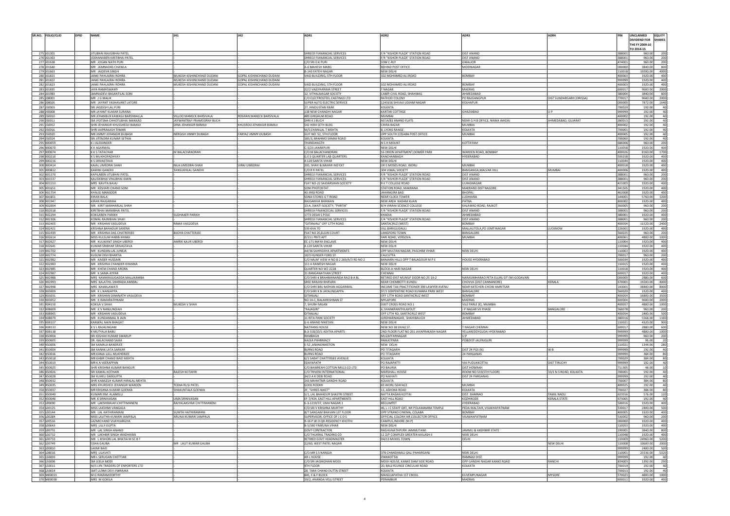| SR.NO. | FOLIO/CLID | DPID | NAME | JH1 | JH2 | ADR1 | ADR2 | ADR3 | ADR4 | PIN | UNCLAIMED DIVIDEND FOR THE FY 2009-10 TO 2014-15 | EQUITY SHARES |
|---|---|---|---|---|---|---|---|---|---|---|---|---|
| 275 | J01301 | | JITUBHAI RAVGIBHAI PATEL | - | - | SHREEJI FIANANCIAL SERVICES | F/4 "KISHOR PLAZA" STATION ROAD | DIST ANAND | | 388001 | 960.00 | 200 |
| 276 | J01363 | | JOSHANABEN KIRITBHAI PATEL | - | - | SHREEJI FIANANCIAL SERVICES | F/4 "KISHOR PLAZA" STATION ROAD | DIST ANAND | | 388001 | 960.00 | 200 |
| 277 | J01638 | | MR JOGAN NATH PURI | - | - | C/O SRI D K PURI | 10W C-RLY | GWALIOR | | 474001 | 960.00 | 200 |
| 278 | J01640 | | MR JAMNADAS CHAWLA | - | - | A-6 MAHESH MARG | BEHIND POST OFFICE | MODINAGAR | | 000000 | 3840.00 | 800 |
| 279 | J01663 | | MR JAIDEVA SINGH | - | - | B-143 FATEH NAGAR | NEW DELHI | | | 110018 | 19200.00 | 4000 |
| 280 | J01821 | | JANKI PAHLAJRAI ROHRA | MUKESH KISHINCHAND DUDANI | GOPAL KISHINCHAND DUDANI | VAID BUILDING, 5TH FLOOR | 102 MOHAMED ALI ROAD | BOMBAY | | 400003 | 1920.00 | 400 |
| 281 | J01822 | | JANKI PAHLAJRAI ROHRA | MUKESH KISHINCHAND DUDANI | GOPAL KISHINCHAND DUDANI | | | | | 999999 | 1920.00 | 400 |
| 282 | J01823 | | JANKI PAHLAJRAI ROHRA | MUKESH KISHINCHAND DUDANI | GOPAL KISHINCHAND DUDANI | VAID BUILDING, 5TH FLOOR | 102 MOHAMED ALI ROAD | BOMBAY | | 400003 | 1920.00 | 400 |
| 283 | J01835 | | JAYA RAMASWAMY | - | - | 22/2 VAIDYARAMA STREET | T NAGAR | MADRAS | | 600017 | 9600.00 | 2000 |
| 284 | J01983 | | JAMNADEVI BASANTILAL SONI | - | - | 12, VITHALNAGAR SOCIETY | CAMP-CIVIL ROAD, SHAHIBAG | AHMEDABAD | | 380004 | 3840.00 | 800 |
| 285 | J08001 | | MR J G MALIK | - | - | C/O ELECTROSTEEL CASTINGS LTD | RATHOD COLONY | PO RAJGANGPUR | DIST SUNDARGARH (ORISSA) | 770017 | 9600.00 | 2000 |
| 286 | J08026 | | MR JAYANT YASHAVANT LATORE | - | - | SUPER AUTO ELECTRIC SERVICE | 1243156 SHIVAJI UDJAM NAGAR | KOLHAPUR | | 000000 | 7872.00 | 1640 |
| 287 | J50003 | | SRI JAGDISH LAL PURI | - | - | 27, HINDUSTAN PARK | KOLKATA | | | 700029 | 192.00 | 40 |
| 288 | J50008 | | MR JAYANT KUMAR SURANA | - | - | 138 NEW CHANDHI NAGAR | KARTAR COTTAGE | GHAZIABAD | U P | 999999 | 192.00 | 40 |
| 289 | J50010 | | MR JEHANBUX KAWASJI BARSIWALLA | VILLOO MANECK BARSIVALA | ROSHAN MANECK BARSIVALA | 489 GIRGAUM ROAD | MUMBAI | | | 400002 | 192.00 | 40 |
| 290 | J50011 | | SM JYOTSNA CHHOTUBHAI MANKAD | JAYWANTRAY PRAMODRAY BUCH | - | SHRI K J BUCH | M/14/81 ANAND FLATS | NEAR G H B OFFICE, NAWA WADAJ | AHMEDABAD, GUJARAT | 380013 | 192.00 | 40 |
| 291 | J50012 | | SHRI JEHANGIR KHUSSHEDJI BAMAJI | DINA JEHANGIR BAMAJI | KHUSROO JEHANGIR BAMAJI | 542 HIRJI SETH BLDG | CHIRA BAZAR | MUMBAI | | 400002 | 192.00 | 40 |
| 292 | J50016 | | SHRI JAIPRAKASH TIWARI | - | - | M/S CHANILAL T MEHTA | 8, LYONS RANGE | KOLKATA | | 700001 | 192.00 | 40 |
| 293 | J50020 | | MR JIMMY JEHANGIR DUBASH | NERGISH JIMMY DUBASH | FARYAZ JIMMY DUBASH | SUIT NO. 52, 5TH FLOOR | OPP SOUTH COLABA POST OFFICE | MUMBAI | | 400005 | 192.00 | 40 |
| 294 | J50024 | | SRI JITENDRA KUMAR SETHIA | - | - | 185/3, BRAHMO SAMAJ ROAD | KOLKATA | | | 700060 | 192.00 | 40 |
| 295 | K00059 | | K J ALEXANDER | - | - | THANDANGTH | N S H MOUNT | KOTTAYAM | | 686006 | 960.00 | 200 |
| 296 | K00070 | | K K AGARWAL | - | - | C-3/23 JANAKPURI | NEW DELHI | | | 110058 | 1920.00 | 400 |
| 297 | K00074 | | K K S TATACHAR | M BALACHANDRAN | - | C/O M BALACHANDRAN | 16 ORION APARTMENT,OOMER PARK | WARDEN ROAD, BOMBAY | | 400026 | 8160.00 | 1700 |
| 298 | K00210 | | K S MUKHOPADHYAY | - | - | G.E S QUARTER LAB QUARTERS | KANCHANBAGH | HYDERABAD | | 500258 | 1920.00 | 400 |
| 299 | K00216 | | K S SRIVASTAVA | - | - | A 120 SARITA VIHAR | NEW DELHI | | | 110044 | 1920.00 | 400 |
| 300 | K00414 | | KAJAL UMEDRAI SHAH | NILA UMEDRAI SHAH | VIRAJ UMEDRAI | 205, SHAH & NAHAR IND EXT | DR E MOSES ROAD, WORLI | MUMBAI | | 400018 | 1920.00 | 400 |
| 301 | K00812 | | KAMINI GANDHI | TANSUKHLAL GANDHI | - | C/O R R PATEL | 304 VIMAL SOCIETY | BANGANGA,MALVAR HILL | MUMBAI | 400006 | 1920.00 | 400 |
| 302 | K01370 | | KAPILABEN JITUBHAI PATEL | - | - | SHREEJI FIANANCIAL SERVICES | F/4 "KISHOR PLAZA" STATION ROAD | DIST ANAND | | 388001 | 960.00 | 200 |
| 303 | K01537 | | KAUSIKBHAI VINUBHAI AMIN | - | - | SHREEJI FIANANCIAL SERVICES | F/4 "KISHOR PLAZA" STATION ROAD | DIST ANAND | | 388001 | 960.00 | 200 |
| 304 | K01553 | | MRS KAVITA BAJAJ | - | - | FLAT NO-22 SAIDARSHAN SOCIETY | R K T COLLEGE ROAD | ULHASNAGAR | | 421003 | 1920.00 | 400 |
| 305 | K01651 | | MR KESHARI CHAND SONI | - | - | SONI PHOTOSTAT | STATION ROAD, MAKRANA | MAKRAND DIST NAGORE | | 341505 | 1920.00 | 400 |
| 306 | K01754 | | KHALID MANSOOR | - | - | 43 JINSI ROAD | JAHANGIRA BAD | BHOPAL | | 462008 | 1920.00 | 400 |
| 307 | K01851 | | KIRAN BALA | - | - | SONA STORES G T ROAD | NEAR CLOCK TOWER | LUDHIANA | | 144001 | 5760.00 | 1200 |
| 308 | K01947 | | KIRAN RAJGARHIA | - | - | RAJGARHIA BHAWAN | NEW AREA KADAM KUAN | PATNA | | 800002 | 1920.00 | 400 |
| 309 | K02004 | | MR KIRIT MANHARLAL SHAH | - | - | 13-A, SWATI SOCIETY, "PARTIK" | B/H VIRANI SCIENCE COLLEGE | KALAWAD ROAD, RAJKOT | | 360005 | 960.00 | 200 |
| 310 | K02018 | | KIRITBHAI MANIBHAI PATEL | - | - | SHREEJI FINANCECIAL SERVICES | F/4 "KISHOR PLAZA" STATION ROAD | DIST ANAND | | 388001 | 960.00 | 200 |
| 311 | K02294 | | KOKILABEN PARIKH | SUDHAKER PARIKH | - | 1773 DESAI S POLE | KHADIA | AHMEDABAD | | 380001 | 1920.00 | 400 |
| 312 | K02306 | | KOMAL RAJNIBHAI SHAH | - | - | SHREEJI FIANANCIAL SERVICES | F/4 "KISHOR PLAZA" STATION ROAD | DIST ANAND | | 388001 | 960.00 | 200 |
| 313 | K02405 | | MR KRISHAN VASUDEVA | RAMA VASUDEVA | - | "GITANJALI" OFF 17TH ROAD | SANTACRUZ (WEST) | BOMBAY | | 400054 | 11520.00 | 2400 |
| 314 | K02421 | | KRISHNA BAHADUR SAXENA | - | - | 539 KHA 70 | VILL BARIGUGAULI | MALLALITOLA,PO JOMTINAGAR | LUCKNOW | 226001 | 1920.00 | 400 |
| 315 | K02439 | | MR KRISHNA DAS CHATREJEE | BIJOYA CHATTERJEE | - | FLAT NO 20,ELGIN COURT | LANGFORD TOWN | BANGALORE | | 560025 | 960.00 | 200 |
| 316 | K02614 | | MISS KULSUM HABIB KHIMJI | - | - | D/211 PRITI APT | YARI ROAD, VERSOVA | MUMBAI | | 400061 | 4800.00 | 1000 |
| 317 | K02627 | | MR KULWANT SINGH UBEROI | AMRIK KAUR UBEROI | - | EC-171 MAYA ENCLAVE | NEW DELHI | | | 110064 | 1920.00 | 400 |
| 318 | K02641 | | KUMAR SRIBHAR SRIVASTAVA | - | - | A 120 SARITA VIHAR | NEW DELHI | | | 110044 | 1920.00 | 400 |
| 319 | K02702 | | MR KUNDAN LAL JUNEJA | - | - | A4/36 SAHRIDAYA APARTMENTS | OPP MULTAN NAGAR, PASCHIM VIHAR | NEW DELHI | | 110063 | 1920.00 | 400 |
| 320 | K02774 | | KUSUM DEVI BHARTIA | - | - | 10/3 HUNGER FORD ST | CALCUTTA | | | 700017 | 960.00 | 200 |
| 321 | K02982 | | MR KAISER HUSSAIN | - | - | C/O NAJAF VIEW H NO 8-2 269/A/3 RD NO 2 | BANJARA HILLS OPP T BALAGOUR M P S | HOUSE HYDERABAD | | 500034 | 1920.00 | 400 |
| 322 | K02983 | | MR KRISHNA CHANDER KHANNA | - | - | 111 A RAMESH NAGAR | NEW DELHI | | | 110015 | 1920.00 | 400 |
| 323 | K02985 | | MR KHEM CHAND ARORA | - | - | QUARTER NO WZ-2228 | BLOCK-A HARI NAGAR | NEW DELHI | | 110018 | 1920.00 | 400 |
| 324 | K02987 | | MR K SAMA AYYAR | - | - | 31 RANGANATHAN STREET | CHENNAI | | | 600017 | 1920.00 | 400 |
| 325 | K02988 | | MRS KAMARAJUGADDA MALLIKAMBA | - | - | C/O SHRI K BRAHMANANDA RAO B A BL | RETIRED DIST MUNSIF DOOR NO 25-19-2 | NARASIMHARAO PETA ELURU DT (W) GODAVARI | | 000000 | 2880.00 | 600 |
| 326 | K02993 | | MRS KALATHIL SHARADA AMMAL | - | - | SREE RANJINI BHAVAN | NEAR CHEMBOTTI KUNDU | CHOVVA (DIST CANNANORE) | KERALA | 670001 | 19200.00 | 4000 |
| 327 | K02998 | | MRS KAMALAWATI | - | - | C/O SHRI BRIJ MOHAN AGGARWAL | INCOME TAX PRACTITIONER 390 LAWYER AVENU | NEAR KATCHERI CHOW AMRITSAR | | 143001 | 38400.00 | 8000 |
| 328 | K03009 | | MR K L NANJAPPA | - | - | C/O SHRI K N JAYALINGAPPA | 97/1 SERPENTINE ROAD KUMARA PARK WEST | BANGALORE | | 560020 | 1920.00 | 400 |
| 329 | K03031 | | MR KRISHAN DINANATH VASUDEVA | - | - | GITANJALI | OFF 17TH ROAD SANTACRUZ WEST | BOMBAY | | 400054 | 16800.00 | 3500 |
| 330 | K03052 | | MR K RAMARATHNAM | - | - | NO 14-C, BALAKRISHNAN ST | MYLAPORE | MADRAS | | 600004 | 9600.00 | 2000 |
| 331 | K04150 | | KOKILA V SHAH | MUKESH V SHAH | - | 7, SHUBH MILAN | DIXIT CROSS ROAD NO 1 | VILE PARLE (E), MUMBAI | | 400057 | 4800.00 | 1000 |
| 332 | K08009 | | MR K V NANJUNDIAH | - | - | "RAJAGIRI" | 6, SHANKRANTHILAYOUT | J P NAGAR VII PHASE | BANGALORE | 560078 | 960.00 | 200 |
| 333 | K08065 | | MR KRISHAN VASUDEVA | - | - | GITANJALI | OFF 17TH RD, SANTACRUZ WEST | BOMBAY | | 400054 | 2400.00 | 500 |
| 334 | K08079 | | MR KUNDANMAL B JAIN | - | - | 11 RITA PARK SOCIETY | GIRDHARNAGAR, SHAHIBAUGH | AHMEDABAD | | 380016 | 5568.00 | 1160 |
| 335 | K08107 | | KANWAL NAIN BHAGAT | - | - | G-6 ANAND NIKETAN | NEW DELHI | | | 110021 | 4320.00 | 900 |
| 336 | K08133 | | K V L RAJALINGAM | - | - | NATHANS HOUSE | NEW NO 38 SIVAJI ST. | T NAGAR CHENNAI | | 600017 | 2880.00 | 600 |
| 337 | K08138 | | K MUTYALA BABU | - | - | 8-3-318/10/1 ADITYA APARTS | 2ND FLOOR FLAT NO 201 JAYAPRAKASH NAGAR | YELLAREDDYGUDA HYDERABAD | | 999999 | 4800.00 | 1000 |
| 338 | K50004 | | SRI KESHAV KUMAR SWARUP | - | - | RAMBAGH | MUZAFFARNAGAR | U P | | 999999 | 960.00 | 200 |
| 339 | K50005 | | DR. KALACHAND SAHA | - | - | NADIA PHARMACY | RAIKATPARA | PO&DIST-JALPAIGURI | | 999999 | 96.00 | 20 |
| 340 | K50006 | | SM KAMALA BANERJEE | - | - | E-52 ,ANANDNIKETON | NEW DELHI | | | 110021 | 1344.00 | 280 |
| 341 | K50009 | | SM KANAK LATA SARKAR | - | - | BURNS ROAD | PO TITAGARH | DIST 24 PGS (N) | W B | 999999 | 192.00 | 40 |
| 342 | K50016 | | MR KANAI LALL MUKHERJEE | - | - | BURNS ROAD | PO TITAGARH | 24 PARGANAS | | 999999 | 384.00 | 80 |
| 343 | K50018 | | MR KABIR CHAND BAID MEHTA | - | - | 6/1 SARAT CHATTERJEE AVENUE | KOLKATA | | | 700029 | 384.00 | 80 |
| 344 | K50019 | | MR K A VEERAPPAN | - | - | EDAYAPATH | PO RAJAPATTI | VIA PUDUKKOTTAI | DIST TIRUCHY | 999999 | 192.00 | 40 |
| 345 | K50025 | | SHRI KRISHNA KUMAR BANGUR | - | - | C/O BAWREAH COTTON MILLS CO LTD | PO BAURIA | DIST HOWRAH | | 711305 | 48.00 | 10 |
| 346 | K50026 | | SRI KAMAL KOTHARI | RAJESH KOTAHRI | - | C/O TRIVENI INTERNATIONAL | MARSHALL HOUSE | ROOM NO 533(5TH FLOOR) | 33/1 N S ROAD, KOLKATA | 700001 | 192.00 | 40 |
| 347 | K50028 | | SM KUHELI DASGUPTA | - | - | 24/2 A K DEBI ROAD | PO NAIHATI | DIST 24 PARGANAS | | 999999 | 192.00 | 40 |
| 348 | K50032 | | SHRI KAMLESH KUMAR HIRALAL MEHTA | - | - | 143 MAHATMA GANDHI ROAD | KOLKATA | | | 700007 | 384.00 | 80 |
| 349 | K50035 | | MRS KHURSHED JEHANGIR WARDEN | TEENA RUSI PATEL | - | GOOL ROOKH | 83 WORLI SEAFACE | MUMBAI | | 400025 | 192.00 | 40 |
| 350 | K50037 | | MR KRISHNA KUMAR GOENKA | SHAKUNTALA GOENKA | - | 2F, "SHREE-NIKET" | 11, ASHOKA ROAD | KOLKATA | | 700027 | 384.00 | 80 |
| 351 | K50040 | | KUMARI RM. ALAMELU | - | - | 5/1, LAL BAHADUR SHASTRI STREET | NATTA RASAN KOTTAI | DIST. RAMNAD | TAMIL NADU | 623556 | 576.00 | 120 |
| 352 | K50046 | | MR. K SRINIVASAN | UMA SRINIVASAN | - | EF-7/434, EAST HILL APARTMENTS | EAST HILL ROAD | KOZHIKODE | KERALA STATE | 673005 | 192.00 | 40 |
| 353 | L00090 | | MR LAKSHMAIAH CHITTIMANENI | RAJYALAKSHMI CHITTIMANENI | - | 6-3-1219/37, UMA NAGAR 1 | BEGUMPET | HYDERABAD | | 500016 | 1920.00 | 400 |
| 354 | L00125 | | MISS LAKSHMI VANGALA | - | - | C/O SRI V KRISHNA MURTHY | 46, L I C STAFF QRT, NR POLAMAMBA TEMPLE | PEDA WALTAIR, VISAKHAPATNAM | | 530017 | 2400.00 | 500 |
| 355 | L00144 | | MR LAL HATHIRAMANI | SUNITA HATHIRAMANI | - | B/7 SANGAM BHAVAN 1ST FLOOR | OPP STRAND CINEMA, COLABA | BOMBAY | | 400005 | 1920.00 | 400 |
| 356 | L00284 | | MISS LALITHA KUMARI JAMPALA | ARUNA KUMARI JAMPALA | - | SUPERVISOR, OFFICE OF J C D S | OFFICIAL COLONY,NR COLLECTOR OFFICE | VISAKHAPATNAM | | 530002 | 960.00 | 200 |
| 357 | L00516 | | LAZMICHAND VIJAYVARGIYA | - | - | R-16 P.W.D.QR.RESIDENCY KHOTHI | CAMPUS,INDORE (M.P) | | | 000000 | 1920.00 | 400 |
| 358 | L00643 | | MRS LILLY GUPTA | - | - | B-5/160 YAMUNA VIHAR | NEW DELHI | | | 110053 | 1920.00 | 400 |
| 359 | L00731 | | MR LAL SINGH ANAND | - | - | GOVT CONTRACTOR | RAGHUNATHPURA JAMMUTAWI | JAMMU & KASHMIR STATE | | 190001 | 3840.00 | 800 |
| 360 | L00732 | | MR LAKHBIR SINGH WADHAWA | - | - | C/O THUKRAL TRADING CO | 12 D/F COMPLEX GREATER KAILASH II | NEW DELHI | | 110048 | 1920.00 | 400 |
| 361 | L00733 | | MR L KISHORI LAL BHATIA M SC B T | - | - | RETIRED GOVT HEADMASTER | D4/13 MODEL TOWN | DELHI | | 110009 | 24960.00 | 5200 |
| 362 | L00749 | | USHA GAUBA | MR LALIT KUMAR GAUBA | - | 22/60, WEST PATEL NAGAR | | | NEW DELHI | 110008 | 10600.00 | 2000 |
| 363 | L00810 | | LAXMI BAID | - | - | | | | | 999999 | 2400.00 | 500 |
| 364 | L08016 | | MRS LILAVATI | - | - | C/O MR S S NANGIA | 370 CHANDIWALI GALI PAHARGANJ | NEW DELHI | | 110001 | 25536.00 | 5320 |
| 365 | L50003 | | MR L SERUGAN CHETTIAR | - | - | AR L HOUSE | DWAKOTTAI | RAMNAD DIST | | 999999 | 192.00 | 40 |
| 366 | L50006 | | SM LEELA MODI | - | - | C/O SRI JAGMOHAN MODI | MODI HOUSE, KANKE DAM SIDE ROAD | OPP GANDHI NAGAR KANKE ROAD | RANCHI | 834003 | 1392.00 | 290 |
| 367 | L50011 | | M/S LYN TRADERS OF ENPORTERS LTD | - | - | 4TH FLOOR | 20, BALLYGUNGE CIRCULAR ROAD | KOLKATA | | 700019 | 192.00 | 40 |
| 368 | L50014 | | SMT LUXMI DEVI JIWRAJKA | - | - | 28, TARA CHAND DUTTA STREET | KOLKATA | | | 700013 | 192.00 | 40 |
| 369 | M00033 | | M G RAMAMOORTHY | - | - | 845, E & F BLOCK | MANUJAPATHA 1ST CROSS | KUVEMPUNAGAR | MYSORE | 570023 | 4800.00 | 1000 |
| 370 | M00038 | | MRS M GOKILA | - | - | 19/2, ANANDA VELU STREET | PERAMBUR | MADRAS | | 600011 | 1920.00 | 400 |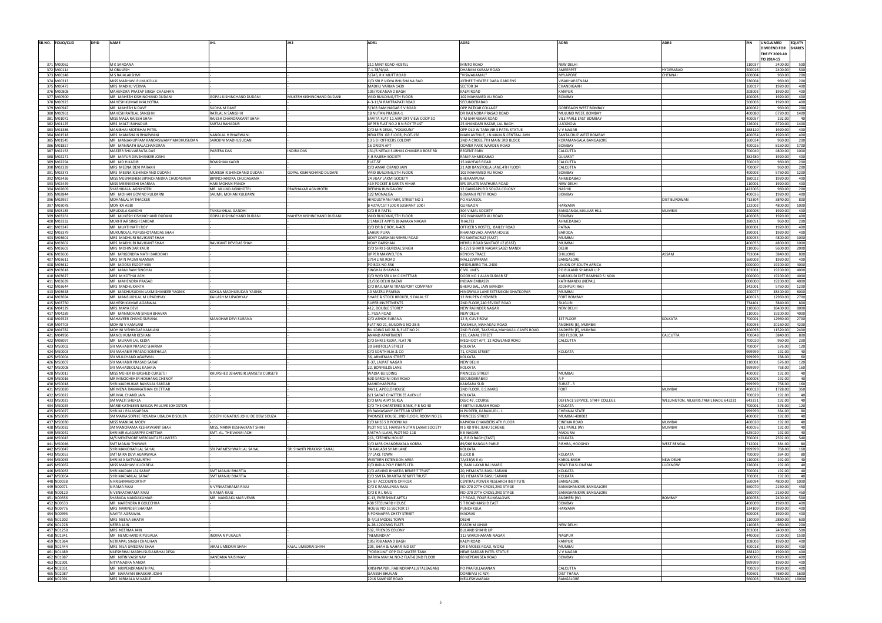| SR.NO. | FOLIO/CLID | DPID | NAME | JH1 | JH2 | ADR1 | ADR2 | ADR3 | ADR4 | PIN | UNCLAIMED DIVIDEND FOR THE FY 2009-10 TO 2014-15 | EQUITY SHARES |
|---|---|---|---|---|---|---|---|---|---|---|---|---|
| 371 | M00062 | | M K SAROANA | - | - | 211 MINT ROAD HOSTEL | MINTO ROAD | NEW DELHI | | 110037 | 2400.00 | 500 |
| 372 | M00114 | | M OBULESH | - | - | 7-1-78/4/1/A | DHARAM KARAM ROAD | AMEERPET | HYDERABAD | 500016 | 2400.00 | 500 |
| 373 | M00148 | | M S RAJALAKSHMI | - | - | 5/245, R K MUTT ROAD | "VISWAKAMAL" | MYLAPORE | CHENNAI | 600004 | 960.00 | 200 |
| 374 | M00313 | | MISS MADHAVI PUNUKOLLU | - | - | C/O SRI P VIDYA BHUSHANA RAO | JOTHEE THEATRE DABA GARDENS | VISAKHAPATNAM | | 530004 | 960.00 | 200 |
| 375 | M00473 | | MRS MADHU VERMA | - | - | MADHU VARMA 1439 | SECTOR 34 | CHANDIGARH | | 160017 | 1920.00 | 400 |
| 376 | M00808 | | MAHENDRA PRATAP SINGH CHAUHAN | - | - | 105/708 ANAND BAGH | KALPI ROAD | KANPUR | | 208003 | 1920.00 | 400 |
| 377 | M00900 | | MR MAHESH KISHINCHAND DUDANI | GOPAL KISHINCHAND DUDANI | MUKESH KISHINCHAND DUDANI | VAID BUILDING,5TH FLOOR | 102 MAHAMED ALI ROAD | BOMBAY | | 400003 | 1920.00 | 400 |
| 378 | M00923 | | MAHESH KUMAR MALHOTRA | - | - | 4-3-11/A RAHTRAPATI ROAD | SECUNDERABAD | | | 500003 | 1920.00 | 400 |
| 379 | M00947 | | MR MAHESH N DAVE | SUDHA M DAVE | - | 5/103 RAM NAGAR S V ROAD | OPP PATKAR COLLAGE | GOREGAON WEST BOMBAY | | 400062 | 960.00 | 200 |
| 380 | M00961 | | MAHESH RATILAL SANGHVI | RATILAL N SANGHVI | - | 18 NUTAN PRABHA-1 | DR RAJENDRA PRASAD ROAD | MULUND WEST, BOMBAY | | 400080 | 6720.00 | 1400 |
| 381 | M01072 | | MISS MALA RAJESH SHAH | RAJESH CHANDRAKANT SHAH | - | SAVITA FLAT-11 AIRPORT VIEW COOP SO | V M GHANEKAR ROAD | VILE PARLE EAST BOMBAY | | 400057 | 192.00 | 40 |
| 382 | M01125 | | MRS MALTI BAHADUR | SARTAJ BAHADUR | - | UPPER FLAT NO-2 B N ROY TRUST | 25 KHANDARI BAZAR, LAL BAGH | LUCKNOW | | 226001 | 6720.00 | 1400 |
| 383 | M01386 | | MANIBHAI MOTIBHAI PATEL | - | - | C/O M R DESAI, "YOGIKUNJ" | OPP OLD W TANK,NR S PATEL STATUE | V V NAGAR | | 388120 | 1920.00 | 400 |
| 384 | M01518 | | MRS MANISHA N BHARWANI | NANDLAL H BHARWANI | - | HENLEEN GR FLOOR, PLOT-156 | MAIN AVENUE, J N MAIN & CENTRAL AVN | SANTACRUZ WEST BOMBAY | | 400054 | 1920.00 | 400 |
| 385 | M01545 | | MR MANJAKUPPAM KANDASWAMY MADHUSUDAN | SAROJINI MADHUSUDAN | - | 13 S B I OFFICERS COLONY | 2ND A CROSS,7TH MAIN 3RD BLOCK | KORAMANGALA,BANGALORE | | 560034 | 960.00 | 200 |
| 386 | M01857 | | MR MANNATH BALACHANDRAN | - | - | 16 ORION APT | DOMER PARK WARDEN ROAD | BOMBAY | | 400026 | 8160.00 | 1700 |
| 387 | M02153 | | MASTER SHUVABRATA DAS | PABITRA DAS | INDIRA DAS | 131/6 NETAJI SUBHAS CHANDRA BOSE RD | REGENT PARK | CALCUTTA | | 700040 | 4800.00 | 1000 |
| 388 | M02271 | | MR MAYUR DEVSHANKER JOSHI | - | - | 4-B RAJESH SOCIETY | RANIP AHMEDABAD | GUJARAT | | 382480 | 1920.00 | 400 |
| 389 | M02294 | | MR MD H KADIR | ROWSHAN KADIR | - | FLAT-5F | 15 MAYFAIR ROAD | CALCUTTA | | 700019 | 960.00 | 200 |
| 390 | M02339 | | MRS MEENA DEVI PARAKH | - | - | C/O AMAR CHAND JAIN | 21 ADI BANSTOLLA LANE,4TH FLOOR | CALCUTTA | | 700007 | 960.00 | 200 |
| 391 | M02373 | | MRS MEENA KISHINCHAND DUDANI | MUKESH KISHINCHAND DUDANI | GOPAL KISHINCHAND DUDANI | VAID BUILDING,5TH FLOOR | 102 MAHAMED ALI ROAD | BOMBAY | | 400003 | 5760.00 | 1200 |
| 392 | M02436 | | MISS MEENABHEN BIPINCHANDRA CHUDASAMA | BIPINCHANDRA CHUDASAMA | - | 24 VIJAY LAXMI SOCIETY | BHERAMPURA | AHMEDABAD | | 380022 | 1920.00 | 400 |
| 393 | M02449 | | MISS MEENAKSHI SHARMA | HARI MOHAN PANCH | - | 419 POCKET-B SARITA VIHAR | SFS GFLATS MATHURA ROAD | NEW DELHI | | 110001 | 1920.00 | 400 |
| 394 | M02603 | | SHASHIKALA AGNIHOTRI | MR MILIND AGNIHOTRI | PRABHAKAR AGNIHOTRI | DEEKHA BUNGALOW | 12 GANGAPUR D SOUZA COLONY | NASHIK | | 422005 | 960.00 | 200 |
| 395 | M02844 | | MR MOHAN GOVIND KULKARNI | SAUMIL MOHAN KULKARNI | - | 122 MONALISA | BOMANJI PETIT ROAD | BOMBAY | | 400036 | 1920.00 | 400 |
| 396 | M02957 | | MOHANLAL M THACKER | - | - | HINDUSTHAN PARK, STREET NO 1 | PO ASANSOL | | DIST BURDWAN | 713304 | 3840.00 | 800 |
| 397 | M03078 | | MONIKA ABBI | - | - | B 437A/1ST FLOOR SUSHANT LOK-I | GURGAON | HARYANA | | 122002 | 4800.00 | 1000 |
| 398 | M03185 | | MRUDULA GANDHI | TANSUKHLAL GANDHI | - | C/O R R PATEL | 304 VIMAL SOCIETY | BANGANGA,MALVAR HILL | MUMBAI | 400006 | 1920.00 | 400 |
| 399 | M03261 | | MR MUKESH KISHINCHAND DUDANI | GOPAL KISHINCHAND DUDANI | MAHESH KISHINCHAND DUDANI | VAID BUILDING,5TH FLOOR | 102 MAHAMED ALI ROAD | BOMBAY | | 400003 | 1920.00 | 400 |
| 400 | M03332 | | MUKHTIAR SINGH SARDAR | - | - | 2 SANKET APPTS BHAIKAKA NAGAR | THALTEJ | AHMEDABAD | | 380051 | 960.00 | 200 |
| 401 | M03347 | | MR MUKTI NATH ROY | - | - | C/O DR B C ROY, A-409 | OFFICER S HOSTEL, BAILEY ROAD | PATNA | | 800001 | 1920.00 | 400 |
| 402 | M03379 | | MUKUNDLAL PURUSHOTAMDAS SHAH | - | - | LAHERI PURA | KHARADIVAD, APANA HOUSE | BARODA | | 390001 | 1920.00 | 400 |
| 403 | M03601 | | MRS MADHURI RAVIKANT SHAH | - | - | UDAY DARSHAN NEHRU ROAD | PO SANTACRUZ (EAST) | MUMBAI | | 400055 | 4800.00 | 1000 |
| 404 | M03602 | | MRS MADHURI RAVIKANT SHAH | RAVIKANT DEVIDAS SHAH | - | UDAY DARSHAN | NEHRU ROAD SANTACRUZ (EAST) | MUMBAI | | 400055 | 4800.00 | 1000 |
| 405 | M03603 | | MRS MOHINDAR KAUR | - | - | C/O SHRI S GURDIAL SINGH | B-17/3 SHAKTI NAGAR SABZI MANDI | DELHI | | 110006 | 9600.00 | 2000 |
| 406 | M03606 | | MR MRIGENDRA NATH BAROOAH | - | - | UPPER MAXWELTON | KENOHS TRACE | SHILLONG | ASSAM | 793004 | 3840.00 | 800 |
| 407 | M03611 | | MRS M N PADMINIAMMA | - | - | 2754 LINK ROAD | MALLESWARAM | BANGALORE | | 560003 | 1920.00 | 400 |
| 408 | M03612 | | MR MOOSA ESOOP MIA | - | - | PO BOX NO-556 | HEIDELBERG TVL-2400 | UNION OF SOUTH AFRICA | | 000000 | 19200.00 | 4000 |
| 409 | M03618 | | MR MANI RAM SINGHAL | - | - | SINGHAL BHAWAN | CIVIL LINES | PO BULAND SHAHAR U P | | 203001 | 19200.00 | 4000 |
| 410 | M03627 | | MRS M KOTHAI ACHI | - | - | C/O W/O SRI V M C CHETTIAR | DOOR NO 1 ALANGUDIAR ST | KARAIKUDI DIST RAMNAD S INDIA | | 000000 | 19200.00 | 4000 |
| 411 | M03639 | | MR MAHENDRA PRASAD | - | - | 21/506 DELHI BAZAR | INDIAN EMBASSY | KATHMANDU (NEPAL) | | 000000 | 19200.00 | 4000 |
| 412 | M03644 | | MRS MADHUKANTA | - | - | C/O RAJUMANI TRANSPORT COMPANY | BHERU BAL, JAIN MANDIR | JODHPUR (RAJ) | | 342001 | 5760.00 | 1200 |
| 413 | M03648 | | MR MADHUSUDAN LAXMISHANKER YAGNIK | KOKILA MADHUSUDAN YAGNIK | - | 10 MATRU PRAENA | HINGWALA LANE EXTENSION GHATKOPAR | MUMBAI | | 400077 | 38400.00 | 8000 |
| 414 | M03694 | | MR MANSUKHLAL M UPADHYAY | KAILASH M UPADHYAY | - | SHARE & STOCK BROKER, 9 DALAL ST | 12 BHUPEN CHEMBER | FORT BOMBAY | | 400023 | 12960.00 | 2700 |
| 415 | M03750 | | MAHESH KUMAR AGARWAL | - | - | SUPER INVESTMENTS | 2ND FLOOR,240 SEVOKE ROAD | SILIGURI | | 734401 | 3840.00 | 800 |
| 416 | M04129 | | MRS MAYA DEVI | - | - | 412, DOUBLE STOREY | NEW RAJINDER NAGAR | NEW DELHI | | 110060 | 38400.00 | 8000 |
| 417 | M04289 | | MR MANMOHAN SINGH BHAVRA | - | - | 1, PUSA ROAD | NEW DELHI | | | 110005 | 19200.00 | 4000 |
| 418 | M04523 | | MAHAVEER CHAND SURANA | MANOHAR DEVI SURANA | - | C/O ASHOK SURANA | 12 B, CLIVE ROW | 1ST FLOOR | KOLKATA | 700001 | 12960.00 | 2700 |
| 419 | M04703 | | MOHINI V KAMLANI | - | - | FLAT NO 21, BUILDING NO 28-B | TAKSHILA, MAHAKALI ROAD | ANDHERI (E), MUMBAI | | 400093 | 20160.00 | 4200 |
| 420 | M04782 | | MOHINI VISHINDAS KAMLANI | - | - | BUILDING NO 28-B, FLAT NO 21 | 2ND FLOOR, TAKSHILA,MAHAKALI CAVES ROAD | ANDHERI (E), MUMBAI | | 400093 | 11520.00 | 2400 |
| 421 | M04996 | | MANOJ KUMAR KESHAN | - | - | ANAND APARTMENT | 119, CANAL STREET | 3RD FLOOR, 3A | CALCUTTA | 700048 | 3840.00 | 800 |
| 422 | M08097 | | MR MURARI LAL KEDIA | - | - | C/O SHRI S KEDIA, FLAT 7B | MEGHOOT APT, 12 ROWLAND ROAD | CALCUTTA | | 700020 | 960.00 | 200 |
| 423 | MS0002 | | SRI MAHABIR PRASAD SHARMA | - | - | 30 SHIBTOLLA STREET | KOLKATA | | | 700007 | 576.00 | 120 |
| 424 | MS0003 | | SRI MAHABIR PRASAD SONTHALIA | - | - | C/O SONTHALIA & CO | 71, CROSS STREET | KOLKATA | | 999999 | 192.00 | 40 |
| 425 | MS0004 | | SRI MULCHAND AGARWAL | - | - | 36, ARMENIAN STREET | KOLKATA | | | 999999 | 288.00 | 60 |
| 426 | MS0007 | | SRI MAHABIR PRASAD SARAF | - | - | E-37, LAJPAT NAGAR | NEW DELHI | | | 110001 | 576.00 | 120 |
| 427 | MS0008 | | SRI MAHADEOLALL KAJARIA | - | - | 22, BONFIELDS LANE | KOLKATA | | | 999999 | 768.00 | 160 |
| 428 | MS0013 | | MISS MEHER KHURSHED CURSETJI | KHURSHED JEHANGIR JAMSETJI CURSETJI | - | WADIA BUILDING | PRINCESS STREET | MUMBAI | | 400002 | 192.00 | 40 |
| 429 | MS0016 | | MR MINOCHEHER HOSHANG CHENOY | - | - | 620 SAROJINI DEVI ROAD | SECUNDERABAD | A.P | | 500003 | 192.00 | 40 |
| 430 | MS0018 | | SHRI MADHUKAR BANSILAL SARDAR | - | - | MAHIDHARPURA | KANSARA SUD | SURAT - 3 | | 999999 | 768.00 | 160 |
| 431 | MS0020 | | MR MENA RAMANATHAN CHETTIAR | - | - | 84/11, APOLLO HOUSE | 2ND FLOOR, B.S.MARG | FORT | MUMBAI | 400023 | 1728.00 | 360 |
| 432 | MS0022 | | MR MAL CHAND JAIN | - | - | 6/1 SARAT CHATTERJEE AVENUE | KOLKATA | | | 700029 | 192.00 | 40 |
| 433 | MS0023 | | SM MALTI SUKLA | - | - | C/O MAJ AJAY SUKLA | DSSC 47, COURSE | DEFENCE SERVICE, STAFF COLLEGE | WELLINGTON, NILGIRIS,TAMIL NADU 643231 | 643231 | 192.00 | 40 |
| 434 | MS0025 | | MARIE KATHLEEN IMELDA PAULIVE JOHOSTON | - | - | C/O THE CHARTERED BANK, P B NO 40 | 4 NETAJI SUBASH ROAD | KOLKATA | | 700001 | 576.00 | 120 |
| 435 | MS0027 | | SHRI M L PALASIAPPAN | - | - | 93 RAMASAMY CHETTIAR STREET | N PUDEER, KARAIKUDI - 1 | CHENNAI STATE | | 999999 | 384.00 | 80 |
| 436 | MS0029 | | SM MARIA SOPHIE ROSARIA UBALDA D SOUZA | JOSEPH IGNATIUS JOHU DE DEW SOUZA | - | PADMSEE HOUSE, 2ND FLOOR, ROOM NO 26 | PRINCESS STREET | MUMBAI-400002 | | 999999 | 192.00 | 40 |
| 437 | MS0030 | | MISS MANILAL MODY | - | - | C/O MISS S B POONIJAJI | KAPADIA CHAMBERS 4TH FLOOR | CINEMA ROAD | MUMBAI | 400020 | 192.00 | 40 |
| 438 | MS0032 | | SM MANORAMA KESHAVKANT SHAH | MISS. NAINA KESHAVKANT SHAH | - | PLOT NO 52, HARISH NUTAN LAXMI SOCIETY | N S RD 9TH, JUHU SCHEME | VILE PARLE (W) | MUMBAI | 400056 | 192.00 | 40 |
| 439 | MS0042 | | SHRI MR ALAGARPPA CHETTIAR | SMT. AL. THEIVANAI ACHI | - | SASTHA ILLAM, PLOT NO-118 | K K NAGAR | MADURAI | | 625020 | 192.00 | 40 |
| 440 | MS0043 | | M/S MENTMORE MERCANTILES LIMITED | - | - | 2/A, STEPHEN HOUSE | 4, B B D BAGH (EAST) | KOLKATA | | 700001 | 2592.00 | 540 |
| 441 | MS0046 | | SMT MANJU THAWAR | - | - | C/O MRS CHANDRAKALA KOBRA | 89/266 BANGUR PARLE | RISHRA, HOOGHLY | WEST BENGAL | 712001 | 384.00 | 80 |
| 442 | MS0047 | | SHRI MANOHAR LAL SAHAL | SRI PARMESHWAR LAL SAHAL | SRI SHANTI PRAKASH SAHAL | 7A KAILASH SHAH LANE | KOLKATA | | | 999999 | 768.00 | 160 |
| 443 | MS0053 | | SMT MIRA DEVI AGARWALA | - | - | 77 LAKE TOWN | BLOCK B | KOLKATA | | 700009 | 384.00 | 80 |
| 444 | MS0055 | | SHRI M A SATYAMURTHI | - | - | WESTERN EXTENSION AREA | 7A/33(W E A) | KAROL BAGH | NEW DELHI | 110005 | 192.00 | 40 |
| 445 | MS0062 | | MISS MADHAVI KUCKREJA | - | - | C/O INDIA POLY FIBRES LTD. | 9, RANI LAXMI BAI MARG. | NEAR TULSI CINEMA | LUCKNOW | 226001 | 192.00 | 40 |
| 446 | MS0063 | | SHRI MADAN LAL SARAF | SMT MANJU BHARTIA | - | C/O ARVIND BHARTIA BENEFIT TRUST | 20, HEMANTA BASU SARANI | KOLKATA | | 700001 | 192.00 | 40 |
| 447 | MS0064 | | SHRI MADANLAL SARAF | SMT MANJU BHARTIA | - | C/O SMITA BHARTIA BENFIT TRUST | 20, HEMANTA BASU SARANI | KOLKATA | | 700001 | 192.00 | 40 |
| 448 | N00038 | | N KRISHNAMOORTHY | - | - | CHIEF ACCOUNTS OFFICER | CENTRAL POWER RESEARCH INSTITUTE | BANGALORE | | 560094 | 4800.00 | 1000 |
| 449 | N00071 | | N RAMA RAJU | N VENKATARAMA RAJU | - | C/O K RAMALINGA RAJU | NO-270 27TH CROSS,2ND STAGE | BANASHANKARI,BANGALORE | | 560070 | 2160.00 | 450 |
| 450 | N00120 | | N VENKATARAMA RAJU | N RAMA RAJU | - | C/O K R L RAJU | NO-270 27TH CROSS,2ND STAGE | BANASHANKARI,BANGALORE | | 560070 | 2160.00 | 450 |
| 451 | N00356 | | SHARADA NANDAKUMAR | MR NANDAKUMAR VEMBI | - | C-13, EVERSHINE APTS-I | J P ROAD, FOUR BUNGALOWS | ANDHERI (W) | BOMBAY | 400058 | 2400.00 | 500 |
| 452 | N00633 | | MR NARENDRA R GOLECHHA | - | - | 438 STEELYARD HOUSE | S T ROAD MASJID EAST | BOMBAY | | 400009 | 1920.00 | 400 |
| 453 | N00776 | | MRS NARINDER SHARMA | - | - | HOUSE NO 16 SECTOR 17 | PUNCHKULA | HARYANA | | 134109 | 1920.00 | 400 |
| 454 | N00993 | | NAVITA AGRAWAL | - | - | 5 PONNAPPA CHETY STREET | MADRAS | | | 600003 | 1920.00 | 400 |
| 455 | N01202 | | MRS NEENA BHATIA | - | - | D-4/13 MODEL TOWN | DELHI | | | 110009 | 2880.00 | 600 |
| 456 | N01228 | | NEERA JAIN | - | - | A-28-12OCMIG FLATS | PASCHIM VIHAR | NEW DELHI | | 110063 | 960.00 | 200 |
| 457 | N01250 | | MRS NEERMA JAIN | - | - | 532, FRIENDS COLONY | BULAND SHAHR UP | | | 203001 | 2400.00 | 500 |
| 458 | N01341 | | MR NEMCHAND R PUGALIA | INDIRA N PUGALIA | - | "NEMENDRA" | 112 WARDHAMAN NAGAR | NAGPUR | | 440008 | 7200.00 | 1500 |
| 459 | N01364 | | NETRAPAL SINGH CHAUHAN | - | - | 105/708 ANAND BAGH | KALPI ROAD | KANPUR | | 208003 | 1920.00 | 400 |
| 460 | N01444 | | MRS NILA UMEDRAI SHAH | VIRAJ UMEDRAI SHAH | KAJAL UMEDRAI SHAH | 205, SHAH & NAHAR IND EXT | DR E MOSES ROAD, WORLI | MUMBAI | | 400018 | 1920.00 | 400 |
| 461 | N01489 | | NILESHBHAI MADHUSUDANBHAI DESAI | - | - | "YOGIKUNJ" OPP OLD WATER TANK | NEAR SARDAR PATEL STATUE | V V NAGAR | | 388120 | 1920.00 | 400 |
| 462 | N01987 | | MR NITIN VAISHNAV | VANDANA VAISHNAV | - | DARIYA MAHAL NO-2 FLAT-8 2ND FLOOR | 80 NEPEAN SEA ROAD | BOMBAY | | 400006 | 1920.00 | 400 |
| 463 | N02001 | | NITYANADRA NANDA | - | - | | | | | 999999 | 1920.00 | 400 |
| 464 | N02031 | | MR NRIPENDRANATH PAL | - | - | KRISHNAPUR, RABINDRAPALLI(TALBAGAN) | PO PRAFULLAKANAN | CALCUTTA | | 700059 | 1920.00 | 400 |
| 465 | N02087 | | MR NARAYAN BHASKAR JOSHI | - | - | GANESH BHUVAN | DOMBIVLI (C RLY) | DIST THANA | | 400601 | 7680.00 | 1600 |
| 466 | N02091 | | MRS NIRMALA M KADLE | - | - | 2216 SAMPIGE ROAD | MELLESHWARAM | BANGALORE | | 560003 | 76800.00 | 16000 |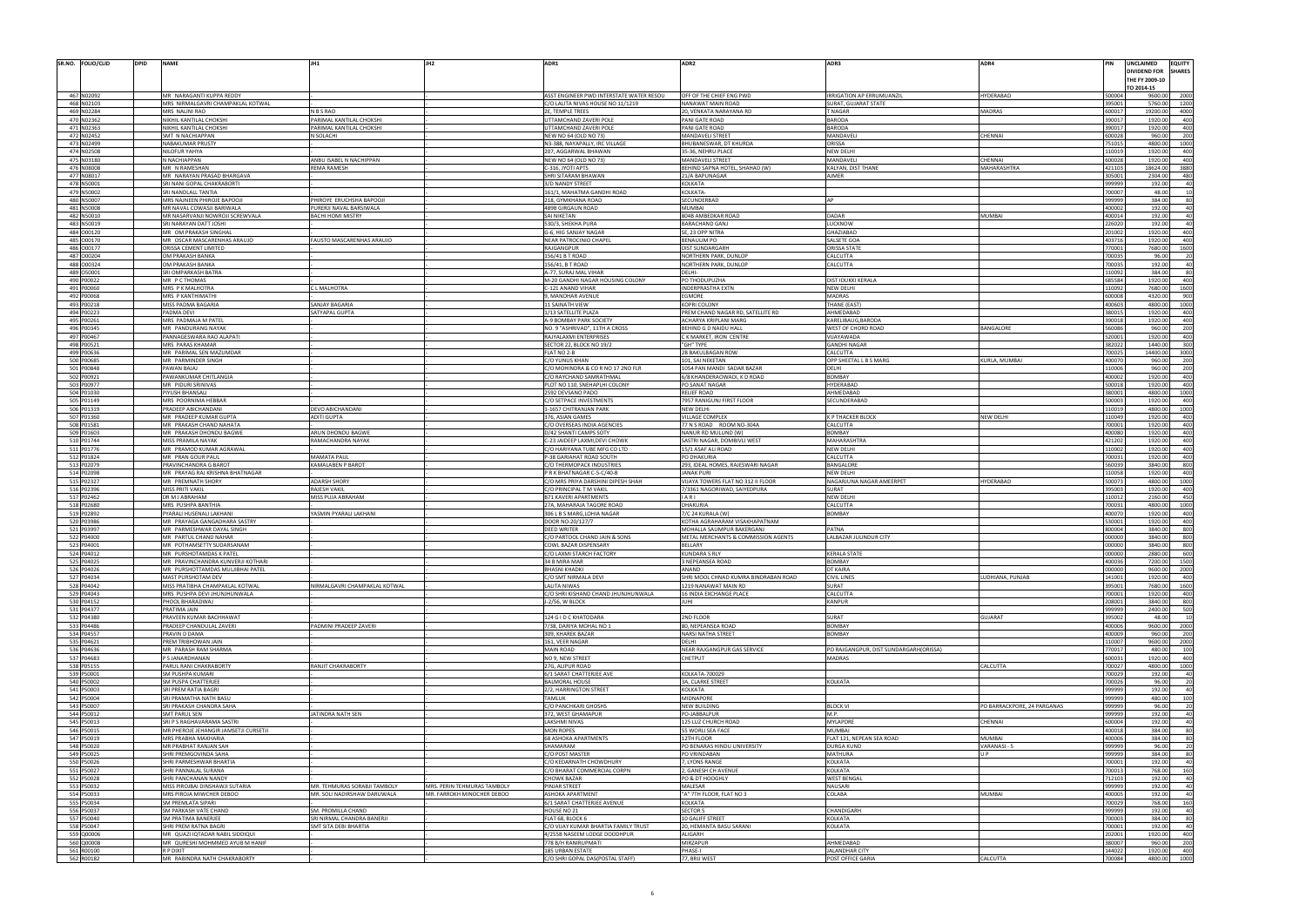| SR.NO. | FOLIO/CLID | DPID | NAME | JH1 | JH2 | ADR1 | ADR2 | ADR3 | ADR4 | PIN | UNCLAIMED DIVIDEND FOR THE FY 2009-10 TO 2014-15 | EQUITY SHARES |
|---|---|---|---|---|---|---|---|---|---|---|---|---|
| 467 | N02092 | | MR NARAGANTI KUPPA REDDY | | | ASST ENGINEER PWD INTERSTATE WATER RESOU | OFF OF THE CHIEF ENG PWD | IRRIGATION AP ERRUMUANZIL | HYDERABAD | 500004 | 9600.00 | 2000 |
| 468 | N02103 | | MRS NIRMALGAVRI CHAMPAKLAL KOTWAL | | | C/O LALITA NIVAS HOUSE NO 11/1219 | NANAWAT MAIN ROAD | SURAT, GUJARAT STATE | | 395001 | 5760.00 | 1200 |
| 469 | N02284 | | MRS NALINI RAO | N B S RAO | | 2E, TEMPLE TREES | 20, VENKATA NARAYANA RD | T NAGAR | MADRAS | 600017 | 19200.00 | 4000 |
| 470 | N02362 | | NIKHIL KANTILAL CHOKSHI | PARIMAL KANTILAL CHOKSHI | | UTTAMCHAND ZAVERI POLE | PANI GATE ROAD | BARODA | | 390017 | 1920.00 | 400 |
| 471 | N02363 | | NIKHIL KANTILAL CHOKSHI | PARIMAL KANTILAL CHOKSHI | | UTTAMCHAND ZAVERI POLE | PANI GATE ROAD | BARODA | | 390017 | 1920.00 | 400 |
| 472 | N02452 | | SMT N NACHIAPPAN | N SOLACHI | | NEW NO 64 (OLD NO 73) | MANDAVELI STREET | MANDAVELI | CHENNAI | 600028 | 960.00 | 200 |
| 473 | N02499 | | NABAKUMAR PRUSTY | | | N3-388, NAYAPALLY, IRC VILLAGE | BHUBANESWAR, DT KHURDA | ORISSA | | 751015 | 4800.00 | 1000 |
| 474 | N02508 | | NILOFUR YAHYA | | | 207, AGGARWAL BHAWAN | 35-36, NEHRU PLACE | NEW DELHI | | 110019 | 1920.00 | 400 |
| 475 | N03180 | | N NACHIAPPAN | ANBU ISABEL N NACHIPPAN | | NEW NO 64 (OLD NO 73) | MANDAVELI STREET | MANDAVELI | CHENNAI | 600028 | 1920.00 | 400 |
| 476 | N08008 | | MR N RAMESHAN | REMA RAMESH | | C-316, JYOTI APTS | BEHIND SAPNA HOTEL, SHAHAD (W) | KALYAN, DIST THANE | MAHARASHTRA | 421103 | 18624.00 | 3880 |
| 477 | N08017 | | MR NARAYAN PRASAD BHARGAVA | | | SHRI SITARAM BHAWAN | 21/A BAPUNAGAR | AJMER | | 305001 | 2304.00 | 480 |
| 478 | N50001 | | SRI NANI GOPAL CHAKRABORTI | | | 3/D NANDY STREET | KOLKATA | | | 999999 | 192.00 | 40 |
| 479 | N50002 | | SRI NANDLALL TANTIA | | | 161/1, MAHATMA GANDHI ROAD | KOLKATA- | | | 700007 | 48.00 | 10 |
| 480 | N50007 | | MRS NAJNEEN PHIROJE BAPOOJI | PHIROYE ERUCHSHA BAPOOJI | | 218, GYMKHANA ROAD | SECUNDERBAD | AP | | 999999 | 384.00 | 80 |
| 481 | N50008 | | MR NAVAL COWASJI BARIWALA | PURERJI NAVAL BARSIWALA | | 489B GIRGAUN ROAD | MUMBAI | | | 400002 | 192.00 | 40 |
| 482 | N50010 | | MR NASARVANJI NOWROJI SCREWVALA | BACHI HOMI MISTRY | | SAI NIKETAN | 804B AMBEDKAR ROAD | DADAR | MUMBAI | 400014 | 192.00 | 40 |
| 483 | N50019 | | SRI NARAYAN DATT JOSHI | | | 530/3, SHEKHA PURA | BARACHAND GANJ | LUCKNOW | | 226020 | 192.00 | 40 |
| 484 | O00120 | | MR OM PRAKASH SINGHAL | | | G-6, HIG SANJAY NAGAR | SE, 23 OPP NITRA | GHAZIABAD | | 201002 | 1920.00 | 400 |
| 485 | O00170 | | MR OSCAR MASCARENHAS ARAUJO | FAUSTO MASCARENHAS ARAUJO | | NEAR PATROCINIO CHAPEL | BENAULIM PO | SALSETE GOA | | 403716 | 1920.00 | 400 |
| 486 | O00177 | | ORISSA CEMENT LIMITED | | | RAJGANGPUR | DIST SUNDARGARH | ORISSA STATE | | 770001 | 7680.00 | 1600 |
| 487 | O00204 | | OM PRAKASH BANKA | | | 156/41 B T ROAD | NORTHERN PARK, DUNLOP | CALCUTTA | | 700035 | 96.00 | 20 |
| 488 | O00324 | | OM PRAKASH BANKA | | | 156/41, B T ROAD | NORTHERN PARK, DUNLOP | CALCUTTA | | 700035 | 192.00 | 40 |
| 489 | O50001 | | SRI OMPARKASH BATRA | | | A-77, SURAJ MAL VIHAR | DELHI- | | | 110092 | 384.00 | 80 |
| 490 | P00022 | | MR P C THOMAS | | | M-20 GANDHI NAGAR HOUSING COLONY | PO THODUPUZHA | DIST IDUKKI KERALA | | 685584 | 1920.00 | 400 |
| 491 | P00060 | | MRS P K MALHOTRA | C L MALHOTRA | | C-121 ANAND VIHAR | INDERPRASTHA EXTN | NEW DELHI | | 110092 | 7680.00 | 1600 |
| 492 | P00068 | | MRS P KANTHIMATHI | | | 9, MANDHAR AVENUE | EGMORE | MADRAS | | 600008 | 4320.00 | 900 |
| 493 | P00218 | | MISS PADMA BAGARIA | SANJAY BAGARIA | | 11 SAINATH VIEW | KOPRI COLONY | THANE (EAST) | | 400603 | 4800.00 | 1000 |
| 494 | P00223 | | PADMA DEVI | SATYAPAL GUPTA | | 1/13 SATELLITE PLAZA | PREM CHAND NAGAR RD, SATELLITE RD | AHMEDABAD | | 380015 | 1920.00 | 400 |
| 495 | P00261 | | MRS PADMAJA M PATEL | | | A-9 BOMBAY PARK SOCIETY | ACHARYA KRIPLANI MARG | KARELIBAUG,BARODA | | 390018 | 1920.00 | 400 |
| 496 | P00345 | | MR PANDURANG NAYAK | | | NO. 9 "ASHIRVAD", 11TH A CROSS | BEHIND G D NAIDU HALL | WEST OF CHORD ROAD | BANGALORE | 560086 | 960.00 | 200 |
| 497 | P00467 | | PANNAGESWARA RAO ALAPATI | | | RAJYALAXMI ENTERPRISES | C K MARKET, IRON CENTRE | VIJAYAWADA | | 520001 | 1920.00 | 400 |
| 498 | P00521 | | MRS PARAS KHAMAR | | | SECTOR 22, BLOCK NO 19/2 | "GH" TYPE | GANDHI NAGAR | | 382022 | 1440.00 | 300 |
| 499 | P00636 | | MR PARIMAL SEN MAZUMDAR | | | FLAT NO 2-B | 28 BAKULBAGAN ROW | CALCUTTA | | 700025 | 14400.00 | 3000 |
| 500 | P00685 | | MR PARMINDER SINGH | | | C/O YUNUS KHAN | 101, SAI NIKETAN | OPP SHEETAL L B S MARG | KURLA, MUMBAI | 400070 | 960.00 | 200 |
| 501 | P00848 | | PAWAN BAJAJ | | | C/O MOHINDRA & CO R NO 17 2ND FLR | 1054 PAN MANDI SADAR BAZAR | DELHI | | 110006 | 960.00 | 200 |
| 502 | P00921 | | PAWANKUMAR CHITLANGIA | | | C/O RAYCHAND SAMRATHMAL | 6/8 KHANDERAOWADI, K D ROAD | BOMBAY | | 400002 | 1920.00 | 400 |
| 503 | P00977 | | MR PIDURI SRINIVAS | | | PLOT NO 110, SNEHAPLHI COLONY | PO SANAT NAGAR | HYDERABAD | | 500018 | 1920.00 | 400 |
| 504 | P01030 | | PIYUSH BHANSALI | | | 2592 DEVSANO PADO | RELIEF ROAD | AHMEDABAD | | 380001 | 4800.00 | 1000 |
| 505 | P01149 | | MRS POORNIMA HEBBAR | | | C/O SETPACE INVESTMENTS | 7957 RANIGUNJ FIRST FLOOR | SECUNDERABAD | | 500003 | 1920.00 | 400 |
| 506 | P01319 | | PRADEEP ABICHANDANI | DEVO ABICHANDANI | | 1-1657 CHITRANJAN PARK | NEW DELHI | | | 110019 | 4800.00 | 1000 |
| 507 | P01360 | | MR PRADEEP KUMAR GUPTA | ADITI GUPTA | | 376, ASIAN GAMES | VILLAGE COMPLEX | K P THACKER BLOCK | NEW DELHI | 110049 | 1920.00 | 400 |
| 508 | P01581 | | MR PRAKASH CHAND NAHATA | | | C/O OVERSEAS INDIA AGENCIES | 77 N S ROAD ROOM NO-304A | CALCUTTA | | 700001 | 1920.00 | 400 |
| 509 | P01603 | | MR PRAKASH DHONDU BAGWE | ARUN DHONDU BAGWE | | D/42 SHANTI CAMPS SOTY | NANUR RD MULUND (W) | BOMBAY | | 400080 | 1920.00 | 400 |
| 510 | P01744 | | MISS PRAMILA NAYAK | RAMACHANDRA NAYAK | | C-23 JAIDEEP LAXMI,DEVI CHOWK | SASTRI NAGAR, DOMBIVLI WEST | MAHARASHTRA | | 421202 | 1920.00 | 400 |
| 511 | P01776 | | MR PRAMOD KUMAR AGRAWAL | | | C/O HARIYANA TUBE MFG CO LTD | 15/3 ASAF ALI ROAD | NEW DELHI | | 110002 | 1920.00 | 400 |
| 512 | P01824 | | MR PRAN GOUR PAUL | MAMATA PAUL | | P-38 GARIAHAT ROAD SOUTH | PO DHAKURIA | CALCUTTA | | 700031 | 1920.00 | 400 |
| 513 | P02079 | | PRAVINCHANDRA G BAROT | KAMALABEN P BAROT | | C/O THERMOPACK INDUSTRIES | 293, IDEAL HOMES, RAJESWARI NAGAR | BANGALORE | | 560039 | 3840.00 | 800 |
| 514 | P02098 | | MR PRAYAG RAJ KRISHNA BHATNAGAR | | | P R K BHATNAGAR C-5-C/40-B | JANAK PURI | NEW DELHI | | 110058 | 1920.00 | 400 |
| 515 | P02327 | | MR PREMNATH SHORY | ADARSH SHORY | | C/O MRS PRIYA DARSHINI DIPESH SHAH | VIJAYA TOWERS FLAT NO 312 II FLOOR | NAGARJUNA NAGAR AMEERPET | HYDERABAD | 500073 | 4800.00 | 1000 |
| 516 | P02396 | | MISS PRITI VAKIL | RAJESH VAKIL | | C/O PRINCIPAL T M VAKIL | 7/3361 NAGORIWAD, SAIYEDPURA | SURAT | | 395003 | 1920.00 | 400 |
| 517 | P02462 | | DR M J ABRAHAM | MISS PUJA ABRAHAM | | B71 KAVERI APARTMENTS | I A R I | NEW DELHI | | 110012 | 2160.00 | 450 |
| 518 | P02680 | | MRS PUSHPA BANTHIA | | | 27A, MAHARAJA TAGORE ROAD | DHAKURIA | CALCUTTA | | 700031 | 4800.00 | 1000 |
| 519 | P02892 | | PYARALI HUSENALI LAKHANI | YASMIN PYARALI LAKHANI | | 306 L B S MARG,LOHIA NAGAR | 7/C 24 KURALA (W) | BOMBAY | | 400070 | 1920.00 | 400 |
| 520 | P03986 | | MR PRAYAGA GANGADHARA SASTRY | | | DOOR NO-20/127/7 | KOTHA AGRAHARAM VISAKHAPATNAM | | | 530001 | 1920.00 | 400 |
| 521 | P03997 | | MR PARMESHWAR DAYAL SINGH | | | DEED WRITER | MOHALLA SALIMPUR BAKERGANJ | PATNA | | 800004 | 3840.00 | 800 |
| 522 | P04000 | | MR PARTUL CHAND NAHAR | | | C/O PARTOOL CHAND JAIN & SONS | METAL MERCHANTS & COMMISSION AGENTS | LALBAZAR JULNDUR CITY | | 000000 | 3840.00 | 800 |
| 523 | P04001 | | MR POTHAMSETTY SUDARSANAM | | | COWL BAZAR DISPENSARY | BELLARY | | | 000000 | 3840.00 | 800 |
| 524 | P04012 | | MR PURSHOTAMDAS K PATEL | | | C/O LAXMI STARCH FACTORY | KUNDARA S RLY | KERALA STATE | | 000000 | 2880.00 | 600 |
| 525 | P04025 | | MR PRAVINCHANDRA KUNVERJI KOTHARI | | | 34 B MIRA MAR | 3 NEPEANSEA ROAD | BOMBAY | | 400036 | 7200.00 | 1500 |
| 526 | P04026 | | MR PURSHOTTAMDAS MULJIBHAI PATEL | | | BHASNI KHADKI | ANAND | DT KAIRA | | 000000 | 9600.00 | 2000 |
| 527 | P04034 | | MAST PURSHOTAM DEV | | | C/O SMT NIRMALA DEVI | SHRI MOOL CHNAD KUMRA BINDRABAN ROAD | CIVIL LINES | LUDHIANA, PUNJAB | 141001 | 1920.00 | 400 |
| 528 | P04042 | | MISS PRATIBHA CHAMPAKLAL KOTWAL | NIRMALGAVRI CHAMPAKLAL KOTWAL | | LALITA NIWAS | 1219 NANAWAT MAIN RD | SURAT | | 395001 | 7680.00 | 1600 |
| 529 | P04043 | | MRS PUSHPA DEVI JHUNJHUNWALA | | | C/O SHRI KISHAND CHAND JHUNJHUNWALA | 16 INDIA EXCHANGE PLACE | CALCUTTA | | 700001 | 1920.00 | 400 |
| 530 | P04152 | | PHOOL BHARADWAJ | | | J-2/56, W BLOCK | JUHI | KANPUR | | 208001 | 3840.00 | 800 |
| 531 | P04377 | | PRATIMA JAIN | | | | | | | 999999 | 2400.00 | 500 |
| 532 | P04380 | | PRAVEEN KUMAR BACHHAWAT | | | 124 G I D C KHATODARA | 2ND FLOOR | SURAT | GUJARAT | 395002 | 48.00 | 10 |
| 533 | P04486 | | PRADEEP CHANDULAL ZAVERI | PADMINI PRADEEP ZAVERI | | 7/38, DARIYA MOHAL NO 1 | 80, NEPEANSEA ROAD | BOMBAY | | 400006 | 9600.00 | 2000 |
| 534 | P04557 | | PRAVIN D BAJMA | | | 309, KHAREK BAZAR | NARSI NATHA STREET | BOMBAY | | 400009 | 960.00 | 200 |
| 535 | P04621 | | PREM TRIBHOWAN JAIN | | | 161, VEER NAGAR | DELHI | | | 110007 | 9600.00 | 2000 |
| 536 | P04636 | | MR PARASH RAM SHARMA | | | MAIN ROAD | NEAR RAJGANGPUR GAS SERVICE | PO RAJGANGPUR, DIST SUNDARGARH(ORISSA) | | 770017 | 480.00 | 100 |
| 537 | P04683 | | P S JANARDHANAN | | | NO 9, NEW STREET | CHETPUT | MADRAS | | 600031 | 1920.00 | 400 |
| 538 | P05155 | | PARUL RANI CHAKRABORTY | RANJIT CHAKRABORTY | | 27G, ALIPUR ROAD | | | CALCUTTA | 700027 | 4800.00 | 1000 |
| 539 | P50001 | | SM PUSHPA KUMARI | | | 6/1 SARAT CHATTERJEE AVE | KOLKATA-700029 | | | 700029 | 192.00 | 40 |
| 540 | P50002 | | SM PUSPA CHATTERJEE | | | BALMORAL HOUSE | 3A, CLARKE STREET | KOLKATA | | 700026 | 96.00 | 20 |
| 541 | P50003 | | SRI PREM RATIA BAGRI | | | 2/2, HARRINGTON STREET | KOLKATA | | | 999999 | 192.00 | 40 |
| 542 | P50004 | | SRI PRAMATHA NATH BASU | | | TAMLUK | MIDNAPORE | | | 999999 | 480.00 | 100 |
| 543 | P50007 | | SRI PRAKASH CHANDRA SAHA | | | C/O PANCHKARI GHOSHS | NEW BUILDING | BLOCK VI | PO BARRACKPORE, 24 PARGANAS | 999999 | 96.00 | 20 |
| 544 | P50012 | | SMT PARUL SEN | JATINDRA NATH SEN | | 372, WEST GHAMAPUR | PO-JABBALPUR | M.P. | | 999999 | 192.00 | 40 |
| 545 | P50013 | | SRI P S RAGHAVARAMA SASTRI | | | LAKSHMI NIVAS | 125 LUZ CHURCH ROAD | MYLAPORE | CHENNAI | 600004 | 192.00 | 40 |
| 546 | P50015 | | MR PHEROJE JEHANGIR JAMSETJI CURSETJI | | | MON ROPES | 55 WORLI SEA FACE | MUMBAI | | 400018 | 384.00 | 80 |
| 547 | P50019 | | MRS PRABHA MAKHARIA | | | 68 ASHOKA APARTMENTS | 12TH FLOOR | FLAT 121, NEPEAN SEA ROAD | MUMBAI | 400006 | 384.00 | 80 |
| 548 | P50020 | | MR PRABHAT RANJAN SAH | | | SHAMARAM | PO BENARAS HINDU UNIVERSITY | DURGA KUND | VARANASI - 5 | 999999 | 96.00 | 20 |
| 549 | P50025 | | SHRI PREMGOVINDA SAHA | | | C/O POST MASTER | PO VRINDABAN | MATHURA | U P | 999999 | 384.00 | 80 |
| 550 | P50026 | | SHRI PARMESHWAR BHARTIA | | | C/O KEDARNATH CHOWDHURY | 7, LYONS RANGE | KOLKATA | | 700001 | 192.00 | 40 |
| 551 | P50027 | | SHRI PANNALAL SURANA | | | C/O BHARAT COMMERCIAL CORPN | 2, GANESH CH AVENUE | KOLKATA | | 700013 | 768.00 | 160 |
| 552 | P50028 | | SHRI PANCHANAN NANDY | | | CHOWK BAZAR | PO & DT HOOGHLY | WEST BENGAL | | 712103 | 192.00 | 40 |
| 553 | P50032 | | MISS PIROJBAI DINSHANJI SUTARIA | MR. TEHMURAS SORABJI TAMBOLY | MRS. PERIN TEHMURAS TAMBOLY | PINJAR STREET | MALESAR | NAUSARI | | 999999 | 192.00 | 40 |
| 554 | P50033 | | MRS PIROJA MIWCHER DEBOO | MR. SOLI NADIRSHAW DARUWALA | MR. FARROKH MINOCHER DEBOO | ASHOKA APARTMENT | "A" 7TH FLOOR, FLAT NO 3 | COLABA | MUMBAI | 400005 | 192.00 | 40 |
| 555 | P50034 | | SM PREMLATA SIPARI | | | 6/1 SARAT CHATTERJEE AVENUE | KOLKATA | | | 700029 | 768.00 | 160 |
| 556 | P50037 | | SM PARKASH VATE CHAND | SM. PROMILLA CHAND | | HOUSE NO 21 | SECTOR 5 | CHANDIGARH | | 999999 | 192.00 | 40 |
| 557 | P50040 | | SM PRATIMA BANERJEE | SRI NIRMAL CHANDRA BANERJI | | FLAT 68, BLOCK 6 | 10 GALIFF STREET | KOLKATA | | 700003 | 384.00 | 80 |
| 558 | P50047 | | SHRI PREM RATNA BAGRI | SMT SITA DEBI BHARTIA | | C/O VIJAY KUMAR BHARTIA FAMILY TRUST | 20, HEMANTA BASU SARANI | KOLKATA | | 700001 | 192.00 | 40 |
| 559 | Q00006 | | MR QUAZI IQTADAR NABIL SIDDIQUI | | | 4/255B NASEEM LODGE DOODHPUR | ALIGARH | | | 202001 | 1920.00 | 400 |
| 560 | Q00008 | | MR QURESHI MOHMMED AYUB M HANIF | | | 778 B/H RANIRUPMATI | MIRZAPUR | AHMEDABAD | | 380007 | 960.00 | 200 |
| 561 | R00100 | | R P DIXIT | | | 185 URBAN ESTATE | PHASE-I | JALANDHAR CITY | | 144022 | 1920.00 | 400 |
| 562 | R00182 | | MR RABINDRA NATH CHAKRABORTY | | | C/O SHRI GOPAL DAS(POSTAL STAFF) | 77, BRIJ WEST | POST OFFICE GARIA | CALCUTTA | 700084 | 4800.00 | 1000 |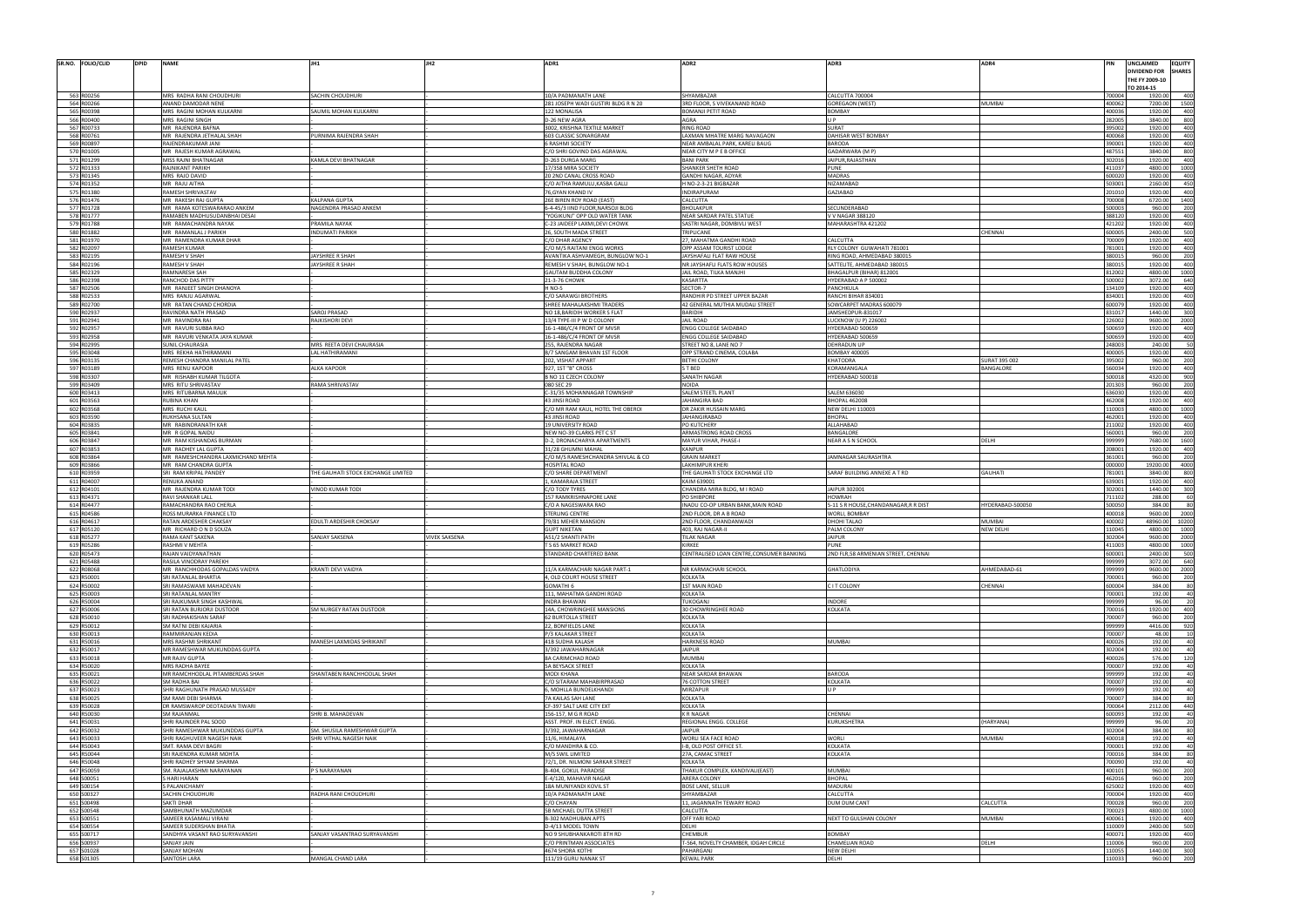| SR.NO. | FOLIO/CLID | DPID | NAME | JH1 | JH2 | ADR1 | ADR2 | ADR3 | ADR4 | PIN | UNCLAIMED DIVIDEND FOR THE FY 2009-10 TO 2014-15 | EQUITY SHARES |
|---|---|---|---|---|---|---|---|---|---|---|---|---|
| 563 | R00256 | | MRS RADHA RANI CHOUDHURI | SACHIN CHOUDHURI | | 10/A PADMANATH LANE | SHYAMBAZAR | CALCUTTA 700004 | | 700004 | 1920.00 | 400 |
| 564 | R00266 | | ANAND DAMODAR NENE | | | 281 JOSEPH WADI GUSTIRI BLDG R N 20 | 3RD FLOOR, S VIVEKANAND ROAD | GOREGAON (WEST) | MUMBAI | 400062 | 7200.00 | 1500 |
| 565 | R00398 | | MRS RAGINI MOHAN KULKARNI | SAUMIL MOHAN KULKARNI | | 122 MONALISA | BOMANJI PETIT ROAD | BOMBAY | | 400036 | 1920.00 | 400 |
| 566 | R00400 | | MRS RAGINI SINGH | | | D-26 NEW AGRA | AGRA | U P | | 282005 | 3840.00 | 800 |
| 567 | R00733 | | MR RAKISHNA RAFNA | | | 3002, KRISHNA TEXTILE MARKET | RING ROAD | SURAT | | 395002 | 1920.00 | 400 |
| 568 | R00761 | | MR RAJENDRA JETHALAL SHAH | PURNIMA RAJENDRA SHAH | | 603 CLASSIC SONARGRAM | LAXMAN MHATRE MARG NAVAGAON | DAHISAR WEST BOMBAY | | 400068 | 1920.00 | 400 |
| 569 | R00897 | | RAJENDRAKUMAR JANI | | | 6 RASHMI SOCIETY | NEAR AMBALAL PARK, KARELI BAUG | BARODA | | 390001 | 1920.00 | 400 |
| 570 | R01005 | | MR RAJESH KUMAR AGRAWAL | | | C/O SHRI GOVIND DAS AGRAWAL | NEAR CITY M P E B OFFICE | GADARWARA (M P) | | 487551 | 3840.00 | 800 |
| 571 | R01299 | | MISS RAJNI BHATNAGAR | KAMLA DEVI BHATNAGAR | | D-263 DURGA MARG | BANI PARK | JAIPUR,RAJASTHAN | | 302016 | 1920.00 | 400 |
| 572 | R01333 | | RAJNIKANT PARIKH | | | 17/358 MIRA SOCIETY | SHANKER SHETH ROAD | PUNE | | 411037 | 4800.00 | 1000 |
| 573 | R01345 | | MRS RAJO DAVID | | | 20 2ND CANAL CROSS ROAD | GANDHI NAGAR, ADYAR | MADRAS | | 600020 | 1920.00 | 400 |
| 574 | R01352 | | MR RAJU AITHA | | | C/O AITHA RAMULU,KASBA GALLI | H NO-2-3-21 BIGBAZAR | NIZAMABAD | | 503001 | 2160.00 | 450 |
| 575 | R01380 | | RAMESH SHRIVASTAV | | | 76,GYAN KHAND IV | INDIRAPURAM | GAZIABAD | | 201010 | 1920.00 | 400 |
| 576 | R01476 | | MR RAKESH RAJ GUPTA | KALPANA GUPTA | | 26E BIREN ROY ROAD (EAST) | CALCUTTA | | | 700008 | 6720.00 | 1400 |
| 577 | R01728 | | MR RAMA KOTESWARARAO ANKEM | NAGENDRA PRASAD ANKEM | | 6-4-45/3 IIND FLOOR,NARSOJI BLDG | BHOLAKPUR | SECUNDERABAD | | 500003 | 960.00 | 200 |
| 578 | R01777 | | RAMABEN MADHUSUDANBHAI DESAI | | | "YOGIKUNJ" OPP OLD WATER TANK | NEAR SARDAR PATEL STATUE | V V NAGAR 388120 | | 388120 | 1920.00 | 400 |
| 579 | R01788 | | MR RAMACHANDRA NAYAK | PRAMILA NAYAK | | C-23 JAIDEEP LAXMI,DEVI CHOWK | SASTRI NAGAR, DOMBIVLI WEST | MAHARASHTRA 421202 | | 421202 | 1920.00 | 400 |
| 580 | R01882 | | MR RAMANLAL J PARIKH | INDUMATI PARIKH | | 26, SOUTH MADA STREET | TRIPLICANE | | CHENNAI | 600005 | 2400.00 | 500 |
| 581 | R01970 | | MR RAMENDRA KUMAR DHAR | | | C/O DHAR AGENCY | 27, MAHATMA GANDHI ROAD | CALCUTTA | | 700009 | 1920.00 | 400 |
| 582 | R02097 | | RAMESH KUMAR | | | C/O M/S RAITANI ENGG WORKS | OPP ASSAM TOURIST LODGE | RLY COLONY GUWAHATI 781001 | | 781001 | 1920.00 | 400 |
| 583 | R02195 | | RAMESH V SHAH | JAYSHREE R SHAH | | AVANTIKA ASHVAMEGH, BUNGLOW NO-1 | JAYSHAFLI FLAT RAW HOUSE | RING ROAD, AHMEDABAD 380015 | | 380015 | 960.00 | 200 |
| 584 | R02196 | | RAMESH V SHAH | JAYSHREE R SHAH | | REMESH V SHAH, BUNGLOW NO-1 | NR JAYSHAFLI FLATS ROW HOUSES | SATTELITE, AHMEDABAD 380015 | | 380015 | 1920.00 | 400 |
| 585 | R02329 | | RAMNARESH SAH | | | GAUTAM BUDDHA COLONY | JAIL ROAD, TILKA MANJHI | BHAGALPUR (BIHAR) 812001 | | 812002 | 4800.00 | 1000 |
| 586 | R02398 | | RANCHOD DAS PITTY | | | 21-3-76 CHOWK | KASARTTA | HYDERABAD A P 500002 | | 500002 | 3072.00 | 640 |
| 587 | R02506 | | MR RANJEET SINGH DHANOYA | | | H NO-5 | SECTOR-7 | PANCHKULA | | 134109 | 1920.00 | 400 |
| 588 | R02533 | | MRS RANJU AGARWAL | | | C/O SARAWGI BROTHERS | RANDHIR PD STREET UPPER BAZAR | RANCHI BIHAR 834001 | | 834001 | 1920.00 | 400 |
| 589 | R02700 | | MR RATAN CHAND CHORDIA | | | SHREE MAHALAKSHMI TRADERS | 42 GENERAL MUTHIA MUDALI STREET | SOWCARPET MADRAS 600079 | | 600079 | 1920.00 | 400 |
| 590 | R02937 | | RAVINDRA NATH PRASAD | SAROJ PRASAD | | NO 18,BARIDIH WORKER S FLAT | BARIDIH | JAMSHEDPUR-831017 | | 831017 | 1440.00 | 300 |
| 591 | R02941 | | MR RAVINDRA RAI | RAJKISHORI DEVI | | 13/4 TYPE-III P W D COLONY | JAIL ROAD | LUCKNOW (U P) 226002 | | 226002 | 9600.00 | 2000 |
| 592 | R02957 | | MR RAVURI SUBBA RAO | | | 16-1-486/C/4 FRONT OF MVSR | ENGG COLLEGE SAIDABAD | HYDERABAD 500659 | | 500659 | 1920.00 | 400 |
| 593 | R02958 | | MR RAVURI VENKATA JAYA KUMAR | | | 16-1-486/C/4 FRONT OF MVSR | ENGG COLLEGE SAIDABAD | HYDERABAD 500659 | | 500659 | 1920.00 | 400 |
| 594 | R02995 | | SUNIL CHAURASIA | MRS REETA DEVI CHAURASIA | | 255, RAJENDRA NAGAR | STREET NO 8, LANE NO 7 | DEHRADUN UP | | 248003 | 240.00 | 50 |
| 595 | R03048 | | MRS REKHA HATHIRAMANI | LAL HATHIRAMANI | | 8/7 SANGAM BHAVAN 1ST FLOOR | OPP STRAND CINEMA, COLABA | BOMBAY 400005 | | 400005 | 1920.00 | 400 |
| 596 | R03135 | | REMESH CHANDRA MANILAL PATEL | | | 202, VISHAT APPART | BETHI COLONY | KHATODRA | SURAT 395 002 | 395002 | 960.00 | 200 |
| 597 | R03189 | | MRS RENU KAPOOR | ALKA KAPOOR | | 927, 1ST "B" CROSS | S T BED | KORAMANGALA | BANGALORE | 560034 | 1920.00 | 400 |
| 598 | R03307 | | MR RISHABH KUMAR TILGOTA | | | B NO 11 CZECH COLONY | SANATH NAGAR | HYDERABAD 500018 | | 500018 | 4320.00 | 900 |
| 599 | R03409 | | MRS RITU SHRIVASTAV | RAMA SHRIVASTAV | | 080 SEC 29 | NOIDA | | | 201303 | 960.00 | 200 |
| 600 | R03413 | | MRS RITUBARNA MALLIK | | | C-31/35 MOHANNAGAR TOWNSHIP | SALEM STEETL PLANT | SALEM 636030 | | 636030 | 1920.00 | 400 |
| 601 | R03563 | | RUBINA KHAN | | | 43 JINSI ROAD | JAHANGIRA BAD | BHOPAL 462008 | | 462008 | 1920.00 | 400 |
| 602 | R03568 | | MRS RUCHI KAUL | | | C/O MR RAM KAUL, HOTEL THE OBEROI | DR ZAKIR HUSSAIN MARG | NEW DELHI 110003 | | 110003 | 4800.00 | 1000 |
| 603 | R03590 | | RUKHSANA SULTAN | | | 43 JINSI ROAD | JAHANGIRABAD | BHOPAL | | 462001 | 1920.00 | 400 |
| 604 | R03835 | | MR RABINDRANATH KAR | | | 19 UNIVERSITY ROAD | PO KUTCHERY | ALLAHABAD | | 211002 | 1920.00 | 400 |
| 605 | R03841 | | MR R GOPAL NAIDU | | | NEW NO-39 CLARKS PET C ST | ARMASTRONG ROAD CROSS | BANGALORE | | 560001 | 960.00 | 200 |
| 606 | R03847 | | MR RAM KISHANDAS BURMAN | | | D-2, DRONACHARYA APARTMENTS | MAYUR VIHAR, PHASE-I | NEAR A S N SCHOOL | DELHI | 999999 | 7680.00 | 1600 |
| 607 | R03853 | | MR RADHEY LAL GUPTA | | | 31/28 GHUMNI MAHAL | KANPUR | | | 208001 | 1920.00 | 400 |
| 608 | R03864 | | MR RAMESHCHANDRA LAXMICHAND MEHTA | | | C/O M/S RAMESHCHANDRA SHIVLAL & CO | GRAIN MARKET | JAMNAGAR SAURASHTRA | | 361001 | 960.00 | 200 |
| 609 | R03866 | | MR RAM CHANDRA GUPTA | | | HOSPITAL ROAD | LAKHIMPUR KHERI | | | 000000 | 19200.00 | 4000 |
| 610 | R03959 | | SRI RAM KRIPAL PANDEY | THE GAUHATI STOCK EXCHANGE LIMITED | | C/O SHARE DEPARTMENT | THE GAUHATI STOCK EXCHANGE LTD | SARAF BUILDING ANNEXE A T RD | GAUHATI | 781001 | 3840.00 | 800 |
| 611 | R04007 | | RENUKA ANAND | | | 1, KAMARAJA STREET | KAIM 639001 | | | 639001 | 1920.00 | 400 |
| 612 | R04101 | | MR RAJENDRA KUMAR TODI | VINOD KUMAR TODI | | C/O TODY TYRES | CHANDRA MIRA BLDG, M I ROAD | JAIPUR 302001 | | 302001 | 1440.00 | 300 |
| 613 | R04371 | | RAVI SHANKAR LALL | | | 157 RAMKRISHNAPORE LANE | PO SHIBPORE | HOWRAH | | 711102 | 288.00 | 60 |
| 614 | R04477 | | RAMACHANDRA RAO CHERLA | | | C/O A NAGESWARA RAO | INADU CO-OP URBAN BANK,MAIN ROAD | 5-11 S R HOUSE,CHANDANAGAR,R R DIST | HYDERABAD-500050 | 500050 | 384.00 | 80 |
| 615 | R04586 | | ROSS MURARKA FINANCE LTD | | | STERLING CENTRE | 2ND FLOOR, DR A B ROAD | WORLI, BOMBAY | | 400018 | 9600.00 | 2000 |
| 616 | R04617 | | RATAN ARDESHER CHAKSAY | EDULTI ARDESHIR CHOKSAY | | 79/81 MEHER MANSION | 2ND FLOOR, CHANDANWADI | DHOHI TALAO | MUMBAI | 400002 | 48960.00 | 10200 |
| 617 | R05120 | | MR RICHARD O N D SOUZA | | | GUPT NIKETAN | 403, RAJ NAGAR-II | PALM COLONY | NEW DELHI | 110045 | 4800.00 | 1000 |
| 618 | R05277 | | RAMA KANT SAXENA | SANJAY SAKSENA | VIVEK SAXENA | A51/2 SHANTI PATH | TILAK NAGAR | JAIPUR | | 302004 | 9600.00 | 2000 |
| 619 | R05286 | | RASHMI V MEHTA | | | T S 65 MARKET ROAD | KIRKEE | PUNE | | 411003 | 4800.00 | 1000 |
| 620 | R05473 | | RAJAN VAIDYANATHAN | | | STANDARD CHARTERED BANK | CENTRALISED LOAN CENTRE,CONSUMER BANKING | 2ND FLR,58 ARMENIAN STREET, CHENNAI | | 600001 | 2400.00 | 500 |
| 621 | R05488 | | RASILA VINODRAY PAREKH | | | | | | | 999999 | 3072.00 | 640 |
| 622 | R08068 | | MR RANCHHODAS GOPALDAS VAIDYA | KRANTI DEVI VAIDYA | | 11/A KARMACHARI NAGAR PART-1 | NR KARMACHARI SCHOOL | GHATLODIYA | AHMEDABAD-61 | 999999 | 9600.00 | 2000 |
| 623 | RS0001 | | SRI RATANLAL BHARTIA | | | 4, OLD COURT HOUSE STREET | KOLKATA | | | 700001 | 960.00 | 200 |
| 624 | RS0002 | | SRI RAMASWAMI MAHADEVAN | | | GOMATHI 6 | 1ST MAIN ROAD | C I T COLONY | CHENNAI | 600004 | 384.00 | 80 |
| 625 | RS0003 | | SRI RATANLAL MANTRY | | | 111, MAHATMA GANDHI ROAD | KOLKATA | | | 700001 | 192.00 | 40 |
| 626 | RS0004 | | SRI RAJKUMAR SINGH KASHWAL | | | INDRA BHAWAN | TUKOGANJ | INDORE | | 999999 | 96.00 | 20 |
| 627 | RS0006 | | SRI RATAN BURJORJI DUSTOOR | SM NURGEY RATAN DUSTOOR | | 14A, CHOWRINGHEE MANSIONS | 30 CHOWRINGHEE ROAD | KOLKATA | | 700016 | 1920.00 | 400 |
| 628 | RS0010 | | SRI RADHAKISHAN SARAF | | | 62 BURTOLLA STREET | KOLKATA | | | 700007 | 960.00 | 200 |
| 629 | RS0012 | | SM RATNI DEBI KAJARIA | | | 22, BONFIELDS LANE | KOLKATA | | | 999999 | 4416.00 | 920 |
| 630 | RS0013 | | RAMNIRANJAN KEDIA | | | P/5 KALAKAR STREET | KOLKATA | | | 700007 | 48.00 | 10 |
| 631 | RS0016 | | MRS RASHMI SHRIKANT | MANESH LAXMIDAS SHRIKANT | | 41B SUDHA KALASH | HARKNESS ROAD | MUMBAI | | 400026 | 192.00 | 40 |
| 632 | RS0017 | | MR RAMESHWAR MUKUNDDAS GUPTA | | | 3/392 JAWAHARNAGAR | JAIPUR | | | 302004 | 192.00 | 40 |
| 633 | RS0018 | | MR RAJIV GUPTA | | | 8A CARMICHAD ROAD | MUMBAI | | | 400026 | 576.00 | 120 |
| 634 | RS0020 | | MRS RADHA BAYEE | | | 5A BEYSACK STREET | KOLKATA | | | 700007 | 192.00 | 40 |
| 635 | RS0021 | | MR RAMCHHODLAL PITAMBERDAS SHAH | SHANTABEN RANCHHODLAL SHAH | | MODI KHANA | NEAR SARDAR BHAWAN | BARODA | | 999999 | 192.00 | 40 |
| 636 | RS0022 | | SM RADHA BAI | | | C/O SITARAM MAHABIRPRASAD | 76 COTTON STREET | KOLKATA | | 700007 | 192.00 | 40 |
| 637 | RS0023 | | SHRI RAGHUNATH PRASAD MUSSADY | | | 6, MOHLLA BUNDELKHANDI | MIRZAPUR | U P | | 999999 | 192.00 | 40 |
| 638 | RS0025 | | SM RAMI DEBI SHARMA | | | 7A KAILAS SAH LANE | KOLKATA | | | 700007 | 384.00 | 80 |
| 639 | RS0028 | | DR RAMSWAROP DEOTADIAN TIWARI | | | CF-397 SALT LAKE CITY EXT | KOLKATA | | | 700064 | 2112.00 | 440 |
| 640 | RS0030 | | SM RAJANMAL | SHRI B. MAHADEVAN | | 156-157, M G R ROAD | K R NAGAR | CHENNAI | | 600093 | 192.00 | 40 |
| 641 | RS0031 | | SHRI RAJINDER PAL SOOD | | | ASST. PROF. IN ELECT. ENGG. | REGIONAL ENGG. COLLEGE | KURUKSHETRA | (HARYANA) | 999999 | 96.00 | 20 |
| 642 | RS0032 | | SHRI RAMESHWAR MUKUNDDAS GUPTA | SM. SHUSILA RAMESHWAR GUPTA | | 3/392, JAWAHARNAGAR | JAIPUR | | | 302004 | 384.00 | 80 |
| 643 | RS0033 | | SHRI RAGHUVEER NAGESH NAIK | SHRI VITHAL NAGESH NAIK | | 11/6, HIMALAYA | WORLI SEA FACE ROAD | WORLI | MUMBAI | 400018 | 192.00 | 40 |
| 644 | RS0043 | | SMT. RAMA DEVI BAGRI | | | C/O MANDHRA & CO. | I-B, OLD POST OFFICE ST. | KOLKATA | | 700001 | 192.00 | 40 |
| 645 | RS0044 | | SRI RAJENDRA KUMAR MOHTA | | | M/S SWIL LIMITED | 27A, CAMAC STREET | KOLKATA | | 700016 | 384.00 | 80 |
| 646 | RS0048 | | SHRI RADHEY SHYAM SHARMA | | | 72/1, DR. NILMONI SARKAR STREET | KOLKATA | | | 700090 | 192.00 | 40 |
| 647 | RS0059 | | SM. RAJALAKSHMI NARAYANAN | P S NARAYANAN | | B-404, GOKUL PARADISE | THAKUR COMPLEX, KANDIVALI(EAST) | MUMBAI | | 400101 | 960.00 | 200 |
| 648 | S00051 | | S HARI HARAN | | | E-4/120, MAHAVIR NAGAR | ARERA COLONY | BHOPAL | | 462016 | 960.00 | 200 |
| 649 | S00154 | | S PALANICHAMY | | | 18A MUNIYANDI KOVIL ST | BOSE LANE, SELLUR | MADURAI | | 625002 | 1920.00 | 400 |
| 650 | S00327 | | SACHIN CHOUDHURI | RADHA RANI CHOUDHURI | | 10/A PADMANATH LANE | SHYAMBAZAR | CALCUTTA | | 700004 | 1920.00 | 400 |
| 651 | S00498 | | SAKTI DHAR | | | C/O CHAYAN | 11, JAGANNATH TEWARY ROAD | DUM DUM CANT | CALCUTTA | 700028 | 960.00 | 200 |
| 652 | S00548 | | SAMBHUNATH MAZUMDAR | | | 58 MICHAEL DUTTA STREET | CALCUTTA | | | 700023 | 4800.00 | 1000 |
| 653 | S00551 | | SAMEER KASAMALI VIRANI | | | B-302 MADHUBAN APTS | OFF YARI ROAD | NEXT TO GULSHAN COLONY | MUMBAI | 400061 | 1920.00 | 400 |
| 654 | S00554 | | SAMEER SUDERSHAN BHATIA | | | D-4/13 MODEL TOWN | DELHI | | | 110009 | 2400.00 | 500 |
| 655 | S00717 | | SANDHYA VASANT RAO SURYAVANSHI | SANJAY VASANTRAO SURYAVANSHI | | NO 9 SHUBHANKAROTI 8TH RD | CHEMBUR | BOMBAY | | 400071 | 1920.00 | 400 |
| 656 | S00937 | | SANJAY JAIN | | | C/O PRINTMAN ASSOCIATES | T-564, NOVELTY CHAMBER, IDGAH CIRCLE | CHAMELIAN ROAD | DELHI | 110006 | 960.00 | 200 |
| 657 | S01028 | | SANJAY MOHAN | | | 4674 SHORA KOTHI | PAHARGANJ | NEW DELHI | | 110055 | 1440.00 | 300 |
| 658 | S01305 | | SANTOSH LARA | MANGAL CHAND LARA | | 111/19 GURU NANAK ST | KEWAL PARK | DELHI | | 110033 | 960.00 | 200 |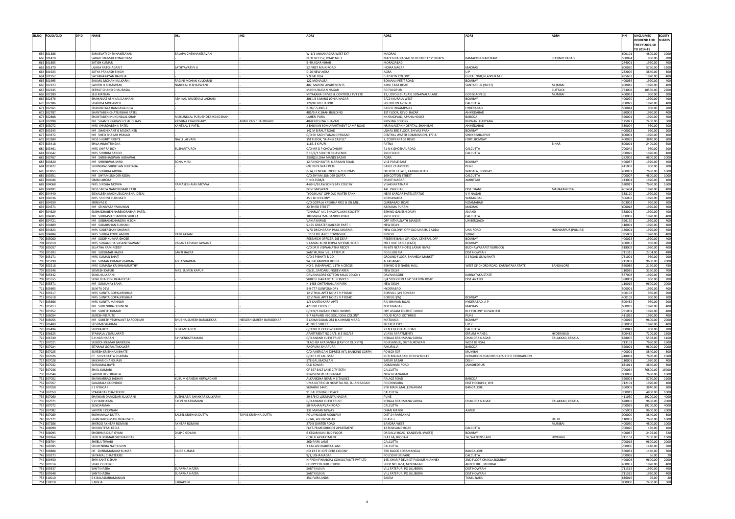| SR.NO. | FOLIO/CLID | DPID | NAME | JH1 | JH2 | ADR1 | ADR2 | ADR3 | ADR4 | PIN | UNCLAIMED DIVIDEND FOR THE FY 2009-10 TO 2014-15 | EQUITY SHARES |
|---|---|---|---|---|---|---|---|---|---|---|---|---|
| 659 | S01386 | | SARASVATI CHENNAKESAYAN | BALAPA CHENNAKESAVAN | | W-1/1 ANNANAGAR WEST EXT | MADRAS | | | 600101 | 4800.00 | 1000 |
| 660 | S01418 | | SARATH KUMAR KONATHAM | | | PLOT NO 152, ROAD NO 3 | MADHURA NAGAR, NEREDMETT "X" ROADS | RAMAKRISHNAPURAM | SECUNDERABAD | 500094 | 960.00 | 200 |
| 661 | S01805 | | SATISH KUMAR | | | B-49 JIGAR VIHAR | MORADABAD | | | 244001 | 1920.00 | 400 |
| 662 | S01870 | | ULAGA RATCHAGAN T | SATHYAVATHY U | | 52 FIRST MAIN ROAD | INDIRA NAGAR | MADRAS | | 600020 | 5760.00 | 1200 |
| 663 | S01923 | | SATYA PRAKASH SINGH | | | D-26 NEW AGRA | AGRA | U P | | 282005 | 3840.00 | 800 |
| 664 | S01952 | | SATYANARAYAN BALDUA | | | S N BALDUA | C-12 RCW COLONY | GUPAL NGR,BILASPUR M P | | 495663 | 1920.00 | 400 |
| 665 | S01995 | | SAUMIL MOHAN KULKARNI | RAGINI MOHAN KULKARNI | | 122 MONALISA | BOMANJI PETIT ROAD | BOMBAY | | 400036 | 1920.00 | 400 |
| 666 | S02123 | | SAVITRI H BHARWANI | NANDLAL H BHARWANI | | 402, MARINE APARTMENTS | JUHU TARA ROAD | SANTACRUZ (WEST) | MUMBAI | 400049 | 1920.00 | 400 |
| 667 | S02245 | | SEERAT CHAND CHAURASIA | | | MADHUSUDAN NAGAR | PO TULSIPUR | | CUTTACK | 753008 | 10560.00 | 2200 |
| 668 | S02280 | | SEU MATHAN | | | MIYAKANA DRIVES & CONTROLS PVT LTD | 13, UDYOG BHAVAN, SONAWALA LANE | GOREGAON (E) | MUMBAI | 400063 | 960.00 | 200 |
| 669 | S02376 | | SHAHANAZ ASHIKALI LAKHANI | ASHIKALI MUSENALI LAKHANI | | 306 L B S MARG LOHIA NAGAR | 7/C24 KURALA WEST | BOMBAY | | 400070 | 1920.00 | 400 |
| 670 | S02386 | | SHAHIDA MOHAMED | | | 128/B FIRST FLOOR | SOUTHERN AVENUE | CALCUTTA | | 700029 | 1920.00 | 400 |
| 671 | S02561 | | SHAKUNTALA RANGAVAJJULA | | | B-26,F-5,MIG-2 | BAGH LINGAMPALLY | HYDERABAD | | 500044 | 960.00 | 200 |
| 672 | S02787 | | SHANTABEN CHATURBHAI PATEL | | | 485/5 A K SHAH BUILDING | 1ST FLOOR, REVDI BAZAR | AHMEDABAD | | 380002 | 1920.00 | 400 |
| 673 | S02808 | | SHANTABEN MUKUNDLAL SHAH | MUKUNDLAL PURUSHOTAMDAS SHAH | | LAHERI PURA | KHARADIVAD, APANA HOUSE | BARODA | | 390001 | 1920.00 | 400 |
| 674 | S02898 | | MR SHANTI PRAKASH CHAUDHARY | KRISHNA CHAUDHARY | ANNU RAG CHAUDHARY | 40/8 KRISHNA BHAVAN | KRISHNA COLONY | BHIWANI HARYANA | | 125021 | 2400.00 | 500 |
| 675 | S03072 | | MRS SHARDABEN K PATEL | KANTILAL S PATEL | | 2 BHUVAN SOM APARTMENT CAMP ROAD | NR RAJASTAN HOSPITAL, SHAHIBAG | AHMEDABAD | | 380004 | 960.00 | 200 |
| 676 | S03243 | | MR SHASHIKANT G MADKAIKER | | | 142 M B RAUT ROAD | ULHAS 3RD FLOOR, SHIVAJI PARK | BOMBAY | | 400028 | 960.00 | 200 |
| 677 | S03372 | | MR SHEO SHAKAR PRASAD | | | C/O SH SACHITANAND PRASAD | CENTRAL WATER COMMISSION, 177-B | SHRIKRISHNAPUR | | 800001 | 1920.00 | 400 |
| 678 | S03389 | | MISS SHERRY RIKHYE | NAZLI LALVANI | | 1ST FLOOR, "JHANSI CASTLE" | 7, COOPENRAGE ROAD | FORT, BOMBAY | | 400039 | 3840.00 | 800 |
| 679 | S03418 | | SHILA HIMATSINGKA | | | 116E, S K PURI | PATNA | | BIHAR | 800001 | 2400.00 | 500 |
| 680 | S03461 | | MRS SHIPRA ROY | SUSHMITA ROY | | C/O MR D P CHOWDHURY | 71 N K GHOSHAL ROAD | CALCUTTA | | 700042 | 960.00 | 200 |
| 681 | S03642 | | MRS SHOBHA SABOO | | | P 15/2/1 SOUTHERN AVENUE | 2ND FLOOR | CALCUTTA | | 700029 | 1920.00 | 400 |
| 682 | S03767 | | MR SHRIBHAGWAN AGRAWAL | | | 23/8(2) LOHA MANDI BAZAR | AGRA | | | 282002 | 4800.00 | 1000 |
| 683 | S03820 | | MR SHRINIWAS MIRJI | SONA MIRJI | | 12 PANCH KUTIR, NARIMAN ROAD | VILE PARLE EAST | BOMBAY | | 400057 | 1920.00 | 400 |
| 684 | S03822 | | SHRINIWAS SHRIKISAN BHUTADA | | | 692 BUDHWAR PETH | BAKUL CHAMBERS | PUNE | | 411002 | 960.00 | 200 |
| 685 | S03855 | | MRS SHUBHA ARORA | | | B-14, CENTRAL EXCISE & CUSTOMS | OFFICER S FLATS, KATRAK ROAD | WADALA, BOMBAY | | 400031 | 7680.00 | 1600 |
| 686 | S03951 | | MR SHYAM SUNDER KEDIA | | | C/O SHYAM SUNDER GUPTA | 169 COTTON STREET | CALCUTTA | | 700007 | 4800.00 | 1000 |
| 687 | S04046 | | SIMMI ARORA | | | H NO 2508/8 | SHAKTI NAGAR | AMRITSAR | | 143001 | 1920.00 | 400 |
| 688 | S04068 | | MRS SIRISHA MOVVA | RAMASESHAIAH MOVVA | | 4-69-5/8 LAWSON S BAY COLONY | VISAKHAPATNAM | | | 530017 | 7680.00 | 1600 |
| 689 | S04201 | | MISS SMITA NANDKUMAR PATIL | | | POST MASWAN | TAL. PALGHAR | DIST THANE | MAHARASHTRA | 401404 | 1920.00 | 400 |
| 690 | S04440 | | SONALBEN MADHUSUDANBHAI DESAI | | | "YOGIKUNJ" OPP OLD WATER TANK | NEAR SARDAR PATEL STATUE | V V NAGAR | | 388120 | 1920.00 | 400 |
| 691 | S04536 | | MRS SRIDEVI PULIJMATI | | | 35 S B H COLONY | KOTHAWADA | WARANGAL | | 506002 | 1920.00 | 400 |
| 692 | S04559 | | SRINIVAS K | | | C/O GOPALA KRISHNA RICE & OIL MILL | GURBABADI ROAD | NIZAMABAD | | 503002 | 960.00 | 200 |
| 693 | S04571 | | MR SRINIVASA YAMUNAN | | | 22 THIRD STREET | ABIRAMA PURAM | MADRAS | | 600018 | 1920.00 | 400 |
| 694 | S04629 | | SUBHADRABEN NARENDRABHAI PATEL | | | "CHARU" A/1 BHAGYALAXMI SOCIETY | BEHIND GANESH DAIRY | ANAND | | 388001 | 1920.00 | 400 |
| 695 | S04685 | | MR SUBHASH CHANDRA SUREKA | | | 189 MAHATMA GANDHI ROAD | 2ND FLOOR | CALCUTTA | | 700007 | 1920.00 | 400 |
| 696 | S04721 | | MR SUBHASHCHANDRA H SONI | | | VANIAYAWAD | OPP VITHALNATH MANDIR | UMBERGAON | | 396170 | 1920.00 | 400 |
| 697 | S04809 | | MR SUDARSHAN SUKHANI | | | S-190 GREATER KAILASH PART II | NEW DELHI | | | 110001 | 1920.00 | 400 |
| 698 | S04823 | | MRS SUDERSHAN SHARMA | | | W/O DR DHARAM PAUL SHARMA | NEW COLONY, OPP OLD UNA BUS ADDA | UNA ROAD | HOSHIARPUR (PUNJAB) | 146001 | 1920.00 | 400 |
| 699 | S04884 | | MRS SUDHA KOVELAMUDI | RANI KAKANI | | J 1101 RELIANCE TOWNSHIP | PIPLOD | SURAT | | 395007 | 1920.00 | 400 |
| 700 | S05000 | | MR SUDIP KUMAR GHOSE | | | RESEARCH OFFICER, DIS DEAP | RESERVE BANK OF INDIA, CENTRAL OFF | BOMBAY | | 400023 | 1920.00 | 400 |
| 701 | S05010 | | MRS SUGANDHA VASANT SAWANT | VASANT KESHAV SAWANT | | 5 KAMAL KUNJ TEJPAL SCHEME ROAD | NO 1 VILE PARLE (EAST) | BOMBAY | | 400057 | 960.00 | 200 |
| 702 | S05057 | | SUJATHA RAMIREDDY | | | C/O DR R VISWANATHA REDDY | 46-679 NEAR HOTEL LAXMI NIVAS | BUDHAWARAPET KURNOOL | | 518002 | 1920.00 | 400 |
| 703 | S05103 | | MR SUKUMAR HAZRA | SANTI HAZRA | | SANTIKUNJA VILL FATEPUR | PO ULUBERIA | DIST HOWRAH | | 711315 | 2304.00 | 480 |
| 704 | S05171 | | MRS SUMAN BHATI | | | C/O S P BHATI & CO | GROUND FLOOR, SHAHEDA MARKET | S S ROAD GUWAHATI | | 781001 | 960.00 | 200 |
| 705 | S05190 | | MR SUMAN KUMAR SHARMA | ASHA SHARMA | | 94, BALRAMPUR HOUSE | ALLAHABAD | | | 211002 | 9600.00 | 2000 |
| 706 | S05218 | | MRS SUMANA KRISHNAMURTHY | | | NO 9, JASHRIVAD), 11TH A CROSS | BEHIND G D NAIDU HALL | WEST OF CHORD ROAD, KARNATAKA STATE | BANGALORE | 560086 | 2160.00 | 450 |
| 707 | S05246 | | SOMESH KAPUR | MRS SUMEN KAPUR | | C5/31, SAFDARJUNGDEV AREA | NEW DELHI | | | 110016 | 3360.00 | 700 |
| 708 | S05442 | | SUNIL KULKARNI | | | DAVANAGORE COTTON MILLS COLONY | DAVANAGORE | KARNATAKA STATE | | 577003 | 1920.00 | 400 |
| 709 | S05555 | | SUNILBHAI DINUBHAI DESAI | | | SHREEJI FIANANCIAL SERVICES | F/4 "KISHOR PLAZA" STATION ROAD | DIST ANAND | | 388001 | 960.00 | 200 |
| 710 | S05571 | | MR SUNILMAY SAHA | | | H-1483 CHITTARANJAN PARK | NEW DELHI | | | 110019 | 9600.00 | 2000 |
| 711 | S05603 | | SUNITA DEVI | | | 5-9-777 GUNFOUNDRY | HYDERABAD | | | 500001 | 1920.00 | 400 |
| 712 | S05617 | | MRS SUNITA GOPALKRISHNA | | | 12 VITHAL APTT NO 2 S V P ROAD | BORIVILI (W) BOMBAY | | | 400103 | 960.00 | 200 |
| 713 | S05618 | | MRS SUNITA GOPALKRISHNA | | | 12 VITHAL APTT NO 2 S V P ROAD | BORIVILI (W) | BOMBAY | | 400103 | 960.00 | 200 |
| 714 | S05666 | | MRS SUNITA MANNUR | | | 1/B SANTISIKARA APTS | RAJ BHAVAN ROAD | HYDERABAD, A P | | 500482 | 960.00 | 200 |
| 715 | S05813 | | MR SURENDRA DEVINENI | | | 42 IIIRD CROSS ST | M K B NAGAR | MADRAS | | 600039 | 1920.00 | 400 |
| 716 | S05952 | | MR SURESH KUMAR | | | C/O M/S RAITANI ENGG WORKS | OPP ASSAM TOURIST LODGE | RLY COLONY GUWAHATI | | 781001 | 1920.00 | 400 |
| 717 | S06054 | | SURESH VISPUTE | | | B-7 ASAVARI HSG SOC, IDEAL COLONY | POUD ROAD, KOTHRUD | PUNE | | 411029 | 1920.00 | 400 |
| 718 | S06055 | | MR SURESH YESHWANT BARODEKAR | SHUBHA SURESH BARODEKAR | NEELESH SURESH BARODEKAR | 5 LAXMI SADAN 281 B A KHIMJI MARG | MATUNGA | BOMBAY | | 400019 | 9600.00 | 2000 |
| 719 | S06489 | | SUSHMA SHARMA | | | 41 NEEL STREET | MEERUT CITY | U P 2 | | 250002 | 1920.00 | 400 |
| 720 | S06494 | | SHIPRA ROY | SUSHMITA ROY | | C/O MR D P CHOWDHURY | 71 N K GHOSHAL ROAD | CALCUTTA | | 700042 | 960.00 | 200 |
| 721 | S06625 | | SYAMALA VEMULAPATI | | | APARTMENT NO 14/8, 6-3-562/14 | VIJAYA APARTMENTS | ERRUM MANZIL | HYDERABAD | 500482 | 7200.00 | 1500 |
| 722 | S06740 | | S.V.HARIHARAN | S.H.VENKATRAMANI | | C/O ANAND KUTIR TRUST | KERALA BRAHMANA SABHA | CHANDRA NAGAR | PALAKKAD, KERALA | 678007 | 5568.00 | 1160 |
| 723 | S07021 | | SUBODH KUMAR BANERJEA | | | TEACHER ARADANGA (EAST OF OLD STN) | PO ASANSOL, DIST BURDWAN | WEST BENGAL | | 713101 | 7680.00 | 1600 |
| 724 | S07024 | | SITARAM GOPAL TAKALKER | | | RAOPURA SHIAPURA | AMLIFALIA | BARODA | | 390001 | 9600.00 | 2000 |
| 725 | S07025 | | SURESH KRISHNAJI BHATE | | | C/O AMERICAN EXPRESS INTL BANKING CORPN | PO BOX-507 | MUMBAI | | 400001 | 3840.00 | 800 |
| 726 | S07026 | | PT SHIVADATTA SHARMA | | | C/O PT JIT LAL ISSAR | KUTI MAI NARANI DEVI W NO-15 | DERADOON ROAD RISHIKESH DIST DEHRADOON | | 248001 | 7680.00 | 1600 |
| 727 | S07028 | | SHIKHAR CHAND JAIN | | | 578 GALI BAZAZAN | SADAR BAZAR | DELHI | | 110001 | 1920.00 | 400 |
| 728 | S07032 | | SURAJMAL BAYTI | | | OLD SONARI | DOMUHARI ROAD | JAMSHEDPUR | | 831011 | 3840.00 | 800 |
| 729 | S07036 | | SHAIL KUMARI | | | CF-397 SALT LAKE CITY EXTN | CALCUTTA | | | 700064 | 76800.00 | 16000 |
| 730 | S07044 | | SAVITRI DEVI BHALLA | | | R14/59 NEW RAJ NAGAR | NEW GHAZIABAD | | | 000000 | 7680.00 | 1600 |
| 731 | S07052 | | SHANKARRAO JADHAV | KUSUM GANESH HERWADKAR | | ALKANKSHA NEAR M S TALKIES | PALACE ROAD | BARODA | | 390001 | 5760.00 | 1200 |
| 732 | S07057 | | SAILABALA COONDOO | | | UMA KUTIR OLD HOSPITAL RD, SUJAN BAGAN | PO CHINSURA | DIST HOOGHLY, W B | | 712101 | 1920.00 | 400 |
| 733 | S07058 | | S S IYENGAR | | | SURABHI 144/1 | 8TH MAIN, MALLESWARAM | BANGALORE | | 560003 | 3840.00 | 800 |
| 734 | S07059 | | SYAMADAS CHATTERJEE | | | 91 BALLYGUNGE PLACE | CALCUTTA | | | 700019 | 4800.00 | 1000 |
| 735 | S07060 | | SHANKAR DAMODAR KULKARNI | SUSHILABAI SHANKAR KULKARNI | | 29 B/642 LOKMANYA NAGAR | PUNE | | | 411030 | 19200.00 | 4000 |
| 736 | S07071 | | S V HARIHARAN | S H VENKATRAMANI | | C/O ANAND KUTIR TRUST | KERALA BRAHMANA SABHA | CHANDRA NAGAR | PALAKKAD, KERALA | 678007 | 9600.00 | 2000 |
| 737 | S07072 | | SUNDARMANI | | | 50 MAHANIRVAN ROAD | CALCUTTA | | | 700029 | 19200.00 | 4000 |
| 738 | S07082 | | SAVITRI S DEVNANI | | | 332 MADAN NIWAS | DHAN MANDI | AJMER | | 305001 | 9600.00 | 2000 |
| 739 | S07089 | | SNEHAMALA DUTTA | SALEEL KRISHNA DUTTA | TAPAS KRISHNA DUTTA | PO JAYNAGAR MOJILPUR | DIST 24 PARGANAS | | | 000000 | 3840.00 | 800 |
| 740 | S07121 | | SHANTABEN MANUBHAI PATEL | | | C-142, ASHOK VIHAR | PHASE-I | | DELHI | 110052 | 7680.00 | 1600 |
| 741 | S07206 | | SHEROO AKHTAR ROMANI | AKHTAR ROMANI | | 270 B GARTER ROAD | BANDRA WEST | | MUMBAI | 400050 | 4800.00 | 1000 |
| 742 | S08090 | | SHIVOUTTRAI KEDIA | | | FLAT-7B MEGHDOOT APARTMENT | 12 ROWLAND ROAD | CALCUTTA | | 700020 | 480.00 | 100 |
| 743 | S08093 | | SHOBHNA DILIP GYANI | DILIP C GOYANI | | 6 KESAR KUNJ 2ND FLOOR | DR DALVI ROAD, KANDEVELI (WEST) | BOMBAY | | 400067 | 2496.00 | 520 |
| 744 | S08164 | | SURESH KUMAR GIRDHARIDAS | | | GOKUL APPARTMENT | FLAT 6A, BLOCK-A | 14, WATKINS LANE | HOWRAH | 711101 | 7200.00 | 1500 |
| 745 | S08704 | | SHEELA TIWARI | | | 26D PARK LANE | CALCUTTA | | | 700016 | 9600.00 | 2000 |
| 746 | S08785 | | SOURENDRA NATH GUIN | | | 3 KAILASH KABIRAJ LANE | CALCUTTA | | | 700006 | 1440.00 | 300 |
| 747 | S08808 | | DR SUBRAMANIAM KUMAR | RAJEE KUMAR | | NO 13 S B I OFFICERS COLONY | 3RD BLOCK KORAMANGLA | BANGALORE | | 560034 | 1440.00 | 300 |
| 748 | S09373 | | SHYAMAL CHATTERJEE | | | 9/1, USHA NAGAR | PO JODHPUR PARK | CALCUTTA | | 700068 | 96.00 | 20 |
| 749 | S09450 | | SHRI KANT K SHAH | | | NIPPON FINANCIAL CONSULTANTS PVT LTD | 145, SHARIF DEVJI ST,PADAMSHI ANNEX | 2ND FLOOR,CHAKLA,BOMBAY | | 400003 | 9600.00 | 2000 |
| 750 | S09514 | | SHAJI P GEORGE | | | CHIPPY COLOUR STUDIO | SHOP NO. B-51, M N NAGAR | ANTOP HILL, MUMBAI | | 400037 | 1920.00 | 400 |
| 751 | S09537 | | SANTI HAZRA | SUPARNA HAZRA | | SANTI KUNJA | VILL FATEPUR, PO ULUBERIA | DIST HOWRAH | | 711315 | 1920.00 | 400 |
| 752 | S09548 | | SANTI HAZRA | SUPARNA HAZRA | | SANTI KUNJA | VILL FATEPUR, PO ULUBERIA | DIST HOWRAH | | 711315 | 1920.00 | 400 |
| 753 | S10010 | | S K BALASUBRAMANIAN | | | 35C FAIR LANDS | SALEM | TAMIL NADU | | 636016 | 96.00 | 20 |
| 754 | S10018 | | S NISHA | S BHADHRI | | | | | | 000000 | 2400.00 | 500 |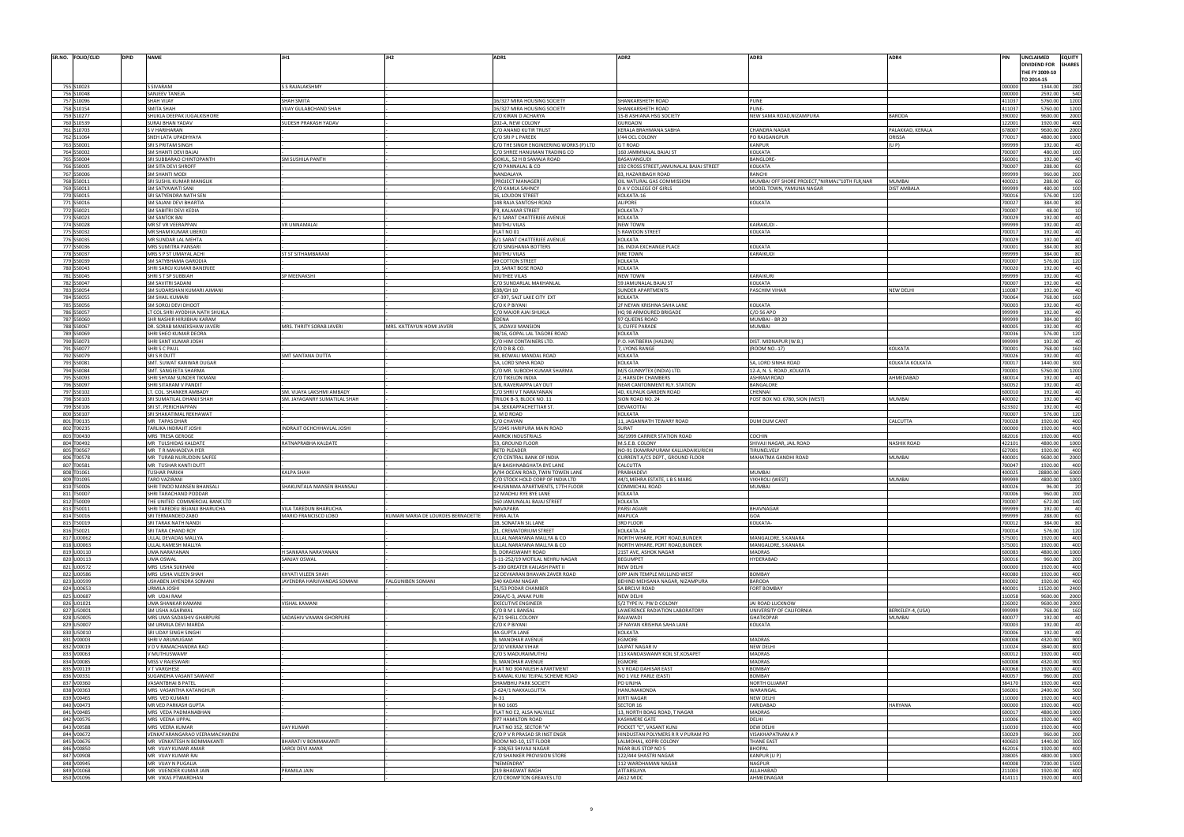| SR.NO. | FOLIO/CLID | DPID | NAME | JH1 | JH2 | ADR1 | ADR2 | ADR3 | ADR4 | PIN | UNCLAIMED DIVIDEND FOR THE FY 2009-10 TO 2014-15 | EQUITY SHARES |
|---|---|---|---|---|---|---|---|---|---|---|---|---|
| 755 | S10023 | | S SIVARAM | S S RAJALAKSHMY | - | | | | | 000000 | 1344.00 | 280 |
| 756 | S10048 | | SANJEEV TANEJA | - | - | | | | | 000000 | 2592.00 | 540 |
| 757 | S10096 | | SHAH VIJAY | SHAH SMITA | - | 16/327 MIRA HOUSING SOCIETY | SHANKARSHETH ROAD | PUNE | | 411037 | 5760.00 | 1200 |
| 758 | S10154 | | SMITA SHAH | VIJAY GULABCHAND SHAH | - | 16/327 MIRA HOUSING SOCIETY | SHANKARSHETH ROAD | PUNE- | | 411037 | 5760.00 | 1200 |
| 759 | S10277 | | SHUKLA DEEPAK JUGALKISHORE | - | - | C/O KIRAN D ACHARYA | 15-B ASHIANA HSG SOCIETY | NEW SAMA ROAD,NIZAMPURA | BARODA | 390002 | 9600.00 | 2000 |
| 760 | S10539 | | SURAJ BHAN YADAV | SUDESH PRAKASH YADAV | - | 202-A, NEW COLONY | GURGAON | | | 122001 | 1920.00 | 400 |
| 761 | S10703 | | S V HARIHARAN | - | - | C/O ANAND KUTIR TRUST | KERALA BRAHMANA SABHA | CHANDRA NAGAR | PALAKKAD, KERALA | 678007 | 9600.00 | 2000 |
| 762 | S11064 | | SNEH LATA UPADHYAYA | - | - | C/O SRI P L PAREEK | I/44 OCL COLONY | PO RAJGANGPUR | ORISSA | 770017 | 4800.00 | 1000 |
| 763 | S50001 | | SRI S PRITAM SINGH | - | - | C/O THE SINGH ENGINEERING WORKS (P) LTD | G T ROAD | KANPUR | (U P) | 999999 | 192.00 | 40 |
| 764 | S50002 | | SM SHANTI DEVI BAJAJ | - | - | C/O SHREE HANUMAN TRADING CO | 160 JAMMNALAL BAJAJ ST | KOLKATA | | 700007 | 480.00 | 100 |
| 765 | S50004 | | SRI SUBBARAO CHINTOPANTH | SM SUSHILA PANTH | - | GOKUL, 52 H B SAMAJA ROAD | BASAVANGUDI | BANGLORE- | | 560001 | 192.00 | 40 |
| 766 | S50005 | | SM SITA DEVI SHROFF | - | - | C/O PANNALAL & CO | 192 CROSS STREET,JAMUNALAL BAJAJ STREET | KOLKATA | | 700007 | 288.00 | 60 |
| 767 | S50006 | | SM SHANTI MODI | - | - | NANDALAYA | 83, HAZARIBAGH ROAD | RANCHI | | 999999 | 960.00 | 200 |
| 768 | S50011 | | SRI SUSHIL KUMAR MANGLIK | - | - | (PROJECT MANAGER) | OIL NATURAL GAS COMMISSION | MUMBAI OFF SHORE PROJECT,"NIRMAL"10TH FLR,NAR | MUMBAI | 400021 | 288.00 | 60 |
| 769 | S50013 | | SM SATYAWATI SANI | - | - | C/O KAMLA SAHNCY | D A V COLLEGE OF GIRLS | MODEL TOWN, YAMUNA NAGAR | DIST AMBALA | 999999 | 480.00 | 100 |
| 770 | S50015 | | SRI SATYENDRA NATH SEN | - | - | 16, LOUDON STREET | KOLKATA-16 | | | 700016 | 576.00 | 120 |
| 771 | S50016 | | SM SAJANI DEVI BHARTIA | - | - | 14B RAJA SANTOSH ROAD | ALIPORE | KOLKATA | | 700027 | 384.00 | 80 |
| 772 | S50021 | | SM SABITRI DEVI KEDIA | - | - | P3, KALAKAR STREET | KOLKATA-7 | | | 700007 | 48.00 | 10 |
| 773 | S50023 | | SM SANTOK BAI | - | - | 6/1 SARAT CHATTERJEE AVENUE | KOLKATA | | | 700029 | 192.00 | 40 |
| 774 | S50028 | | MR ST VR VEERAPPAN | VR UNNAMALAI | - | MUTHU VILAS | NEW TOWN | KAIRAKUDI - | | 999999 | 192.00 | 40 |
| 775 | S50032 | | MR SHAM KUMAR UBEROI | - | - | FLAT NO 01 | 5 RAWDON STREET | KOLKATA | | 700017 | 192.00 | 40 |
| 776 | S50035 | | MR SUNDAR LAL MEHTA | - | - | 6/1 SARAT CHATTERJEE AVENUE | KOLKATA | | | 700029 | 192.00 | 40 |
| 777 | S50036 | | MRS SUMITRA PANSARI | - | - | C/O SINGHANIA BOTTERS | 16, INDIA EXCHANGE PLACE | KOLKATA | | 700001 | 384.00 | 80 |
| 778 | S50037 | | MRS S P ST UMAYAL ACHI | ST ST SITHAMBARAM | - | MUTHU VILAS | NRE TOWN | KARAIKUDI | | 999999 | 384.00 | 80 |
| 779 | S50039 | | SM SATYBHAMA GARODIA | - | - | 49 COTTON STREET | KOLKATA | | | 700007 | 576.00 | 120 |
| 780 | S50043 | | SHRI SAROJ KUMAR BANERJEE | - | - | 19, SARAT BOSE ROAD | KOLKATA | | | 700020 | 192.00 | 40 |
| 781 | S50045 | | SHRI S T SP SUBBIAH | SP MEENAKSHI | - | MUTHEE VILAS | NEW TOWN | KARAIKURI | | 999999 | 192.00 | 40 |
| 782 | S50047 | | SM SAVITRI SADANI | - | - | C/O SUNDARLAL MAKHANLAL | 59 JAMUNALAL BAJAJ ST | KOLKATA | | 700007 | 192.00 | 40 |
| 783 | S50054 | | SM SUDARSHAN KUMARI AJMANI | - | - | 638/GH 10 | SUNDER APARTMENTS | PASCHIM VIHAR | NEW DELHI | 110087 | 192.00 | 40 |
| 784 | S50055 | | SM SHAIL KUMARI | - | - | CF-397, SALT LAKE CITY EXT | KOLKATA | | | 700064 | 768.00 | 160 |
| 785 | S50056 | | SM SOROJ DEVI DHOOT | - | - | C/O K P BIYANI | 2F NEYAN KRISHNA SAHA LANE | KOLKATA | | 700003 | 192.00 | 40 |
| 786 | S50057 | | LT COL SHRI AYODHIA NATH SHUKLA | - | - | C/O MAJOR AJAI SHUKLA | HQ 98 ARMOURED BRIGADE | C/O 56 APO | | 999999 | 192.00 | 40 |
| 787 | S50060 | | SHR NASHIR HIRJIBHAI KARAM | - | - | EDENA | 97 QUEENS ROAD | MUMBAI - BR 20 | | 999999 | 384.00 | 80 |
| 788 | S50067 | | DR. SORAB MANEKSHAW JAVERI | MRS. THRITY SORAB JAVERI | MRS. KATTAYUN HOMI JAVERI | 5, JADAVJI MANSION | 3, CUFFE PARADE | MUMBAI | | 400005 | 192.00 | 40 |
| 789 | S50069 | | SHRI SHEO KUMAR DEORA | - | - | 98/16, GOPAL LAL TAGORE ROAD | KOLKATA | | | 700036 | 576.00 | 120 |
| 790 | S50073 | | SHRI SANT KUMAR JOSHI | - | - | C/O HIM CONTAINERS LTD. | P.O. HATIBERIA (HALDIA) | DIST. MIDNAPUR (W.B.) | | 999999 | 192.00 | 40 |
| 791 | S50077 | | SHRI S C PAUL | - | - | C/O D B & CO. | 7, LYONS RANGE | (ROOM NO.-17) | KOLKATA | 700001 | 768.00 | 160 |
| 792 | S50079 | | SRI S R DUTT | SMT SANTANA DUTTA | - | 38, BOWALI MANDAL ROAD | KOLKATA | | | 700026 | 192.00 | 40 |
| 793 | S50081 | | SMT. SUWAT KANWAR DUGAR | - | - | 5A, LORD SINHA ROAD | KOLKATA | 5A, LORD SINHA ROAD | KOLKATA KOLKATA | 700017 | 1440.00 | 300 |
| 794 | S50084 | | SMT. SANGEETA SHARMA | - | - | C/O MR. SUBODH KUMAR SHARMA | M/S GUNNYTEX (INDIA) LTD. | 12-A, N. S. ROAD ,KOLKATA | | 700001 | 5760.00 | 1200 |
| 795 | S50093 | | SHRI SHYAM SUNDER TIKMANI | - | - | C/O TIKELON INDIA | 2, HARSIDH CHAMBERS | ASHRAM ROAD | AHMEDABAD | 380014 | 192.00 | 40 |
| 796 | S50097 | | SHRI SITARAM V PANDIT | - | - | 3/8, RAVERAPPA LAY OUT | NEAR CANTONMENT RLY. STATION | BANGALORE | | 560052 | 192.00 | 40 |
| 797 | S50102 | | LT. COL. SHANKER AMBADY | SM. VIJAYA LAKSHMI AMBADY | - | 4D, KILPAUK GARDEN ROAD | CHENNAI | | | 600010 | 192.00 | 40 |
| 798 | S50103 | | SRI SUMATILAL DHANJI SHAH | SM. JAYAGANRY SUMATILAL SHAH | - | TRILOK B-3, BLOCK NO. 11 | SION ROAD NO. 24 | POST BOX NO. 6780, SION (WEST) | MUMBAI | 400022 | 192.00 | 40 |
| 799 | S50106 | | SRI ST. PERICHIAPPAN | - | - | 14, SEKKAPPACHETTIAR ST. | DEVAKOTTAI | | | 623302 | 192.00 | 40 |
| 800 | S50107 | | SRI SHAKATIMAL REKHAWAT | - | - | 2, M D ROAD | KOLKATA | | | 700007 | 576.00 | 120 |
| 801 | T00135 | | MR TAPAS DHAR | - | - | C/O CHAYAN | 11, JAGANNATH TEWARY ROAD | DUM DUM CANT | CALCUTTA | 700028 | 1920.00 | 400 |
| 802 | T00235 | | TARLIKA INDRAJIT JOSHI | INDRAJIT OCHCHHAVLAL JOSHI | - | 5/1945 HARIPURA MAIN ROAD | SURAT | | | 000000 | 1920.00 | 400 |
| 803 | T00430 | | MRS TRESA GEROGE | - | - | AMROK INDUSTRIALS | 36/1999 CARRIER STATION ROAD | COCHIN | | 682016 | 1920.00 | 400 |
| 804 | T00492 | | MR TULSHIDAS KALDATE | RATNAPRABHA KALDATE | - | 53, GROUND FLOOR | M.S.E.B. COLONY | SHIVAJI NAGAR, JAIL ROAD | NASHIK ROAD | 422101 | 4800.00 | 1000 |
| 805 | T00567 | | MR T R MAHADEVA IYER | - | - | RETD PLEADER | NO-91 EKAMRAPURAM KALLIADAIKURICHI | TIRUNELVELY | | 627001 | 1920.00 | 400 |
| 806 | T00578 | | MR TURAB NURUDDIN SAIFEE | - | - | C/O CENTRAL BANK OF INDIA | CURRENT A/CS DEPT., GROUND FLOOR | MAHATMA GANDHI ROAD | MUMBAI | 400001 | 9600.00 | 2000 |
| 807 | T00581 | | MR TUSHAR KANTI DUTT | - | - | 8/4 BAISHNABGHATA BYE LANE | CALCUTTA | | | 700047 | 1920.00 | 400 |
| 808 | T01061 | | TUSHAR PARIKH | KALPA SHAH | - | A/94 OCEAN ROAD, TWIN TOWER LANE | PRABHADEVI | MUMBAI | | 400025 | 28800.00 | 6000 |
| 809 | T01095 | | TARO VAZIRANI | - | - | C/O STOCK HOLD CORP OF INDIA LTD | 44/1,MEHRA ESTATE, L B S MARG | VIKHROLI (WEST) | MUMBAI | 999999 | 4800.00 | 1000 |
| 810 | T50006 | | SHRI TINOO MANSEN BHANSALI | SHAKUNTALA MANSEN BHANSALI | - | KHUSNNMA APARTMENTS, 17TH FLOOR | COMMICHAL ROAD | MUMBAI | | 400026 | 96.00 | 20 |
| 811 | T50007 | | SHRI TARACHAND PODDAR | - | - | 12 MADHU RYE BYE LANE | KOLKATA | | | 700006 | 960.00 | 200 |
| 812 | T50009 | | THE UNITED COMMERCIAL BANK LTD | - | - | 160 JAMUNALAL BAJAJ STREET | KOLKATA | | | 700007 | 672.00 | 140 |
| 813 | T50011 | | SHRI TAREDEU BEJANJI BHARUCHA | VILA TAREDUN BHARUCHA | - | NAVAPARA | PARSI AGIARI | BHAVNAGAR | | 999999 | 192.00 | 40 |
| 814 | T50016 | | SRI TERMANDEO ZABO | MARIO FRANCISCO LOBO | KUMARI MARIA DE LOURDES BERNADETTE | FEIRA ALTA | MAPUCA | GOA | | 999999 | 288.00 | 60 |
| 815 | T50019 | | SRI TARAK NATH NANDI | - | - | 1B, SONATAN SIL LANE | 3RD FLOOR | KOLKATA- | | 700012 | 384.00 | 80 |
| 816 | T50021 | | SRI TARA CHAND ROY | - | - | 21, CREMATORIUM STREET | KOLKATA-14 | | | 700014 | 576.00 | 120 |
| 817 | U00062 | | ULLAL DEVADAS MALLYA | - | - | ULLAL NARAYANA MALLYA & CO | NORTH WHARE, PORT ROAD,BUNDER | MANGALORE, S KANARA | | 575001 | 1920.00 | 400 |
| 818 | U00063 | | ULLAL RAMESH MALLYA | - | - | ULLAL NARAYANA MALLYA & CO | NORTH WHARE, PORT ROAD,BUNDER | MANGALORE, S KANARA | | 575001 | 1920.00 | 400 |
| 819 | U00110 | | UMA NARAYANAN | H SANKARA NARAYANAN | - | 9, DORAISWAMY ROAD | 21ST AVE, ASHOK NAGAR | MADRAS | | 600083 | 4800.00 | 1000 |
| 820 | U00113 | | UMA OSWAL | SANJAY OSWAL | - | 1-11-252/19 MOTILAL NEHRU NAGAR | BEGUMPET | HYDERABAD | | 500016 | 960.00 | 200 |
| 821 | U00572 | | MRS USHA SUKHANI | - | - | S-190 GREATER KAILASH PART II | NEW DELHI | | | 000000 | 1920.00 | 400 |
| 822 | U00586 | | MRS USHA VILEEN SHAH | KHYATI VILEEN SHAH | - | 12 DEVKARAN BHAVAN ZAVER ROAD | OPP JAIN TEMPLE MULUND WEST | BOMBAY | | 400080 | 1920.00 | 400 |
| 823 | U00599 | | USHABEN JAYENDRA SOMANI | JAYENDRA HARJIVANDAS SOMANI | FALGUNIBEN SOMANI | 240 KADAM NAGAR | BEHIND MEHSANA NAGAR, NIZAMPURA | BARODA | | 390002 | 1920.00 | 400 |
| 824 | U00653 | | URMILA JOSHI | - | - | 51/53 PODAR CHAMBER | SA BRCLVI ROAD | FORT BOMBAY | | 400001 | 11520.00 | 2400 |
| 825 | U00687 | | MR UDAI RAM | - | - | 396A/C-3, JANAK PURI | NEW DELHI | | | 110058 | 9600.00 | 2000 |
| 826 | U01021 | | UMA SHANKAR KAMANI | VISHAL KAMANI | - | EXECUTIVE ENGINEER | 5/2 TYPE IV. PW D COLONY | JAI ROAD LUCKNOW | | 226002 | 9600.00 | 2000 |
| 827 | U50001 | | SM USHA AGARWAL | - | - | C/O B M L BANSAL | LAWERENCE RADIATION LABORATORY | UNIVERSITY OF CALIFORNIA | BERKELEY-4, (USA) | 999999 | 768.00 | 160 |
| 828 | U50005 | | MRS UMA SADASHIV GHORPURE | SADASHIV VAMAN GHORPURE | - | 6/21 SHELL COLONY | RAJAWADI | GHATKOPAR | MUMBAI | 400077 | 192.00 | 40 |
| 829 | U50007 | | SM URMILA DEVI MARDA | - | - | C/O K P BIYANI | 2F NAYAN KRISHNA SAHA LANE | KOLKATA | | 700003 | 192.00 | 40 |
| 830 | U50010 | | SRI UDAY SINGH SINGHI | - | - | 4A GUPTA LANE | KOLKATA | | | 700006 | 192.00 | 40 |
| 831 | V00003 | | SHRI V ARUMUGAM | - | - | 9, MANOHAR AVENUE | EGMORE | MADRAS | | 600008 | 4320.00 | 900 |
| 832 | V00019 | | V D V RAMACHANDRA RAO | - | - | 2/10 VIKRAM VIHAR | LAJPAT NAGAR IV | NEW DELHI | | 110024 | 3840.00 | 800 |
| 833 | V00063 | | V MUTHUSWAMY | - | - | C/O S MADURAIMUTHU | 113 KANDASWAMY KOIL ST,KOSAPET | MADRAS | | 600012 | 1920.00 | 400 |
| 834 | V00085 | | MISS V RAJESWARI | - | - | 9, MANOHAR AVENUE | EGMORE | MADRAS | | 600008 | 4320.00 | 900 |
| 835 | V00119 | | V T VARGHESE | - | - | FLAT NO 304 NILESH APARTMENT | S V ROAD DAHISAR EAST | BOMBAY | | 400068 | 1920.00 | 400 |
| 836 | V00331 | | SUGANDHA VASANT SAWANT | - | - | 5 KAMAL KUNJ TEJPAL SCHEME ROAD | NO 1 VILE PARLE (EAST) | BOMBAY | | 400057 | 960.00 | 200 |
| 837 | V00360 | | VASANTBHAI B PATEL | - | - | SHAMBHU PARK SOCIETY | PO UNJHA | NORTH GUJARAT | | 384170 | 1920.00 | 400 |
| 838 | V00363 | | MRS VASANTHA KATANGHUR | - | - | 2-624/1 NAKKALGUTTA | HANUMAKONDA | WARANGAL | | 506001 | 2400.00 | 500 |
| 839 | V00465 | | MRS VED KUMARI | - | - | N-31 | KIRTI NAGAR | NEW DELHI | | 110000 | 1920.00 | 400 |
| 840 | V00473 | | MR VED PARKASH GUPTA | - | - | H NO 1605 | SECTOR 16 | FARIDABAD | HARYANA | 000000 | 1920.00 | 400 |
| 841 | V00485 | | MRS VEDA PADMANABHAN | - | - | FLAT NO E2, ALSA NALVILLE | 13, NORTH BOAG ROAD, T NAGAR | MADRAS | | 600017 | 4800.00 | 1000 |
| 842 | V00576 | | MRS VEENA UPPAL | - | - | 977 HAMILTON ROAD | KASHMERE GATE | DELHI | | 110006 | 1920.00 | 400 |
| 843 | V00588 | | MRS VEERA KUMAR | IJAY KUMAR | - | FLAT NO 352, SECTOR "A" | POCKET "C", VASANT KUNJ | DEW DELHI | | 110030 | 1920.00 | 400 |
| 844 | V00672 | | VENKATARANGARAO VEERAMACHANENI | - | - | C/O P V R PRASAD SR INST ENGR | HINDUSTAN POLYMERS R R V PURAM PO | VISAKHAPATNAM A P | | 530029 | 960.00 | 200 |
| 845 | V00676 | | MR VENKATESH N BOMMAKANTI | BHARATI V BOMMAKANTI | - | ROOM NO-10, 1ST FLOOR | LALMOHAL, KOPRI COLONY | THANE EAST | | 400603 | 1440.00 | 300 |
| 846 | V00850 | | MR VIJAY KUMAR AMAR | SAROJ DEVI AMAR | - | F-108/63 SHIVAJI NAGAR | NEAR BUS STOP NO 5 | BHOPAL | | 462016 | 1920.00 | 400 |
| 847 | V00908 | | MR VIJAY KUMAR RAI | - | - | C/O SHANKER PROVISION STORE | 122/444 SHASTRI NAGAR | KANPUR (U P) | | 208005 | 4800.00 | 1000 |
| 848 | V00945 | | MR VIJAY N PUGALIA | - | - | "NEMENDRA" | 112 WARDHAMAN NAGAR | NAGPUR | | 440008 | 7200.00 | 1500 |
| 849 | V01068 | | MR VIJENDER KUMAR JAIN | PRAMILA JAIN | - | 219 BHAGWAT BAGH | ATTARSUIYA | ALLAHABAD | | 211003 | 1920.00 | 400 |
| 850 | V01096 | | MR VIKAS PTWARDHAN | - | - | C/O CROMPTON GREAVES LTD | A612 MIDC | AHMEDNAGAR | | 414111 | 1920.00 | 400 |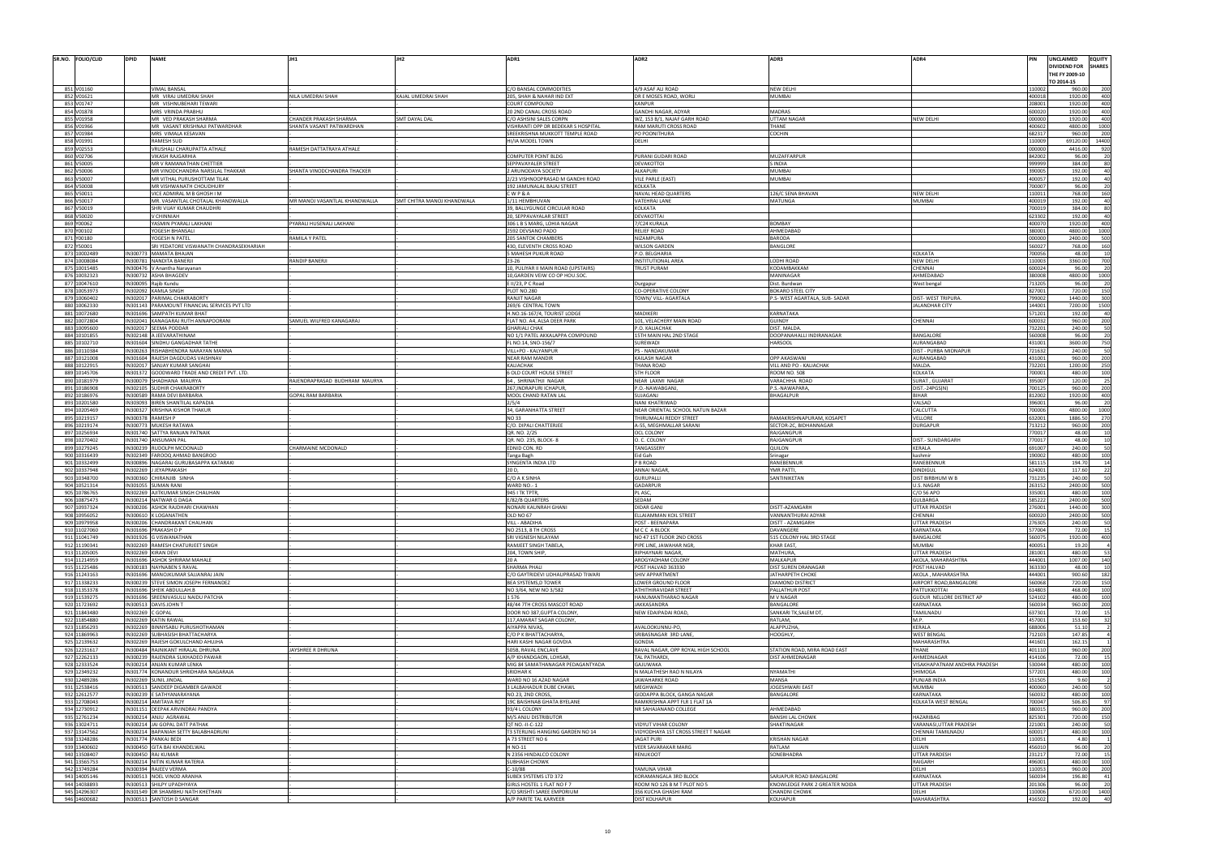| SR.NO. | FOLIO/CLID | DPID | NAME | JH1 | JH2 | ADR1 | ADR2 | ADR3 | ADR4 | PIN | UNCLAIMED DIVIDEND FOR THE FY 2009-10 TO 2014-15 | EQUITY SHARES |
|---|---|---|---|---|---|---|---|---|---|---|---|---|
| 851 | V01160 | | VIMAL BANSAL | | | C/O BANSAL COMMODITIES | 4/9 ASAF ALI ROAD | NEW DELHI | | 110002 | 960.00 | 200 |
| 852 | V01621 | | MR VIRAJ UMEDRAI SHAH | NILA UMEDRAI SHAH | KAJAL UMEDRAI SHAH | 205, SHAH & NAHAR IND EXT | DR E MOSES ROAD, WORLI | MUMBAI | | 400018 | 1920.00 | 400 |
| 853 | V01747 | | MR VISHNUBEHARI TEWARI | | | COURT COMPOUND | KANPUR | | | 208001 | 1920.00 | 400 |
| 854 | V01878 | | MRS VRINDA PRABHU | | | 20 2ND CANAL CROSS ROAD | GANDHI NAGAR, ADYAR | MADRAS | | 600020 | 1920.00 | 400 |
| 855 | V01958 | | MR VED PRAKASH SHARMA | CHANDER PRAKASH SHARMA | SMT DAYAL DAL | C/O ASHSINI SALES CORPN | WZ, 153 B/1, NAJAF GARH ROAD | UTTAM NAGAR | NEW DELHI | 000000 | 1920.00 | 400 |
| 856 | V01966 | | MR VASANT KRISHNAJI PATWARDHAR | SHANTA VASANT PATWARDHAN | | VISHRANTI OPP DR BEDEKAR S HOSPITAL | RAM MARUTI CROSS ROAD | THANE | | 400602 | 4800.00 | 1000 |
| 857 | V01984 | | MRS VIMALA KESAVAN | | | SREEKRISHNA MUKKOTT TEMPLE ROAD | PO POONITHURA | COCHIN | | 682317 | 960.00 | 200 |
| 858 | V01991 | | RAMESH SUD | | | HI/IA MODEL TOWN | DELHI | | | 110009 | 69120.00 | 14400 |
| 859 | V02553 | | VRUSHALI CHARUPATTA ATHALE | RAMESH DATTATRAYA ATHALE | | | | | | 000000 | 4416.00 | 920 |
| 860 | V02706 | | VIKASH RAJGARHIA | | | COMPUTER POINT BLDG | PURANI GUDARI ROAD | MUZAFFARPUR | | 842002 | 96.00 | 20 |
| 861 | V50005 | | MR V RAMANATHAN CHETTIER | | | SEPPAVAYALER STREET | DEVAKOTTOI | S INDIA | | 999999 | 384.00 | 80 |
| 862 | V50006 | | MR VINODCHANDRA NARSILAL THAKKAR | SHANTA VINODCHANDRA THACKER | | 2 ARUNODAYA SOCIETY | ALKAPURI | MUMBAI | | 390005 | 192.00 | 40 |
| 863 | V50007 | | MR VITHAL PURUSHOTTAM TILAK | | | 2/23 VISHNOOPRASAD M GANDHI ROAD | VILE PARLE (EAST) | MUMBAI | | 400057 | 192.00 | 40 |
| 864 | V50008 | | MR VISHWANATH CHOUDHURY | | | 192 JAMUNALAL BAJAJ STREET | KOLKATA | | | 700007 | 96.00 | 20 |
| 865 | V50011 | | VICE ADMIRAL M B GHOSH I M | | | C W P & A | NAVAL HEAD QUARTERS | 126/C SENA BHAVAN | NEW DELHI | 110011 | 768.00 | 160 |
| 866 | V50017 | | MR. VASANTLAL CHOTALAL KHANDWALLA | MR MANOJ VASANTLAL KHANDWALLA | SMT CHITRA MANOJ KHANDWALA | 1/11 HEMBHUVAN | VATEHRAJ LANE | MATUNGA | MUMBAI | 400019 | 192.00 | 40 |
| 867 | V50019 | | SHRI VIJAY KUMAR CHAUDHRI | | | 39, BALLYGUNGE CIRCULAR ROAD | KOLKATA | | | 700019 | 384.00 | 80 |
| 868 | V50020 | | V CHINNIAH | | | 20, SEPPAVAYALAR STREET | DEVAKOTTAI | | | 623302 | 192.00 | 40 |
| 869 | Y00062 | | YASMIN PYARALI LAKHANI | PYARALI HUSENALI LAKHANI | | 306 L B S MARG, LOHIA NAGAR | 7/C24 KURALA | BOMBAY | | 400070 | 1920.00 | 400 |
| 870 | Y00102 | | YOGESH BHANSALI | | | 2592 DEVSANO PADO | RELIEF ROAD | AHMEDABAD | | 380001 | 4800.00 | 1000 |
| 871 | Y00180 | | YOGESH N PATEL | RAMILA Y PATEL | | 205 SANTOK CHAMBERS | NIZAMPURA | BARODA | | 000000 | 2400.00 | 500 |
| 872 | Y50001 | | SRI YEDATORE VISWANATH CHANDRASEKHARIAH | | | 430, ELEVENTH CROSS ROAD | WILSON GARDEN | BANGLORE | | 560027 | 768.00 | 160 |
| 873 | 10002489 | IN300773 | MAMATA BHAJAN | | | 5 MAHESH PUKUR ROAD | P.O. BELGHARIA | | KOLKATA | 700056 | 48.00 | 10 |
| 874 | 10008084 | IN300781 | NANDITA BANERJI | RANDIP BANERJI | | 23-26 | INSTITUTIONAL AREA | LODHI ROAD | NEW DELHI | 110003 | 3360.00 | 700 |
| 875 | 10015485 | IN300476 | V Anantha Narayanan | | | 10, PULIYAR II MAIN ROAD (UPSTAIRS) | TRUST PURAM | KODAMBAKKAM | CHENNAI | 600024 | 96.00 | 20 |
| 876 | 10032323 | IN300732 | ASHA BHAGDEV | | | 10,GARDEN VEIW CO OP HOU.SOC. | | MANINAGAR | AHMEDABAD | 380008 | 4800.00 | 1000 |
| 877 | 10047610 | IN300095 | Rajib Kundu | | | E II/23, P C Road | Durgapur | Dist. Burdwan | West bengal | 713205 | 96.00 | 20 |
| 878 | 10053973 | IN302092 | KAMLA SINGH | | | PLOT NO.280 | CO-OPERATIVE COLONY | BOKARO STEEL CITY | | 827001 | 720.00 | 150 |
| 879 | 10060402 | IN302017 | PARIMAL CHAKRABORTY | | | RANJIT NAGAR | TOWN/ VILL- AGARTALA | P.S- WEST AGARTALA, SUB- SADAR | DIST- WEST TRIPURA. | 799002 | 1440.00 | 300 |
| 880 | 10062330 | IN301143 | PARAMOUNT FINANCIAL SERVICES PVT LTD | | | 269/6 CENTRAL TOWN | | | JALANDHAR CITY | 144001 | 7200.00 | 1500 |
| 881 | 10072680 | IN301696 | SAMPATH KUMAR BHAT | | | H.NO.16-167/4, TOURIST LODGE | MADIKERI | KARNATAKA | | 571201 | 192.00 | 40 |
| 882 | 10072804 | IN302041 | KANAGARAJ RUTH ANNAPOORANI | SAMUEL WILFRED KANAGARAJ | | FLAT NO. A4, ALSA DEER PARK | 101, VELACHERY MAIN ROAD | GUINDY | CHENNAI | 600032 | 960.00 | 200 |
| 883 | 10095600 | IN302017 | SEEMA PODDAR | | | GHARIALI CHAK | P.O. KALIACHAK | DIST. MALDA. | | 732201 | 240.00 | 50 |
| 884 | 10101855 | IN302148 | A JEEVARATHINAM | | | NO 1/1 PATEL AKKALAPPA COMPOUND | 15TH MAIN HAL 2ND STAGE | DOOPANAHALLI INDIRANAGAR | BANGALORE | 560008 | 96.00 | 20 |
| 885 | 10102710 | IN301604 | SINDHU GANGADHAR TATHE | | | FL.NO.14, SNO-156/7 | SUREWADI | HARSOOL | AURANGABAD | 431001 | 3600.00 | 750 |
| 886 | 10110384 | IN300263 | RISHABHENDRA NARAYAN MANNA | | | VILL+PO - KALYANPUR | PS - NANDAKUMAR | | DIST - PURBA MIDNAPUR | 721632 | 240.00 | 50 |
| 887 | 10121008 | IN301604 | RAJESH DAGDUDAS VAISHNAV | | | NEAR RAM MANDIR | KAILASH NAGAR | OPP AKASWANI | AURANGABAD | 431001 | 960.00 | 200 |
| 888 | 10122915 | IN302017 | SANJAY KUMAR SANGHAI | | | KALIACHAK | THANA ROAD | VILL AND PO - KALIACHAK | MALDA. | 732201 | 1200.00 | 250 |
| 889 | 10145706 | IN301372 | GOODWARD TRADE AND CREDIT PVT. LTD. | | | 6 OLD COURT HOUSE STREET | 5TH FLOOR | ROOM NO. 508 | KOLKATA | 700001 | 480.00 | 100 |
| 890 | 10181979 | IN300079 | SHADHANA MAURYA | RAJENDRAPRASAD BUDHRAM MAURYA | | 64 , SHRINATHJI NAGAR | NEAR LAXMI NAGAR | VARACHHA ROAD | SURAT , GUJARAT | 395007 | 120.00 | 25 |
| 891 | 10186908 | IN302105 | SUDHIR CHAKRABORTY | | | 267,INDRAPURI ICHAPUR, | P.O.-NAWABGANJ, | P.S.-NAWAPARA, | DIST.-24PGS(N) | 700125 | 960.00 | 200 |
| 892 | 10186976 | IN300589 | RAMA DEVI BARBARIA | GOPAL RAM BARBARIA | | MOOL CHAND RATAN LAL | SUJAGANJ | BHAGALPUR | BIHAR | 812002 | 1920.00 | 400 |
| 893 | 10201580 | IN303093 | BIREN SHANTILAL KAPADIA | | | 2/5/4 | NANI KHATRIWAD | | VALSAD | 396001 | 96.00 | 20 |
| 894 | 10205469 | IN300327 | KRISHNA KISHOR THAKUR | | | 34, GARANHATTA STREET | NEAR ORIENTAL SCHOOL NATUN BAZAR | | CALCUTTA | 700006 | 4800.00 | 1000 |
| 895 | 10219157 | IN300378 | RAMESH P | | | NO 33 | THIRUMALAI REDDY STREET | RAMAKRISHNAPURAM, KOSAPET | VELLORE | 632001 | 1886.50 | 270 |
| 896 | 10219174 | IN300773 | MUKESH RATAWA | | | C/O. DIPALI CHATTERJEE | A-55, MEGHMALLAR SARANI | SECTOR-2C, BIDHANNAGAR | DURGAPUR | 713212 | 960.00 | 200 |
| 897 | 10256934 | IN301740 | SATTYA RANJAN PATNAIK | | | QR. NO. 2/25 | OCL COLONY | RAJGANGPUR | | 770017 | 48.00 | 10 |
| 898 | 10270402 | IN301740 | ANSUMAN PAL | | | QR. NO. 235, BLOCK- B | O. C. COLONY | RAJGANGPUR | DIST.- SUNDARGARH | 770017 | 48.00 | 10 |
| 899 | 10279245 | IN300239 | RUDOLPH MCDONALD | CHARMAINE MCDONALD | | EDNID CON. RD | TANGASSERY | QUILON | KERALA | 691007 | 240.00 | 50 |
| 900 | 10316439 | IN302349 | FAROOQ AHMAD BANGROO | | | Tanga Bagh | Eid Gah | Srinagar | kashmir | 190002 | 480.00 | 100 |
| 901 | 10332499 | IN300896 | NAGARAJ GURUBASAPPA KATARAKI | | | SYNGENTA INDIA LTD | P B ROAD | RANEBENNUR | RANEBENNUR | 581115 | 194.70 | 14 |
| 902 | 10337948 | IN302269 | J JEYAPRAKASH | | | 20 D, | ANNAI NAGAR, | YMR PATTI, | DINDIGUL | 624001 | 117.60 | 22 |
| 903 | 10348700 | IN300360 | CHIRANJIB SINHA | | | C/O A K SINHA | GURUPALLI | SANTINIKETAN | DIST BIRBHUM W B | 731235 | 240.00 | 50 |
| 904 | 10521314 | IN301055 | SUMAN RANI | | | WARD NO. - 1 | GADARPUR | | U.S. NAGAR | 263152 | 2400.00 | 500 |
| 905 | 10786765 | IN302269 | AJITKUMAR SINGH CHAUHAN | | | 945 I TK TPTR, | PL ASC, | | C/O 56 APO | 335001 | 480.00 | 100 |
| 906 | 10875473 | IN300214 | NATWAR G DAGA | | | E/82/8 QUARTERS | SEDAM | | GULBARGA | 585222 | 2400.00 | 500 |
| 907 | 10937324 | IN300206 | ASHOK RAJDHARI CHAWHAN | | | NONARI KAUNRAH GHANI | DIDAR GANJ | DISTT-AZAMGARH | UTTAR PRADESH | 276001 | 1440.00 | 300 |
| 908 | 10956052 | IN300610 | K LOGANATHEN | | | OLD NO 67 | ELLAIAMMAN KOIL STREET | VANNANTHURAI ADYAR | CHENNAI | 600020 | 2400.00 | 500 |
| 909 | 10979958 | IN300206 | CHANDRAKANT CHAUHAN | | | VILL - ABADIHA | POST - BEENAPARA | DISTT - AZAMGARH | UTTAR PRADESH | 276305 | 240.00 | 50 |
| 910 | 11027060 | IN301696 | PRAKASH D P | | | NO 2513, 8 TH CROSS | M C C A BLOCK | DAVANGERE | KARNATAKA | 577004 | 72.00 | 15 |
| 911 | 11041749 | IN301926 | G VISWANATHAN | | | SRI VIGNESH NILAYAM | NO 47 1ST FLOOR 2ND CROSS | 515 COLONY HAL 3RD STAGE | BANGALORE | 560075 | 1920.00 | 400 |
| 912 | 11190341 | IN302269 | RAMESH CHATURJEET SINGH | | | RAMJEET SINGH TABELA, | PIPE LINE, JAWAHAR NGR, | KHAR EAST, | MUMBAI | 400051 | 19.20 | 4 |
| 913 | 11205005 | IN302269 | KIRAN DEVI | | | 204, TOWN SHIP, | RIPHAYNARI NAGAR, | MATHURA, | UTTAR PRADESH | 281001 | 480.00 | 53 |
| 914 | 11214959 | IN301696 | ASHOK SHRIRAM MAHALE | | | 20 A | AROGYADHAM COLONY | MALKAPUR | AKOLA, MAHARASHTRA | 444001 | 1007.00 | 140 |
| 915 | 11225486 | IN300183 | NAYNABEN S RAVAL | | | SHARMA PHALI | POST HALVAD 363330 | DIST SUREN DRANAGAR | POST HALVAD | 363330 | 48.00 | 10 |
| 916 | 11243163 | IN301696 | MANOJKUMAR SAJJANRAJ JAIN | | | C/O GAYTRIDEVI UDHAUPRASAD TIWARI | SHIV APPARTMENT | JATHARPETH CHOKE | AKOLA , MAHARASHTRA | 444001 | 900.60 | 182 |
| 917 | 11338233 | IN300239 | STEVE SIMON JOSEPH FERNANDEZ | | | BEA SYSTEMS,D TOWER | LOWER GROUND FLOOR | DIAMOND DISTRICT | AIRPORT ROAD,BANGALORE | 560068 | 720.00 | 150 |
| 918 | 11353378 | IN301696 | SHEIK ABDULLAH.B | | | NO 3/64, NEW NO 3/582 | ATHITHIRAVIDAR STREET | PALLATHUR POST | PATTUKKOTTAI | 614803 | 468.00 | 100 |
| 919 | 11539275 | IN301696 | SREENIVASULU NAIDU PATCHA | | | 1 576 | HANUMANTHARAO NAGAR | M V NAGAR | GUDUR NELLORE DISTRICT AP | 524102 | 480.00 | 100 |
| 920 | 11723692 | IN300513 | DAVIS JOHN T | | | 48/44 7TH CROSS MASCOT ROAD | JAKKASANDRA | BANGALORE | KARNATAKA | 560034 | 960.00 | 200 |
| 921 | 11843480 | IN302269 | C GOPAL | | | DOOR NO 387,GUPTA COLONY, | NEW EDAIPADAI ROAD, | SANKARI TK,SALEM DT, | TAMILNADU | 637301 | 72.00 | 15 |
| 922 | 11854880 | IN302269 | KATIN RAWAL | | | 117,AMARAT SAGAR COLONY, | | RATLAM, | M.P. | 457001 | 153.60 | 32 |
| 923 | 11856293 | IN302269 | BINNYSABU PURUSHOTHAMAN | | | AIYAPPA NIVAS, | AVALOOKUNNU-PO, | ALAPPUZHA, | KERALA | 688006 | 51.10 | 2 |
| 924 | 11869963 | IN302269 | SUBHASISH BHATTACHARYA | | | C/O P K BHATTACHARYA, | SRIBASNAGAR 3RD LANE, | HOOGHLY, | WEST BENGAL | 712103 | 147.85 | 4 |
| 925 | 12139632 | IN302269 | RAJESH GOKULCHAND AHUJHA | | | HARI KASHI NAGAR GOVDIA | GONDIA | | MAHARASHTRA | 441601 | 162.15 | 1 |
| 926 | 12231617 | IN300484 | RAJNIKANT HIRALAL DHRUNA | JAYSHREE R DHRUNA | | 505B, RAVAL ENCLAVE | RAVAL NAGAR, OPP ROYAL HIGH SCHOOL | STATION ROAD, MIRA ROAD EAST | THANE | 401110 | 960.00 | 200 |
| 927 | 12262133 | IN300239 | RAJENDRA SUKHADEO PAWAR | | | A/P KHANDGAON, LOHSAR, | TAL PATHARDI, | DIST AHMEDNAGAR | AHMEDNAGAR | 414106 | 72.00 | 15 |
| 928 | 12333524 | IN300214 | ANJAN KUMAR LENKA | | | MIG 84 SAMATHANAGAR PEDAGANTYADA | GAJUWAKA | | VISAKHAPATNAM ANDHRA PRADESH | 530044 | 480.00 | 100 |
| 929 | 12349232 | IN301774 | KONANDUR SHRIDHARA NAGARAJA | | | SRIDHAR K | N MALATHESH RAO N NILAYA | NYAMATHI | SHIMOGA | 577201 | 480.00 | 100 |
| 930 | 12489286 | IN302269 | SUNIL JINDAL | | | WARD NO 16 AZAD NAGAR | JAWAHARKE ROAD | MANSA | PUNJAB INDIA | 151505 | 9.60 | 2 |
| 931 | 12538416 | IN300513 | SANDEEP DIGAMBER GAWADE | | | 3 LALBAHADUR DUBE CHAWL | MEGHWADI | JOGESHWARI EAST | MUMBAI | 400060 | 240.00 | 50 |
| 932 | 12612577 | IN300239 | E SATHYANARAYANA | | | NO.23, 2ND CROSS, | GIDDAPPA BLOCK, GANGA NAGAR | BANGALORE | KARNATAKA | 560032 | 480.00 | 100 |
| 933 | 12708043 | IN300214 | AMITAVA ROY | | | 19C BAISHNAB GHATA BYELANE | RAMKRISHNA APPT FLR 1 FLAT 1A | | KOLKATA WEST BENGAL | 700047 | 506.85 | 97 |
| 934 | 12730912 | IN301151 | DEEPAK ARVINDRAI PANDYA | | | 93/4 L COLONY | NR SAHAJANAND COLLEGE | AHMEDABAD | | 380015 | 960.00 | 200 |
| 935 | 12761234 | IN300214 | ANJU AGRAWAL | | | M/S ANJU DISTRIBUTOR | | BANSHI LAL CHOWK | HAZARIBAG | 825301 | 720.00 | 150 |
| 936 | 13024711 | IN300214 | JAI GOPAL DATT PATHAK | | | QT NO.-II-C-122 | VIDYUT VIHAR COLONY | SHAKTINAGAR | VARANASI,UTTAR PRADESH | 221001 | 240.00 | 50 |
| 937 | 13147562 | IN300214 | BAPANIAH SETTY BALABHADRUNI | | | T3 STERLING HANGING GARDEN NO 14 | VIDYODHAYA 1ST CROSS STREET T NAGAR | | CHENNAI TAMILNADU | 600017 | 480.00 | 100 |
| 938 | 13248286 | IN301774 | PANKAJ BEDI | | | A 73 STREET NO 6 | JAGAT PURI | KRISHAN NAGAR | DELHI | 110051 | 4.80 | 1 |
| 939 | 13400602 | IN300450 | GITA BAI KHANDELWAL | | | H NO-11 | VEER SAVARAKAR MARG | RATLAM | UJJAIN | 456010 | 96.00 | 20 |
| 940 | 13508407 | IN300450 | RAJ KUMAR | | | N 2356 HINDALCO COLONY | RENUKOOT | SONEBHADRA | UTTAR PARDESH | 231217 | 72.00 | 15 |
| 941 | 13565753 | IN300214 | NITIN KUMAR RATERIA | | | SUBHASH CHOWK | | | RAIGARH | 496001 | 480.00 | 100 |
| 942 | 13749284 | IN300394 | RAJEEV VERMA | | | C-10/88 | YAMUNA VIHAR | | DELHI | 110053 | 960.00 | 200 |
| 943 | 14005146 | IN300513 | NOEL VINOD ARANHA | | | SUBEX SYSTEMS LTD 372 | KORAMANGALA 3RD BLOCK | SARJAPUR ROAD BANGALORE | KARNATAKA | 560034 | 196.80 | 41 |
| 944 | 14038893 | IN300513 | SHILPY UPADHYAYA | | | GIRLS HOSTEL 1 FLAT NO F 7 | ROOM NO 126 B M T PLOT NO 5 | KNOWLEDGE PARK 2 GREATER NOIDA | UTTAR PRADESH | 201306 | 96.00 | 20 |
| 945 | 14296307 | IN301549 | DR SHAMBHU NATH KHETHAN | | | C/O SRISHTI SAREE EMPORIUM | 356 KUCHA GHASHI RAM | CHANDNI CHOWK | DELHI | 110006 | 6720.00 | 1400 |
| 946 | 14600682 | IN300513 | SANTOSH D SANGAR | | | A/P PARITE TAL KARVEER | DIST KOLHAPUR | KOLHAPUR | MAHARASHTRA | 416502 | 192.00 | 40 |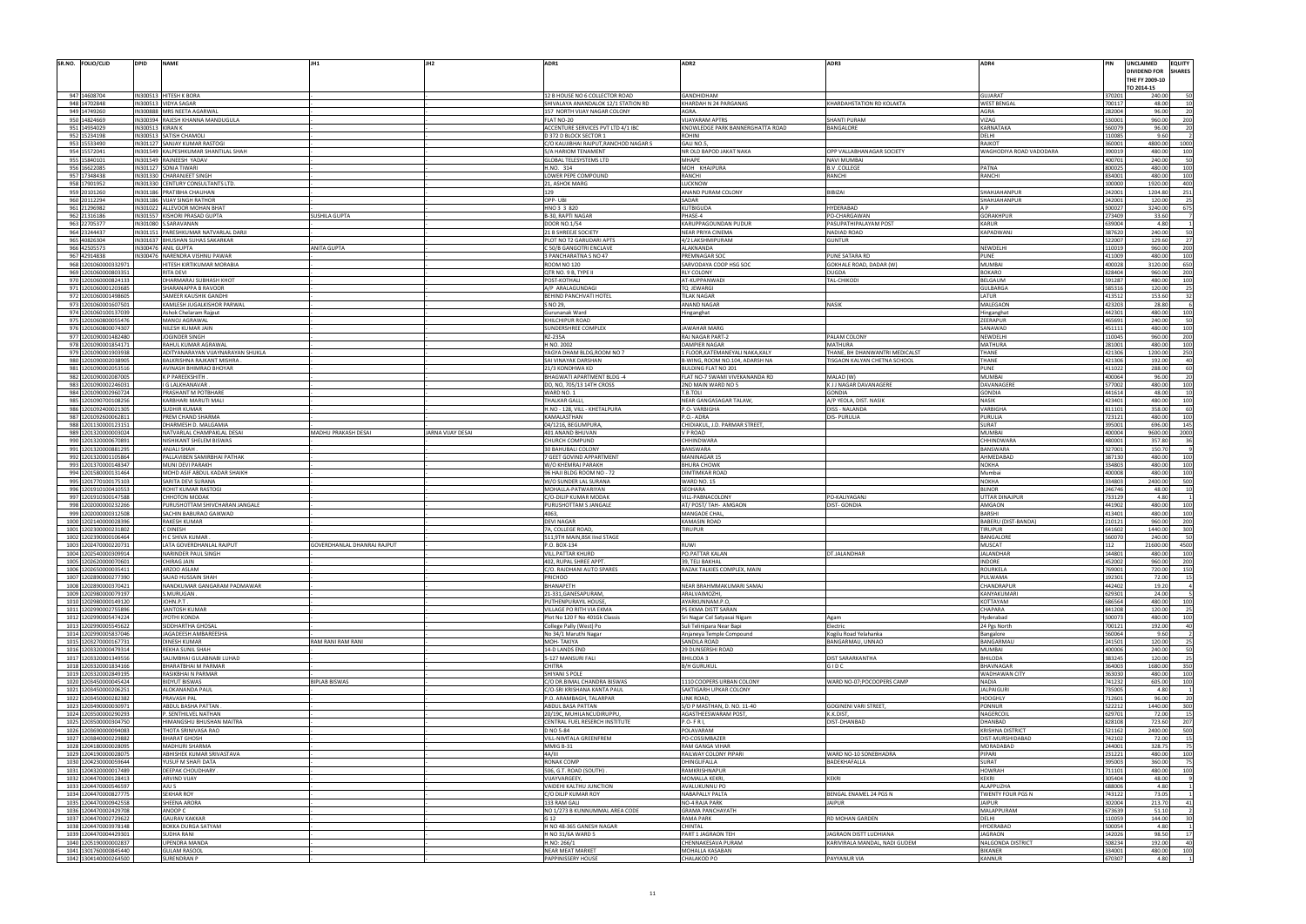| SR.NO. | FOLIO/CLID | DPID | NAME | JH1 | JH2 | ADR1 | ADR2 | ADR3 | ADR4 | PIN | UNCLAIMED DIVIDEND FOR THE FY 2009-10 TO 2014-15 | EQUITY SHARES |
|---|---|---|---|---|---|---|---|---|---|---|---|---|
| 947 | 14608704 | IN300513 | HITESH K BORA | - | - | 12 B HOUSE NO 6 COLLECTOR ROAD | GANDHIDHAM | | GUJARAT | 370201 | 240.00 | 50 |
| 948 | 14702848 | IN300513 | VIDYA SAGAR | - | - | SHIVALAYA ANANDALOK 12/1 STATION RD | KHARDAH N 24 PARGANAS | KHARDAHSTATION RD KOLAKTA | WEST BENGAL | 700117 | 48.00 | 10 |
| 949 | 14749260 | IN300888 | MRS NEETA AGARWAL | - | - | 157 NORTH VIJAY NAGAR COLONY | AGRA | | AGRA | 282004 | 96.00 | 20 |
| 950 | 14824669 | IN300394 | RAJESH KHANNA MANDUGULA | - | - | FLAT NO-20 | VIJAYARAM APTRS | SHANTI PURAM | VIZAG | 530001 | 960.00 | 200 |
| 951 | 14934029 | IN300513 | KIRAN K | - | - | ACCENTURE SERVICES PVT LTD 4/1 IBC | KNOWLEDGE PARK BANNERGHATTA ROAD | BANGALORE | KARNATAKA | 560079 | 96.00 | 20 |
| 952 | 15234198 | IN300513 | SATISH CHAMOLI | - | - | D 372 D BLOCK SECTOR 1 | ROHINI | | DELHI | 110085 | 9.60 | 2 |
| 953 | 15533490 | IN301127 | SANJAY KUMAR RASTOGI | - | - | C/O KAUJIBHAI RAJPUT,RANCHOD NAGAR S | GALI NO.5, | | RAJKOT | 360001 | 4800.00 | 1000 |
| 954 | 15572041 | IN301549 | KALPESHKUMAR SHANTILAL SHAH | - | - | 5/A HARIOM TENAMENT | NR OLD BAPOD JAKAT NAKA | OPP VALLABHANAGAR SOCIETY | WAGHODIYA ROAD VADODARA | 390019 | 480.00 | 100 |
| 955 | 15840101 | IN301549 | RAJNEESH YADAV | - | - | GLOBAL TELESYSTEMS LTD | MHAPE | NAVI MUMBAI | | 400701 | 240.00 | 50 |
| 956 | 16622085 | IN301127 | SONIA TIWARI | - | - | H.NO. 314 | MOH . KHAJPURA | B.V .COLLEGE | PATNA | 800025 | 480.00 | 100 |
| 957 | 17348438 | IN301330 | CHARANJEET SINGH | - | - | LOWER PEPE COMPOUND | RANCHI | RANCHI | RANCHI | 834001 | 480.00 | 100 |
| 958 | 17901952 | IN301330 | CENTURY CONSULTANTS LTD. | - | - | 21, ASHOK MARG | LUCKNOW | | | 100000 | 1920.00 | 400 |
| 959 | 20101260 | IN301186 | PRATIBHA CHAUHAN | - | - | 129 | ANAND PURAM COLONY | BIBIZAI | SHAHJAHANPUR | 242001 | 1204.80 | 251 |
| 960 | 20112294 | IN301186 | VIJAY SINGH RATHOR | - | - | OPP- UBI | SADAR | | SHAHJAHANPUR | 242001 | 120.00 | 25 |
| 961 | 21296982 | IN301022 | ALLEVOOR MOHAN BHAT | - | - | HNO 3 3 820 | KUTBIGUDA | HYDERABAD | A P | 500027 | 3240.00 | 675 |
| 962 | 21316186 | IN301557 | KISHORI PRASAD GUPTA | SUSHILA GUPTA | - | B-30, RAPTI NAGAR | PHASE-4 | PO-CHARGAWAN | GORAKHPUR | 273409 | 33.60 | 7 |
| 963 | 22705377 | IN301080 | S.SARAVANAN | - | - | DOOR NO.1/54 | KARUPPAGOUNDAN PUDUR | PASUPATHIPALAYAM POST | KARUR | 639004 | 4.80 | 1 |
| 964 | 23244437 | IN301151 | PARESHKUMAR NATVARLAL DARJI | - | - | 21 B SHREEJE SOCIETY | NEAR PRIYA CINEMA | NADIAD ROAD | KAPADWANJ | 387620 | 240.00 | 50 |
| 965 | 40826304 | IN301637 | BHUSHAN SUHAS SAKARKAR | - | - | PLOT NO 72 GARUDARI APTS | 4/2 LAKSHMIPURAM | GUNTUR | | 522007 | 129.60 | 27 |
| 966 | 42505573 | IN300476 | ANIL GUPTA | ANITA GUPTA | - | C 50/8 GANGOTRI ENCLAVE | ALAKNANDA | | NEWDELHI | 110019 | 960.00 | 200 |
| 967 | 42914838 | IN300476 | NARENDRA VISHNU PAWAR | - | - | 3 PANCHARATNA S NO 47 | PREMNAGAR SOC | PUNE SATARA RD | PUNE | 411009 | 480.00 | 100 |
| 968 | 1201060000332971 | | HITESH KIRTIKUMAR MORABIA | - | - | ROOM NO 120 | SARVODAYA COOP HSG SOC | GOKHALE ROAD, DADAR (W) | MUMBAI | 400028 | 3120.00 | 650 |
| 969 | 1201060000803351 | | RITA DEVI | - | - | QTR NO. 9 B, TYPE II | RLY COLONY | DUGDA | BOKARO | 828404 | 960.00 | 200 |
| 970 | 1201060000824133 | | DHARMARAJ SUBHASH KHOT | - | - | POST-KOTHALI | AT-KUPPANWADI | TAL-CHIKODI | BELGAUM | 591287 | 480.00 | 100 |
| 971 | 1201060001203685 | | SHARANAPPA B RAVOOR | - | - | A/P ARALAGUNDAGI | TQ JEWARGI | | GULBARGA | 585316 | 120.00 | 25 |
| 972 | 1201060001498605 | | SAMEER KAUSHIK GANDHI | - | - | BEHIND PANCHVATI HOTEL | TILAK NAGAR | | LATUR | 413512 | 153.60 | 32 |
| 973 | 1201060001607501 | | KAMLESH JUGALKISHOR PARWAL | - | - | S NO 29, | ANAND NAGAR | NASIK | MALEGAON | 423203 | 28.80 | 6 |
| 974 | 1201060100137039 | | Ashok Chelaram Rajput | - | - | Gurunanak Ward | Hinganghat | | Hinganghat | 442301 | 480.00 | 100 |
| 975 | 1201060800055476 | | MANOJ AGRAWAL | - | - | KHILCHIPUR ROAD | | | ZEERAPUR | 465691 | 240.00 | 50 |
| 976 | 1201060800074307 | | NILESH KUMAR JAIN | - | - | SUNDERSHREE COMPLEX | JAWAHAR MARG | | SANAWAD | 451111 | 480.00 | 100 |
| 977 | 1201090001482480 | | JOGINDER SINGH | - | - | RZ-235A | RAJ NAGAR PART-2 | PALAM COLONY | NEWDELHI | 110045 | 960.00 | 200 |
| 978 | 1201090001854171 | | RAHUL KUMAR AGRAWAL | - | - | H NO. 2002 | DAMPIER NAGAR | MATHURA | MATHURA | 281001 | 480.00 | 100 |
| 979 | 1201090001903938 | | ADITYANARAYAN VIJAYNARAYAN SHUKLA | - | - | YAGYA DHAM BLDG,ROOM NO 7 | 1 FLOOR,KATEMANEYALI NAKA,KALY | THANE, BH DHANWANTRI MEDICALST | THANE | 421306 | 1200.00 | 250 |
| 980 | 1201090002038905 | | BALKRISHNA RAJKANT MISHRA . | - | - | SAI VINAYAK DARSHAN | B-WING, ROOM NO.104, ADARSH NA | TISGAON KALYAN CHETNA SCHOOL | THANE | 421306 | 192.00 | 40 |
| 981 | 1201090002053516 | | AVINASH BHIMRAO BHOYAR | - | - | 21/3 KONDHWA KD | BULDING FLAT NO 201 | | PUNE | 411022 | 288.00 | 60 |
| 982 | 1201090002087005 | | K P PAREEKSHITH | - | - | BHAGWATI APARTMENT BLDG -4 | FLAT NO-7 SWAMI VIVEKANANDA RD | MALAD (W) | MUMBAI | 400064 | 96.00 | 20 |
| 983 | 1201090002246031 | | I G LALKHANAVAR . | - | - | DO, NO, 705/13 14TH CROSS | 2ND MAIN WARD NO 5 | K J J NAGAR DAVANAGERE | DAVANAGERE | 577002 | 480.00 | 100 |
| 984 | 1201090002960724 | | PRASHANT M POTBHARE | - | - | WARD NO. 1 | T.B.TOLI | GONDIA | GONDIA | 441614 | 48.00 | 10 |
| 985 | 1201090700108256 | | KARBHARI MARUTI MALI | - | - | THAJKAR GALLI, | NEAR GANGASAGAR TALAW, | A/P YEOLA, DIST. NASIK | NASIK | 423401 | 480.00 | 100 |
| 986 | 1201092400021305 | | SUDHIR KUMAR | - | - | H.NO - 128, VILL - KHETALPURA | P.O.- VARBIGHA | DISS - NALANDA | VARBIGHA | 811101 | 358.00 | 60 |
| 987 | 1201092600062811 | | PREM CHAND SHARMA | - | - | KAMALASTHAN | P.O.- ADRA | DIS- PURULIA | PURULIA | 723121 | 480.00 | 100 |
| 988 | 1201130000123151 | | DHARMESH D. MALGAMIA | - | - | 04/1216, BEGUMPURA, | CHIDIAKUL, J.D. PARMAR STREET, | | SURAT | 395001 | 696.00 | 145 |
| 989 | 1201320000003024 | | NATVARLAL CHAMPAKLAL DESAI | MADHU PRAKASH DESAI | JARNA VIJAY DESAI | 401 ANAND BHUVAN | V P ROAD | | MUMBAI | 400004 | 9600.00 | 2000 |
| 990 | 1201320000670891 | | NISHIKANT SHELEM BISWAS | - | - | CHURCH COMPUND | CHHINDWARA | | CHHINDWARA | 480001 | 357.80 | 36 |
| 991 | 1201320000881295 | | ANJALI SHAH . | - | - | 30 BAHUBALI COLONY | BANSWARA | | BANSWARA | 327001 | 150.70 | 9 |
| 992 | 1201320001105864 | | PALLAVIBEN SAMIRBHAI PATHAK | - | - | 7 GEET GOVIND APPARTMENT | MANINAGAR 15 | | AHMEDABAD | 387130 | 480.00 | 100 |
| 993 | 1201370000148347 | | MUNI DEVI PARAKH | - | - | W/O KHEMRAJ PARAKH | BHURA CHOWK | | NOKHA | 334803 | 480.00 | 100 |
| 994 | 1201580000131464 | | MOHD ASIF ABDUL KADAR SHAIKH | - | - | 96 HAJI BLDG ROOM NO - 72 | DIMTIMKAR ROAD | | Mumbai | 400008 | 480.00 | 100 |
| 995 | 1201770100175103 | | SARITA DEVI SURANA | - | - | W/O SUNDER LAL SURANA | WARD NO. 15 | | NOKHA | 334803 | 2400.00 | 500 |
| 996 | 1201910100410553 | | ROHIT KUMAR RASTOGI | - | - | MOHALLA-PATWARIYAN | SEOHARA | | BIJNOR | 246746 | 48.00 | 10 |
| 997 | 1201910300147588 | | CHHOTON MODAK | - | - | C/O-DILIP KUMAR MODAK | VILL-PABNACOLONY | PO-KALIYAGANJ | UTTAR DINAJPUR | 733129 | 4.80 | 1 |
| 998 | 1202000000232266 | | PURUSHOTTAM SHIVCHARAN JANGALE | - | - | PURUSHOTTAM S JANGALE | AT/ POST/ TAH- AMGAON | DIST- GONDIA | AMGAON | 441902 | 480.00 | 100 |
| 999 | 1202000000312508 | | SACHIN BABURAO GAIKWAD | - | - | 4063, | MANGADE CHAL, | | BARSHI | 413401 | 480.00 | 100 |
| 1000 | 1202140000028396 | | RAKESH KUMAR | - | - | DEVI NAGAR | KAMASIN ROAD | | BABERU (DIST-BANDA) | 210121 | 960.00 | 200 |
| 1001 | 1202300000231802 | | C DINESH | - | - | 7A, COLLEGE ROAD, | TIRUPUR | | TIRUPUR | 641602 | 1440.00 | 300 |
| 1002 | 1202390000106464 | | H C SHIVA KUMAR | - | - | 511,9TH MAIN,BSK IInd STAGE | | | BANGALORE | 560070 | 240.00 | 50 |
| 1003 | 1202470000220731 | | LATA GOVERDHANLAL RAJPUT | GOVERDHANLAL DHANRAJ RAJPUT | - | P.O. BOX-134 | RUWI | | MUSCAT | 112 | 21600.00 | 4500 |
| 1004 | 1202540000309914 | | NARINDER PAUL SINGH | - | - | VILL.PATTAR KHURD | PO.PATTAR KALAN | DT.JALANDHAR | JALANDHAR | 144801 | 480.00 | 100 |
| 1005 | 1202620000070601 | | CHIRAG JAIN | - | - | 402, RUPAL SHREE APPT. | 39, TELI BAKHAL | | INDORE | 452002 | 960.00 | 200 |
| 1006 | 1202650000035411 | | ARZOO ASLAM | - | - | C/O. RAJDHANI AUTO SPARES | RAZAK TALKIES COMPLEX, MAIN | | ROURKELA | 769001 | 720.00 | 150 |
| 1007 | 1202890000277390 | | SAJAD HUSSAIN SHAH | - | - | PRICHOO | | | PULWAMA | 192301 | 72.00 | 15 |
| 1008 | 1202890000370421 | | NANDKUMAR GANGARAM PADMAWAR | - | - | BHANAPETH | NEAR BRAHMMAKUMARI SAMAJ | | CHANDRAPUR | 442402 | 19.20 | 4 |
| 1009 | 1202980000079197 | | S.MURUGAN . | - | - | 21-331,GANESAPURAM, | ARALVAIMOZHI, | | KANYAKUMARI | 629301 | 24.00 | 5 |
| 1010 | 1202980000149120 | | JOHN.P.T. | - | - | PUTHENPURAYIL HOUSE, | AYARKUNNAM.P.O, | | KOTTAYAM | 686564 | 480.00 | 100 |
| 1011 | 1202990002755896 | | SANTOSH KUMAR | - | - | VILLAGE PO RITH VIA EKMA | PS EKMA DISTT SARAN | | CHAPARA | 841208 | 120.00 | 25 |
| 1012 | 1202990005474224 | | JYOTHI KONDA | - | - | Plot No 120 F No 401Gk Classis | Sri Nagar Col Satyasai Nigam | Agam | Hyderabad | 500073 | 480.00 | 100 |
| 1013 | 1202990005545622 | | SIDDHARTHA GHOSAL | - | - | College Pally (West) Po | Suli Telinipara Near Bapi | Electric | 24 Pgs North | 700121 | 192.00 | 40 |
| 1014 | 1202990005837046 | | JAGADEESH AMBAREESHA | - | - | No 34/1 Maruthi Nagar | Anjaneya Temple Compound | Kogilu Road Yelahanka | Bangalore | 560064 | 9.60 | 2 |
| 1015 | 1203270000167731 | | DINESH KUMAR | RAM RANI RAM RANI | - | MOH- TAKIYA | SANDILA ROAD | BANGARMAU, UNNAO | BANGARMAU | 241501 | 120.00 | 25 |
| 1016 | 1203320000479314 | | REKHA SUNIL SHAH | - | - | 14-D LANDS END | 29 DUNSERSHI ROAD | | MUMBAI | 400006 | 240.00 | 50 |
| 1017 | 1203320001349556 | | SALIMBHAI GULABNABI LUHAD | - | - | 5-127 MANSURI FALI | BHILODA 3 | DIST SARARKANTHA | BHILODA | 383245 | 120.00 | 25 |
| 1018 | 1203320001834166 | | BHARATBHAI M PARMAR | - | - | CHITRA | B/H GURUKUL | G I D C | BHAVNAGAR | 364003 | 1680.00 | 350 |
| 1019 | 1203320002849195 | | RASIKBHAI N PARMAR | - | - | SHIYANI S POLE | | | WADHAWAN CITY | 363030 | 480.00 | 100 |
| 1020 | 1203450000045424 | | BIDYUT BISWAS | BIPLAB BISWAS | - | C/O.DR.BIMAL CHANDRA BISWAS | 1110 COOPERS URBAN COLONY | WARD NO-07;POCOOPERS CAMP | NADIA | 741232 | 605.00 | 100 |
| 1021 | 1203450000206251 | | ALOKANANDA PAUL | - | - | C/O-SRI KRISHANA KANTA PAUL | SAKTIGARH UPKAR COLONY | | JALPAIGURI | 735005 | 4.80 | 1 |
| 1022 | 1203450000282382 | | PRAVASH PAL | - | - | P.O. ARAMBAGH, TALARPAR | LINK ROAD, | | HOOGHLY | 712601 | 96.00 | 20 |
| 1023 | 1203490000030971 | | ABDUL BASHA PATTAN . | - | - | ABDUL BASHA PATTAN . | S/O P MASTHAN, D. NO. 11-40 | GOGINENI VARI STREET, | PONNUR | 522212 | 1440.00 | 300 |
| 1024 | 1203500000290293 | | P. SENTHILVEL NATHAN | - | - | 20/19C, MUHILANCUDIRUPPU, | AGASTHEESWARAM POST, | K.K.DIST, | NAGERCOIL | 629701 | 72.00 | 15 |
| 1025 | 1203500000304750 | | HIMANGSHU BHUSHAN MAITRA | - | - | CENTRAL FUEL RESERCH INSTITUTE | P.O- F R I, | DIST-DHANBAD | DHANBAD | 828108 | 723.60 | 207 |
| 1026 | 1203690000094083 | | THOTA SRINIVASA RAO | - | - | D NO 5-84 | POLAVARAM | | KRISHNA DISTRICT | 521162 | 2400.00 | 500 |
| 1027 | 1203840000229882 | | BHARAT GHOSH | - | - | VILL-NIMTALA GREENFREM | PO-COSSIMBAZER | | DIST-MURSHIDABAD | 742102 | 72.00 | 15 |
| 1028 | 1204180000028095 | | MADHURI SHARMA | - | - | MMIG B-31 | RAM GANGA VIHAR | | MORADABAD | 244001 | 328.75 | 75 |
| 1029 | 1204190000028075 | | ABHISHEK KUMAR SRIVASTAVA | - | - | 4A/III | RAILWAY COLONY PIPARI | WARD NO-10 SONEBHADRA | PIPARI | 231221 | 480.00 | 100 |
| 1030 | 1204230000059644 | | YUSUF M SHAFI DATA | - | - | RONAK COMP | DHINGLIFALLA | BADEKHAFALLA | SURAT | 395003 | 360.00 | 75 |
| 1031 | 1204320000017489 | | DEEPAK CHOUDHARY . | - | - | 506, G.T. ROAD (SOUTH) . | RAMKRISHNAPUR | | HOWRAH | 711101 | 480.00 | 100 |
| 1032 | 1204470000128413 | | ARVIND VIJAY | - | - | VIJAYVARGEEY, | MOHALLA KEKRI, | KEKRI | KEKRI | 305404 | 48.00 | 9 |
| 1033 | 1204470000546597 | | AJU S | - | - | VAIDEHI KALTHU JUNCTION | AVALUKUNNU PO | | ALAPPUZHA | 688006 | 4.80 | 1 |
| 1034 | 1204470000827775 | | SEKHAR ROY | - | - | C/O DILIP KUMAR ROY | NABAPALLY PALTA | BENGAL ENAMEL 24 PGS N | TWENTY FOUR PGS N | 743122 | 73.05 | 1 |
| 1035 | 1204470000942558 | | SHEENA ARORA | - | - | 133 RAM GALI | NO-4 RAJA PARK | JAIPUR | JAIPUR | 302004 | 213.70 | 41 |
| 1036 | 1204470002429708 | | ANOOP C | - | - | NO 1/273 B KUNNUMMAL AREA CODE | GRAMA PANCHAYATH | | MALAPPURAM | 673639 | 51.10 | 2 |
| 1037 | 1204470002729622 | | GAURAV KAKKAR | - | - | G 12 | RAMA PARK | RD MOHAN GARDEN | DELHI | 110059 | 144.00 | 30 |
| 1038 | 1204470003978148 | | BOKKA DURGA SATYAM | - | - | H NO 48-365 GANESH NAGAR | CHINTAL | | HYDERABAD | 500054 | 4.80 | 1 |
| 1039 | 1204470004429301 | | SUDHA RANI | - | - | H NO 31/6A WARD 5 | PART 1 JAGRAON TEH | JAGRAON DISTT LUDHIANA | JAGRAON | 142026 | 98.50 | 17 |
| 1040 | 1205190000002837 | | UPENDRA MANDA | - | - | H.NO: 266/1 | CHENNAKESAVA PURAM | KARIVIRALA MANDAL, NADI GUDEM | NALGONDA DISTRICT | 508234 | 192.00 | 40 |
| 1041 | 1301760000845440 | | GULAM RASOOL | - | - | NEAR MEAT MARKET | MOHALLA KASABAN | | BIKANER | 334001 | 480.00 | 100 |
| 1042 | 1304140000264500 | | SURENDRAN P | - | - | PAPPINISSERY HOUSE | CHALAKOD PO | PAYYANUR VIA | KANNUR | 670307 | 4.80 | 1 |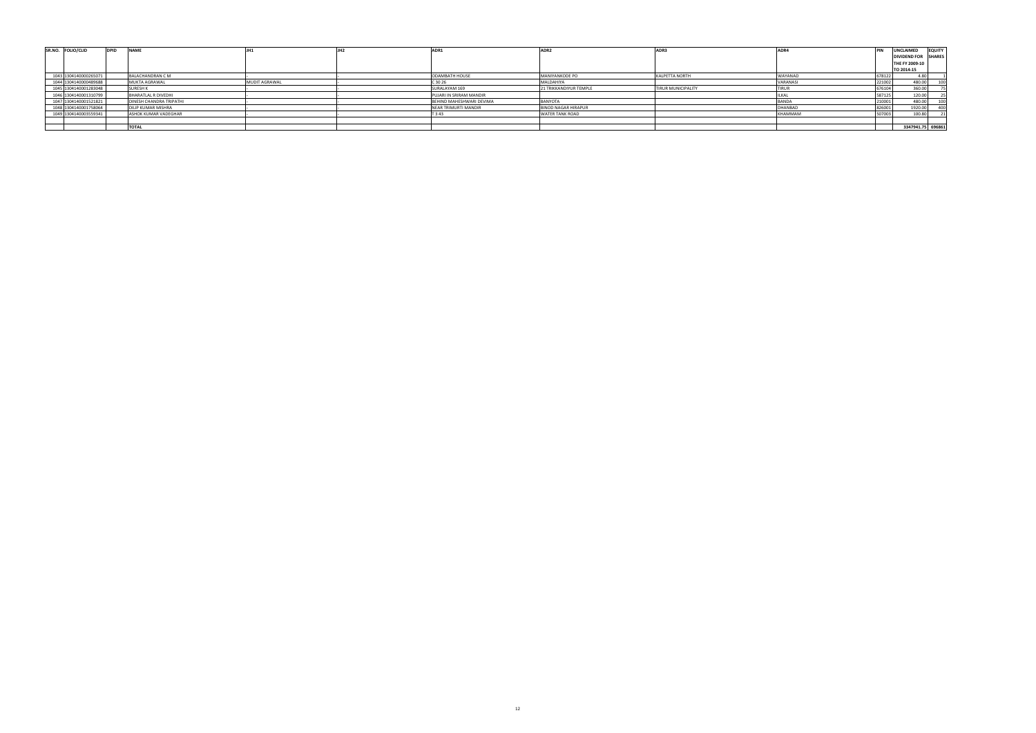| SR.NO. | FOLIO/CLID | DPID | NAME | JH1 | JH2 | ADR1 | ADR2 | ADR3 | ADR4 | PIN | UNCLAIMED DIVIDEND FOR THE FY 2009-10 TO 2014-15 | EQUITY SHARES |
|---|---|---|---|---|---|---|---|---|---|---|---|---|
| 1043 | 1304140000265071 | | BALACHANDRAN C M | - | - | ODAMBATH HOUSE | MANIYANKODE PO | KALPETTA NORTH | WAYANAD | 678122 | 4.80 | 1 |
| 1044 | 1304140000489688 | | MUKTA AGRAWAL | MUDIT AGRAWAL | - | C 30 26 | MALDAHIYA | | VARANASI | 221002 | 480.00 | 100 |
| 1045 | 1304140001283048 | | SURESH K | - | - | SURALAYAM 169 | 21 TRIKKANDIYUR TEMPLE | TIRUR MUNICIPALITY | TIRUR | 676104 | 360.00 | 75 |
| 1046 | 1304140001310799 | | BHARATLAL R DIVEDHI | - | - | PUJARI IN SRIRAM MANDIR | | | ILKAL | 587125 | 120.00 | 25 |
| 1047 | 1304140001521821 | | DINESH CHANDRA TRIPATHI | - | - | BEHIND MAHESHWARI DEVIMA | BANYOTA | | BANDA | 210001 | 480.00 | 100 |
| 1048 | 1304140001758064 | | DILIP KUMAR MISHRA | - | - | NEAR TRIMURTI MANDIR | BINOD NAGAR HIRAPUR | | DHANBAD | 826001 | 1920.00 | 400 |
| 1049 | 1304140003559341 | | ASHOK KUMAR VADEGHAR | - | - | T 3 43 | WATER TANK ROAD | | KHAMMAM | 507003 | 100.80 | 21 |
| | | | | | | | | | | | | |
| | | | TOTAL | | | | | | | | 3347941.75 | 696861 |